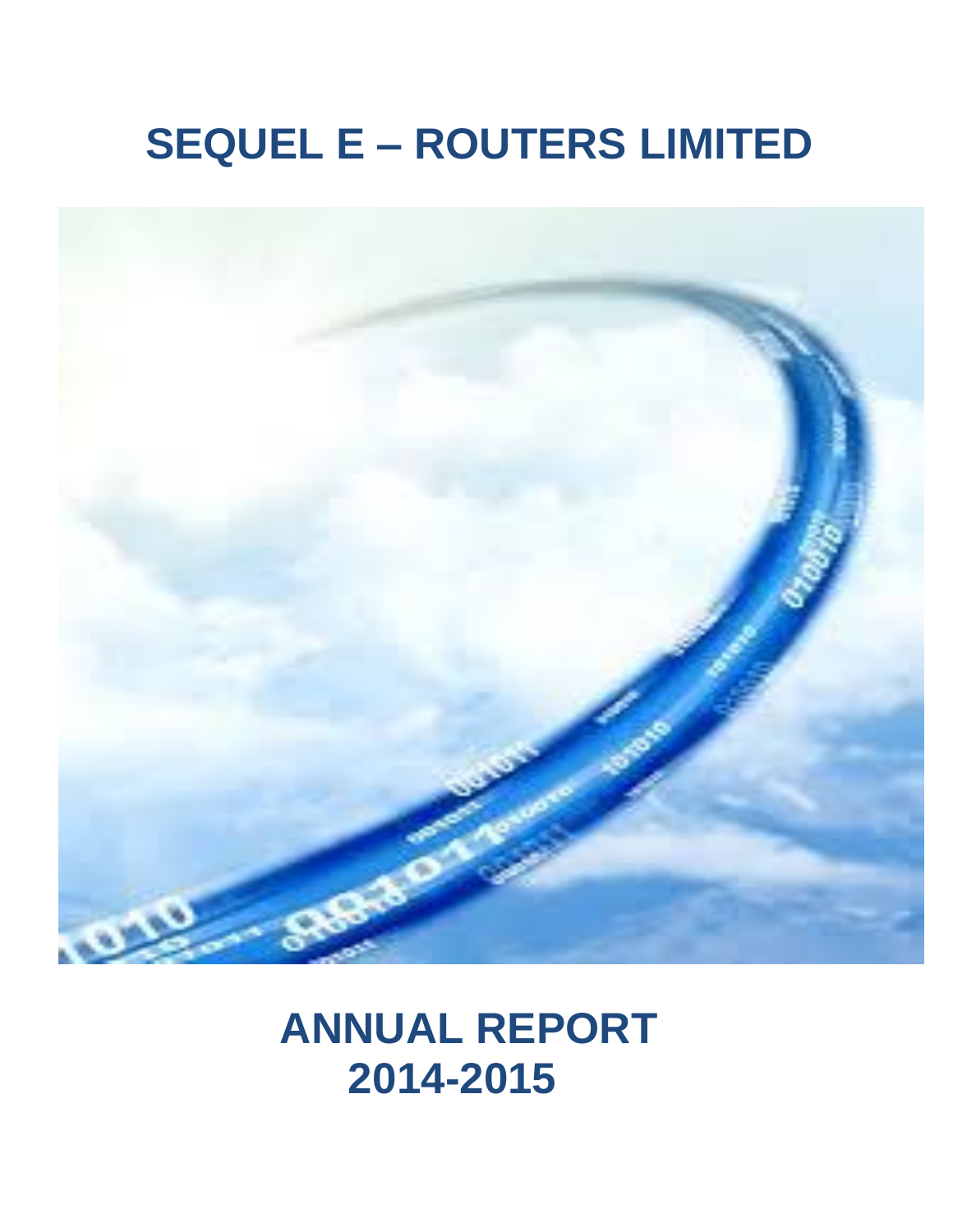# SEQUEL E – ROUTERS LIMITED

# ANNUAL REPORT 2014-2015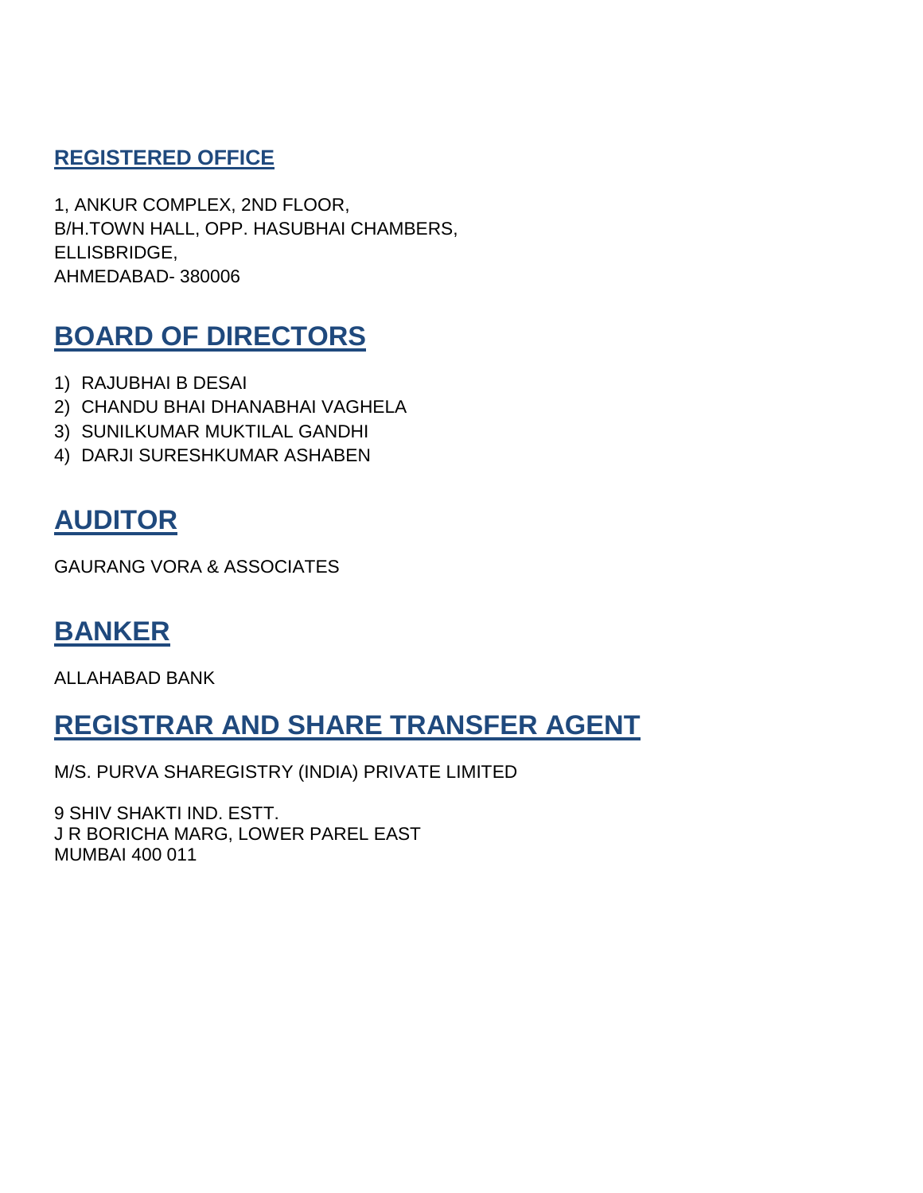## REGISTERED OFFICE

1, ANKUR COMPLEX, 2ND FLOOR,
B/H.TOWN HALL, OPP. HASUBHAI CHAMBERS,
ELLISBRIDGE,
AHMEDABAD- 380006

# BOARD OF DIRECTORS

1) RAJUBHAI B DESAI
2) CHANDU BHAI DHANABHAI VAGHELA
3) SUNILKUMAR MUKTILAL GANDHI
4) DARJI SURESHKUMAR ASHABEN

# AUDITOR

GAURANG VORA & ASSOCIATES

# BANKER

ALLAHABAD BANK

# REGISTRAR AND SHARE TRANSFER AGENT

M/S. PURVA SHAREGISTRY (INDIA) PRIVATE LIMITED

9 SHIV SHAKTI IND. ESTT.
J R BORICHA MARG, LOWER PAREL EAST
MUMBAI 400 011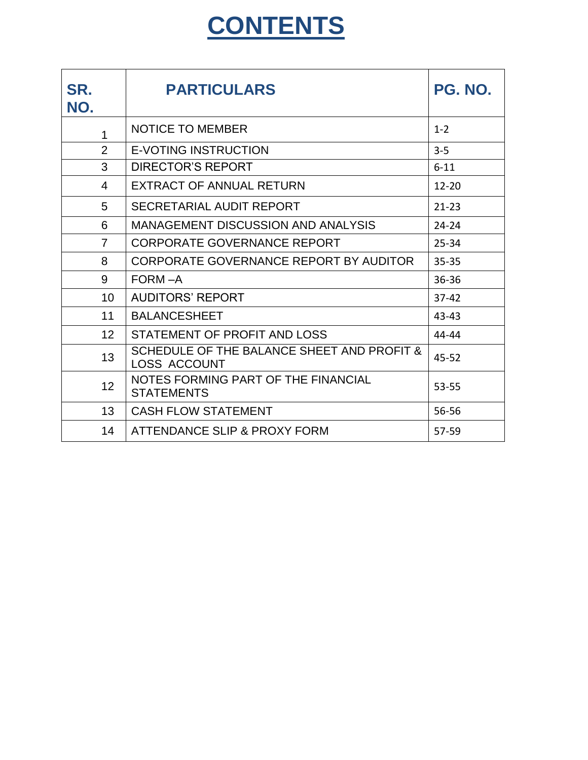# CONTENTS

| SR. NO. | PARTICULARS | PG. NO. |
| --- | --- | --- |
| 1 | NOTICE TO MEMBER | 1-2 |
| 2 | E-VOTING INSTRUCTION | 3-5 |
| 3 | DIRECTOR'S REPORT | 6-11 |
| 4 | EXTRACT OF ANNUAL RETURN | 12-20 |
| 5 | SECRETARIAL AUDIT REPORT | 21-23 |
| 6 | MANAGEMENT DISCUSSION AND ANALYSIS | 24-24 |
| 7 | CORPORATE GOVERNANCE REPORT | 25-34 |
| 8 | CORPORATE GOVERNANCE REPORT BY AUDITOR | 35-35 |
| 9 | FORM –A | 36-36 |
| 10 | AUDITORS' REPORT | 37-42 |
| 11 | BALANCESHEET | 43-43 |
| 12 | STATEMENT OF PROFIT AND LOSS | 44-44 |
| 13 | SCHEDULE OF THE BALANCE SHEET AND PROFIT & LOSS ACCOUNT | 45-52 |
| 12 | NOTES FORMING PART OF THE FINANCIAL STATEMENTS | 53-55 |
| 13 | CASH FLOW STATEMENT | 56-56 |
| 14 | ATTENDANCE SLIP & PROXY FORM | 57-59 |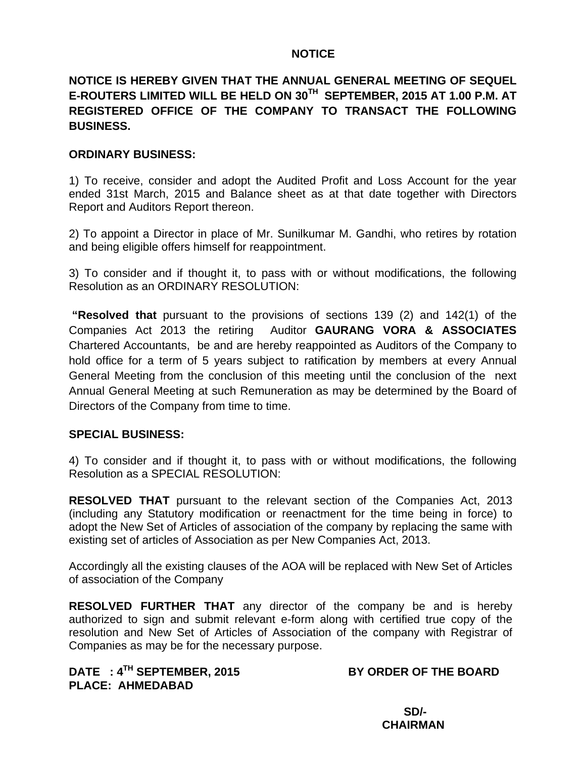# NOTICE

**NOTICE IS HEREBY GIVEN THAT THE ANNUAL GENERAL MEETING OF SEQUEL E-ROUTERS LIMITED WILL BE HELD ON 30TH SEPTEMBER, 2015 AT 1.00 P.M. AT REGISTERED OFFICE OF THE COMPANY TO TRANSACT THE FOLLOWING BUSINESS.**

## ORDINARY BUSINESS:

1) To receive, consider and adopt the Audited Profit and Loss Account for the year ended 31st March, 2015 and Balance sheet as at that date together with Directors Report and Auditors Report thereon.

2) To appoint a Director in place of Mr. Sunilkumar M. Gandhi, who retires by rotation and being eligible offers himself for reappointment.

3) To consider and if thought it, to pass with or without modifications, the following Resolution as an ORDINARY RESOLUTION:

**"Resolved that** pursuant to the provisions of sections 139 (2) and 142(1) of the Companies Act 2013 the retiring Auditor **GAURANG VORA & ASSOCIATES** Chartered Accountants, be and are hereby reappointed as Auditors of the Company to hold office for a term of 5 years subject to ratification by members at every Annual General Meeting from the conclusion of this meeting until the conclusion of the next Annual General Meeting at such Remuneration as may be determined by the Board of Directors of the Company from time to time.

## SPECIAL BUSINESS:

4) To consider and if thought it, to pass with or without modifications, the following Resolution as a SPECIAL RESOLUTION:

**RESOLVED THAT** pursuant to the relevant section of the Companies Act, 2013 (including any Statutory modification or reenactment for the time being in force) to adopt the New Set of Articles of association of the company by replacing the same with existing set of articles of Association as per New Companies Act, 2013.

Accordingly all the existing clauses of the AOA will be replaced with New Set of Articles of association of the Company

**RESOLVED FURTHER THAT** any director of the company be and is hereby authorized to sign and submit relevant e-form along with certified true copy of the resolution and New Set of Articles of Association of the company with Registrar of Companies as may be for the necessary purpose.

**DATE : 4TH SEPTEMBER, 2015**
**PLACE: AHMEDABAD**

**BY ORDER OF THE BOARD**

**SD/-**
**CHAIRMAN**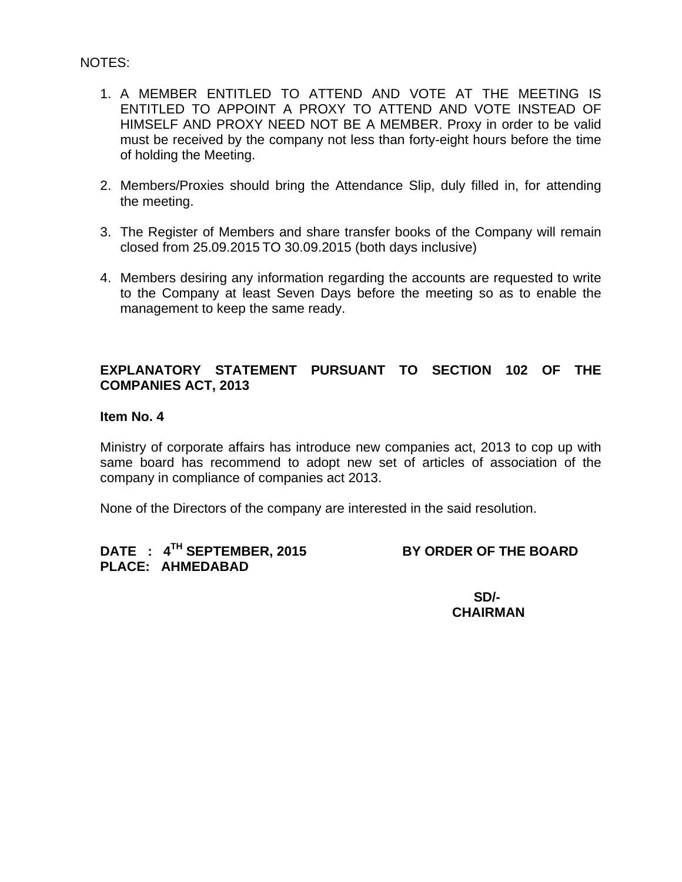NOTES:

1. A MEMBER ENTITLED TO ATTEND AND VOTE AT THE MEETING IS ENTITLED TO APPOINT A PROXY TO ATTEND AND VOTE INSTEAD OF HIMSELF AND PROXY NEED NOT BE A MEMBER. Proxy in order to be valid must be received by the company not less than forty-eight hours before the time of holding the Meeting.

2. Members/Proxies should bring the Attendance Slip, duly filled in, for attending the meeting.

3. The Register of Members and share transfer books of the Company will remain closed from 25.09.2015 TO 30.09.2015 (both days inclusive)

4. Members desiring any information regarding the accounts are requested to write to the Company at least Seven Days before the meeting so as to enable the management to keep the same ready.

**EXPLANATORY STATEMENT PURSUANT TO SECTION 102 OF THE COMPANIES ACT, 2013**

**Item No. 4**

Ministry of corporate affairs has introduce new companies act, 2013 to cop up with same board has recommend to adopt new set of articles of association of the company in compliance of companies act 2013.

None of the Directors of the company are interested in the said resolution.

**DATE : 4TH SEPTEMBER, 2015** **BY ORDER OF THE BOARD**
**PLACE: AHMEDABAD**

**SD/-**
**CHAIRMAN**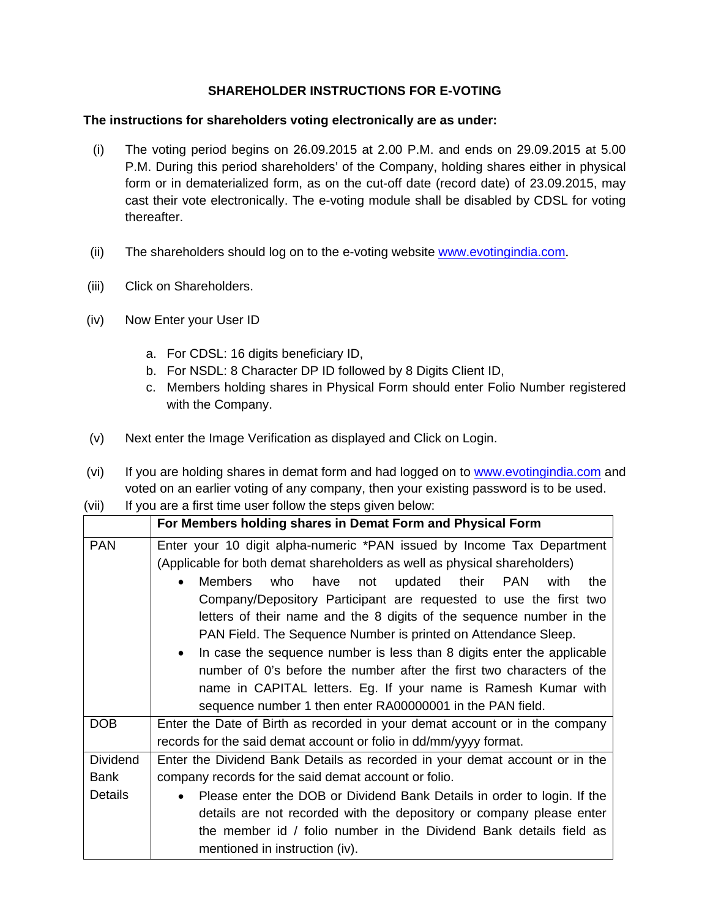# SHAREHOLDER INSTRUCTIONS FOR E-VOTING

**The instructions for shareholders voting electronically are as under:**

(i) The voting period begins on 26.09.2015 at 2.00 P.M. and ends on 29.09.2015 at 5.00 P.M. During this period shareholders' of the Company, holding shares either in physical form or in dematerialized form, as on the cut-off date (record date) of 23.09.2015, may cast their vote electronically. The e-voting module shall be disabled by CDSL for voting thereafter.

(ii) The shareholders should log on to the e-voting website www.evotingindia.com.

(iii) Click on Shareholders.

(iv) Now Enter your User ID

   a. For CDSL: 16 digits beneficiary ID,
   b. For NSDL: 8 Character DP ID followed by 8 Digits Client ID,
   c. Members holding shares in Physical Form should enter Folio Number registered with the Company.

(v) Next enter the Image Verification as displayed and Click on Login.

(vi) If you are holding shares in demat form and had logged on to www.evotingindia.com and voted on an earlier voting of any company, then your existing password is to be used.

(vii) If you are a first time user follow the steps given below:

| | For Members holding shares in Demat Form and Physical Form |
|---|---|
| PAN | Enter your 10 digit alpha-numeric *PAN issued by Income Tax Department (Applicable for both demat shareholders as well as physical shareholders)<br>• Members who have not updated their PAN with the Company/Depository Participant are requested to use the first two letters of their name and the 8 digits of the sequence number in the PAN Field. The Sequence Number is printed on Attendance Sleep.<br>• In case the sequence number is less than 8 digits enter the applicable number of 0's before the number after the first two characters of the name in CAPITAL letters. Eg. If your name is Ramesh Kumar with sequence number 1 then enter RA00000001 in the PAN field. |
| DOB | Enter the Date of Birth as recorded in your demat account or in the company records for the said demat account or folio in dd/mm/yyyy format. |
| Dividend Bank Details | Enter the Dividend Bank Details as recorded in your demat account or in the company records for the said demat account or folio.<br>• Please enter the DOB or Dividend Bank Details in order to login. If the details are not recorded with the depository or company please enter the member id / folio number in the Dividend Bank details field as mentioned in instruction (iv). |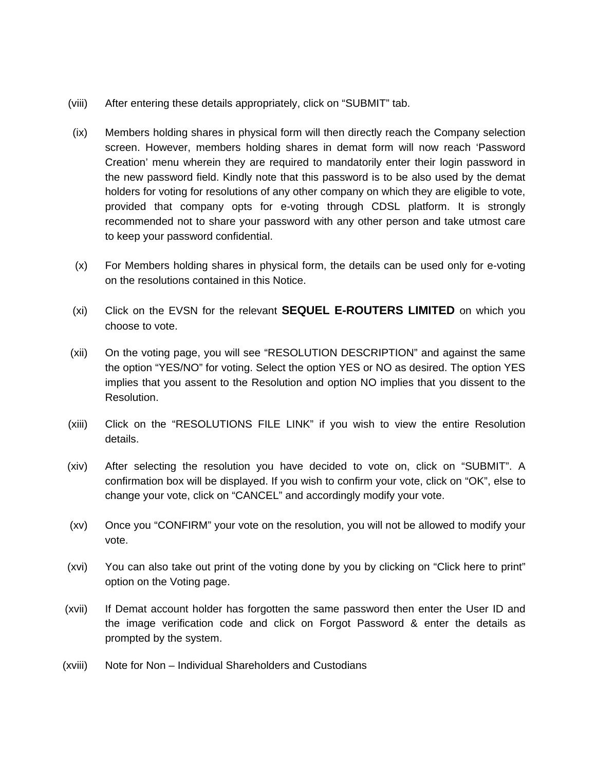(viii) After entering these details appropriately, click on “SUBMIT” tab.

(ix) Members holding shares in physical form will then directly reach the Company selection screen. However, members holding shares in demat form will now reach ‘Password Creation’ menu wherein they are required to mandatorily enter their login password in the new password field. Kindly note that this password is to be also used by the demat holders for voting for resolutions of any other company on which they are eligible to vote, provided that company opts for e-voting through CDSL platform. It is strongly recommended not to share your password with any other person and take utmost care to keep your password confidential.

(x) For Members holding shares in physical form, the details can be used only for e-voting on the resolutions contained in this Notice.

(xi) Click on the EVSN for the relevant **SEQUEL E-ROUTERS LIMITED** on which you choose to vote.

(xii) On the voting page, you will see “RESOLUTION DESCRIPTION” and against the same the option “YES/NO” for voting. Select the option YES or NO as desired. The option YES implies that you assent to the Resolution and option NO implies that you dissent to the Resolution.

(xiii) Click on the “RESOLUTIONS FILE LINK” if you wish to view the entire Resolution details.

(xiv) After selecting the resolution you have decided to vote on, click on “SUBMIT”. A confirmation box will be displayed. If you wish to confirm your vote, click on “OK”, else to change your vote, click on “CANCEL” and accordingly modify your vote.

(xv) Once you “CONFIRM” your vote on the resolution, you will not be allowed to modify your vote.

(xvi) You can also take out print of the voting done by you by clicking on “Click here to print” option on the Voting page.

(xvii) If Demat account holder has forgotten the same password then enter the User ID and the image verification code and click on Forgot Password & enter the details as prompted by the system.

(xviii) Note for Non – Individual Shareholders and Custodians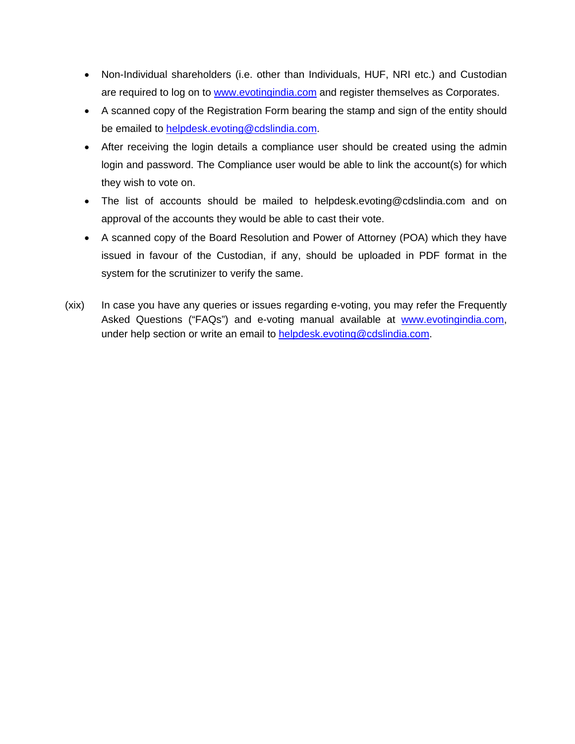- Non-Individual shareholders (i.e. other than Individuals, HUF, NRI etc.) and Custodian are required to log on to www.evotingindia.com and register themselves as Corporates.
- A scanned copy of the Registration Form bearing the stamp and sign of the entity should be emailed to helpdesk.evoting@cdslindia.com.
- After receiving the login details a compliance user should be created using the admin login and password. The Compliance user would be able to link the account(s) for which they wish to vote on.
- The list of accounts should be mailed to helpdesk.evoting@cdslindia.com and on approval of the accounts they would be able to cast their vote.
- A scanned copy of the Board Resolution and Power of Attorney (POA) which they have issued in favour of the Custodian, if any, should be uploaded in PDF format in the system for the scrutinizer to verify the same.

(xix) In case you have any queries or issues regarding e-voting, you may refer the Frequently Asked Questions ("FAQs") and e-voting manual available at www.evotingindia.com, under help section or write an email to helpdesk.evoting@cdslindia.com.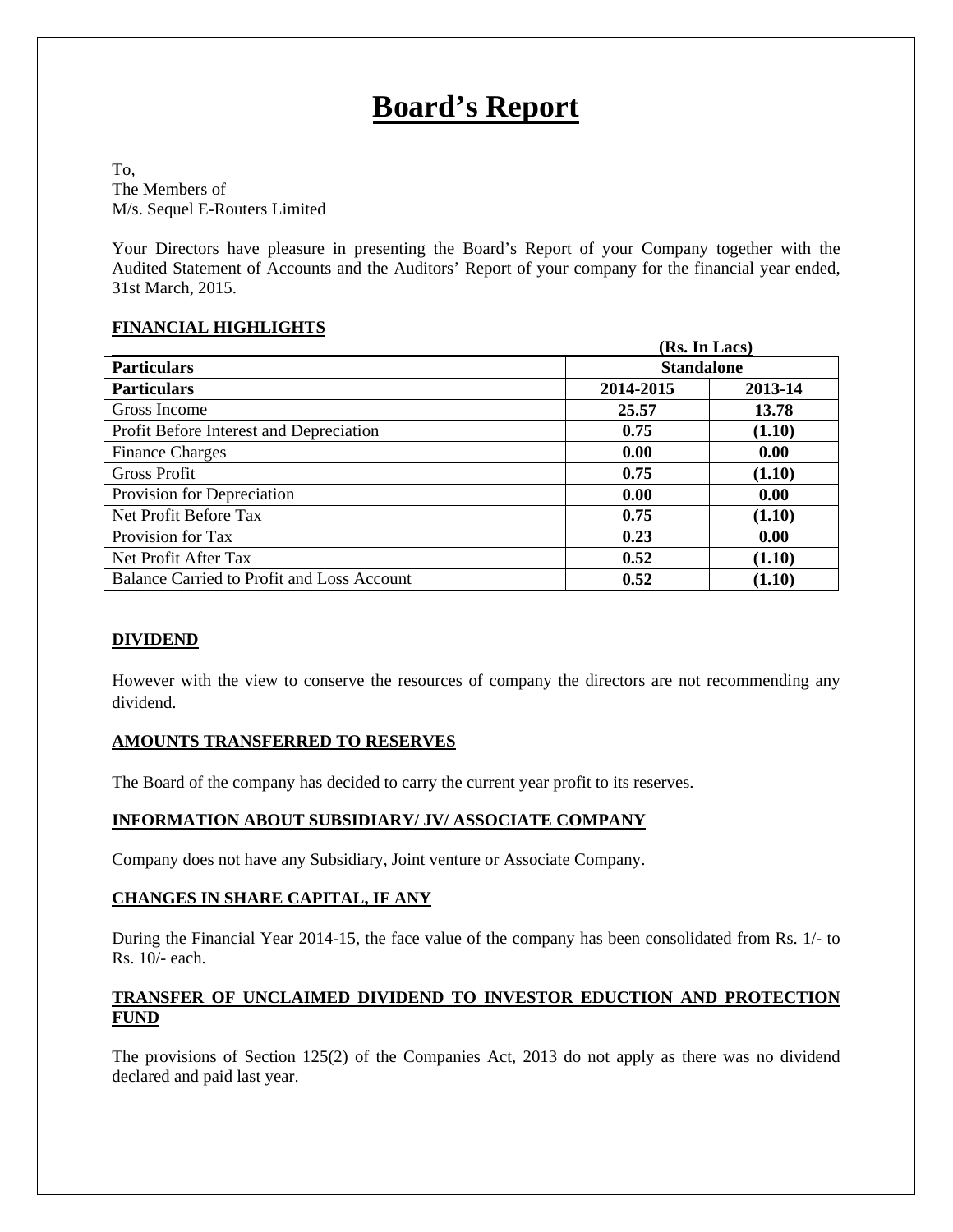# Board's Report

To,
The Members of
M/s. Sequel E-Routers Limited

Your Directors have pleasure in presenting the Board's Report of your Company together with the Audited Statement of Accounts and the Auditors' Report of your company for the financial year ended, 31st March, 2015.

**FINANCIAL HIGHLIGHTS**

(Rs. In Lacs)

| Particulars | Standalone | |
|---|---|---|
| **Particulars** | **2014-2015** | **2013-14** |
| Gross Income | **25.57** | **13.78** |
| Profit Before Interest and Depreciation | **0.75** | **(1.10)** |
| Finance Charges | **0.00** | **0.00** |
| Gross Profit | **0.75** | **(1.10)** |
| Provision for Depreciation | **0.00** | **0.00** |
| Net Profit Before Tax | **0.75** | **(1.10)** |
| Provision for Tax | **0.23** | **0.00** |
| Net Profit After Tax | **0.52** | **(1.10)** |
| Balance Carried to Profit and Loss Account | **0.52** | **(1.10)** |

**DIVIDEND**

However with the view to conserve the resources of company the directors are not recommending any dividend.

**AMOUNTS TRANSFERRED TO RESERVES**

The Board of the company has decided to carry the current year profit to its reserves.

**INFORMATION ABOUT SUBSIDIARY/ JV/ ASSOCIATE COMPANY**

Company does not have any Subsidiary, Joint venture or Associate Company.

**CHANGES IN SHARE CAPITAL, IF ANY**

During the Financial Year 2014-15, the face value of the company has been consolidated from Rs. 1/- to Rs. 10/- each.

**TRANSFER OF UNCLAIMED DIVIDEND TO INVESTOR EDUCTION AND PROTECTION FUND**

The provisions of Section 125(2) of the Companies Act, 2013 do not apply as there was no dividend declared and paid last year.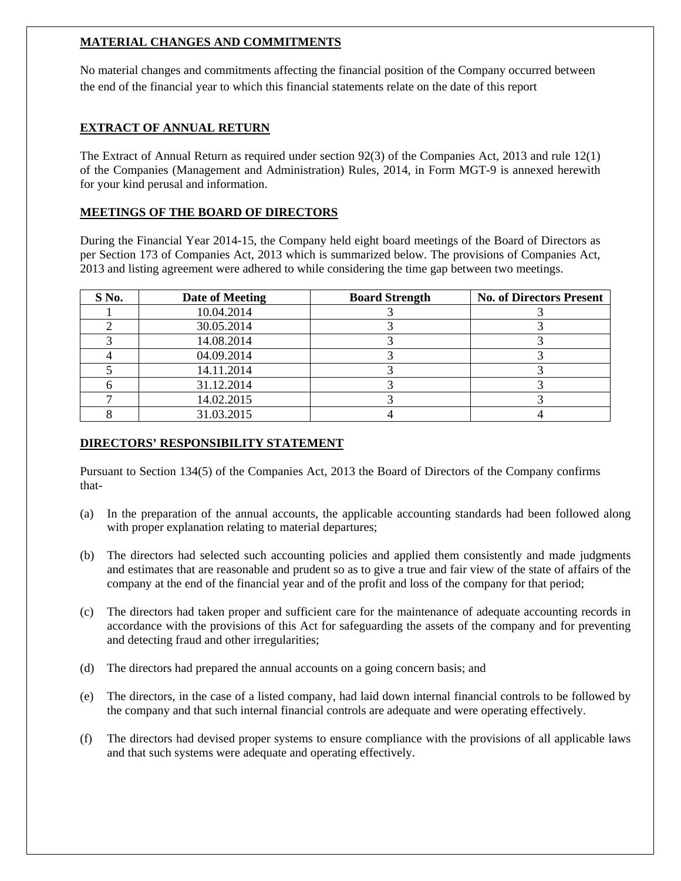## MATERIAL CHANGES AND COMMITMENTS

No material changes and commitments affecting the financial position of the Company occurred between the end of the financial year to which this financial statements relate on the date of this report

## EXTRACT OF ANNUAL RETURN

The Extract of Annual Return as required under section 92(3) of the Companies Act, 2013 and rule 12(1) of the Companies (Management and Administration) Rules, 2014, in Form MGT-9 is annexed herewith for your kind perusal and information.

## MEETINGS OF THE BOARD OF DIRECTORS

During the Financial Year 2014-15, the Company held eight board meetings of the Board of Directors as per Section 173 of Companies Act, 2013 which is summarized below. The provisions of Companies Act, 2013 and listing agreement were adhered to while considering the time gap between two meetings.

| S No. | Date of Meeting | Board Strength | No. of Directors Present |
|---|---|---|---|
| 1 | 10.04.2014 | 3 | 3 |
| 2 | 30.05.2014 | 3 | 3 |
| 3 | 14.08.2014 | 3 | 3 |
| 4 | 04.09.2014 | 3 | 3 |
| 5 | 14.11.2014 | 3 | 3 |
| 6 | 31.12.2014 | 3 | 3 |
| 7 | 14.02.2015 | 3 | 3 |
| 8 | 31.03.2015 | 4 | 4 |

## DIRECTORS' RESPONSIBILITY STATEMENT

Pursuant to Section 134(5) of the Companies Act, 2013 the Board of Directors of the Company confirms that-

(a) In the preparation of the annual accounts, the applicable accounting standards had been followed along with proper explanation relating to material departures;

(b) The directors had selected such accounting policies and applied them consistently and made judgments and estimates that are reasonable and prudent so as to give a true and fair view of the state of affairs of the company at the end of the financial year and of the profit and loss of the company for that period;

(c) The directors had taken proper and sufficient care for the maintenance of adequate accounting records in accordance with the provisions of this Act for safeguarding the assets of the company and for preventing and detecting fraud and other irregularities;

(d) The directors had prepared the annual accounts on a going concern basis; and

(e) The directors, in the case of a listed company, had laid down internal financial controls to be followed by the company and that such internal financial controls are adequate and were operating effectively.

(f) The directors had devised proper systems to ensure compliance with the provisions of all applicable laws and that such systems were adequate and operating effectively.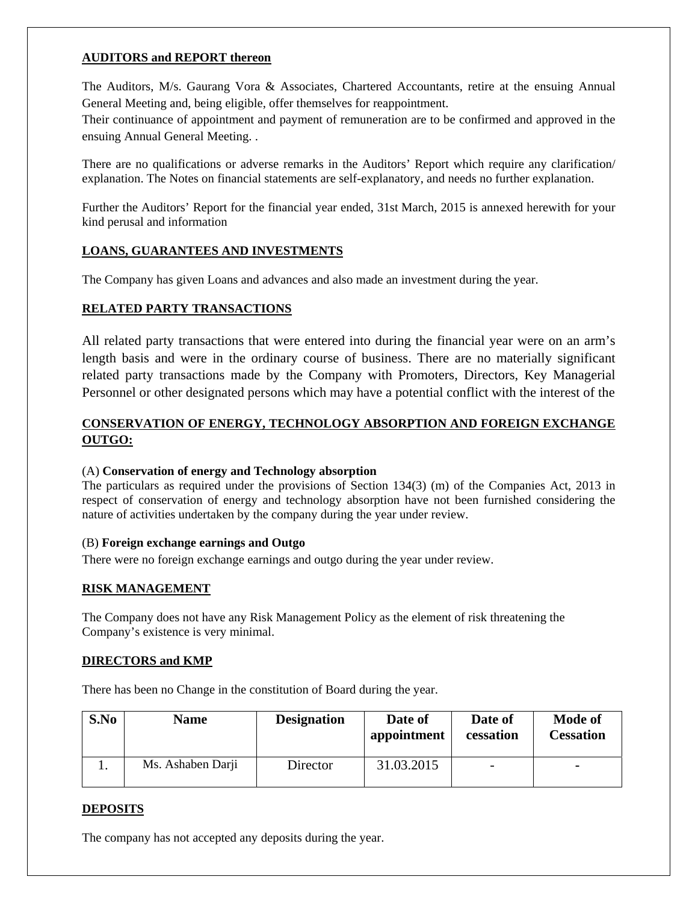**AUDITORS and REPORT thereon**

The Auditors, M/s. Gaurang Vora & Associates, Chartered Accountants, retire at the ensuing Annual General Meeting and, being eligible, offer themselves for reappointment.
Their continuance of appointment and payment of remuneration are to be confirmed and approved in the ensuing Annual General Meeting. .

There are no qualifications or adverse remarks in the Auditors' Report which require any clarification/ explanation. The Notes on financial statements are self-explanatory, and needs no further explanation.

Further the Auditors' Report for the financial year ended, 31st March, 2015 is annexed herewith for your kind perusal and information

**LOANS, GUARANTEES AND INVESTMENTS**

The Company has given Loans and advances and also made an investment during the year.

**RELATED PARTY TRANSACTIONS**

All related party transactions that were entered into during the financial year were on an arm's length basis and were in the ordinary course of business. There are no materially significant related party transactions made by the Company with Promoters, Directors, Key Managerial Personnel or other designated persons which may have a potential conflict with the interest of the

**CONSERVATION OF ENERGY, TECHNOLOGY ABSORPTION AND FOREIGN EXCHANGE OUTGO:**

(A) **Conservation of energy and Technology absorption**
The particulars as required under the provisions of Section 134(3) (m) of the Companies Act, 2013 in respect of conservation of energy and technology absorption have not been furnished considering the nature of activities undertaken by the company during the year under review.

(B) **Foreign exchange earnings and Outgo**
There were no foreign exchange earnings and outgo during the year under review.

**RISK MANAGEMENT**

The Company does not have any Risk Management Policy as the element of risk threatening the Company's existence is very minimal.

**DIRECTORS and KMP**

There has been no Change in the constitution of Board during the year.

| S.No | Name | Designation | Date of appointment | Date of cessation | Mode of Cessation |
|---|---|---|---|---|---|
| 1. | Ms. Ashaben Darji | Director | 31.03.2015 | - | - |

**DEPOSITS**

The company has not accepted any deposits during the year.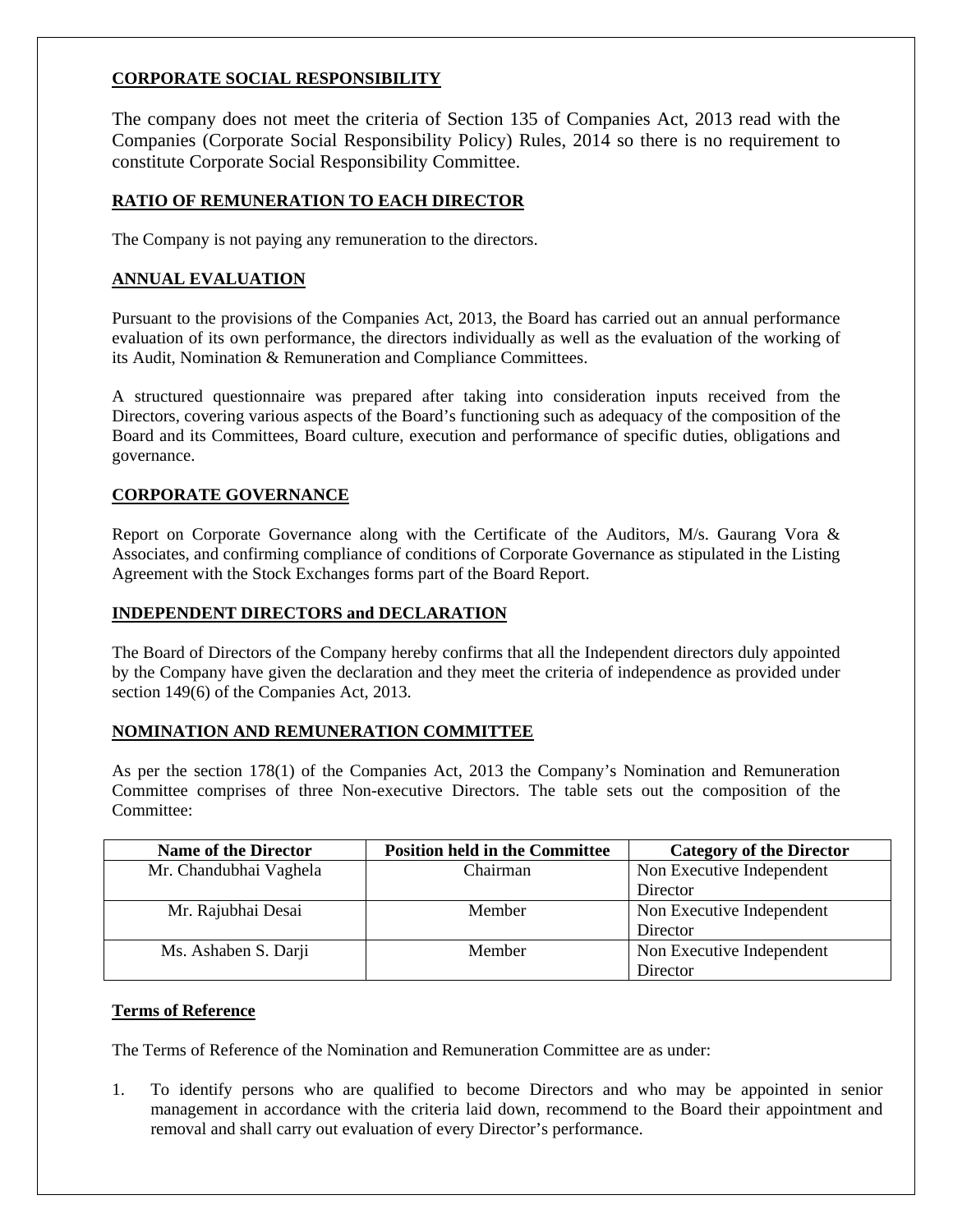## CORPORATE SOCIAL RESPONSIBILITY

The company does not meet the criteria of Section 135 of Companies Act, 2013 read with the Companies (Corporate Social Responsibility Policy) Rules, 2014 so there is no requirement to constitute Corporate Social Responsibility Committee.

## RATIO OF REMUNERATION TO EACH DIRECTOR

The Company is not paying any remuneration to the directors.

## ANNUAL EVALUATION

Pursuant to the provisions of the Companies Act, 2013, the Board has carried out an annual performance evaluation of its own performance, the directors individually as well as the evaluation of the working of its Audit, Nomination & Remuneration and Compliance Committees.

A structured questionnaire was prepared after taking into consideration inputs received from the Directors, covering various aspects of the Board's functioning such as adequacy of the composition of the Board and its Committees, Board culture, execution and performance of specific duties, obligations and governance.

## CORPORATE GOVERNANCE

Report on Corporate Governance along with the Certificate of the Auditors, M/s. Gaurang Vora & Associates, and confirming compliance of conditions of Corporate Governance as stipulated in the Listing Agreement with the Stock Exchanges forms part of the Board Report.

## INDEPENDENT DIRECTORS and DECLARATION

The Board of Directors of the Company hereby confirms that all the Independent directors duly appointed by the Company have given the declaration and they meet the criteria of independence as provided under section 149(6) of the Companies Act, 2013.

## NOMINATION AND REMUNERATION COMMITTEE

As per the section 178(1) of the Companies Act, 2013 the Company's Nomination and Remuneration Committee comprises of three Non-executive Directors. The table sets out the composition of the Committee:

| Name of the Director | Position held in the Committee | Category of the Director |
|---|---|---|
| Mr. Chandubhai Vaghela | Chairman | Non Executive Independent Director |
| Mr. Rajubhai Desai | Member | Non Executive Independent Director |
| Ms. Ashaben S. Darji | Member | Non Executive Independent Director |

### Terms of Reference

The Terms of Reference of the Nomination and Remuneration Committee are as under:

1. To identify persons who are qualified to become Directors and who may be appointed in senior management in accordance with the criteria laid down, recommend to the Board their appointment and removal and shall carry out evaluation of every Director's performance.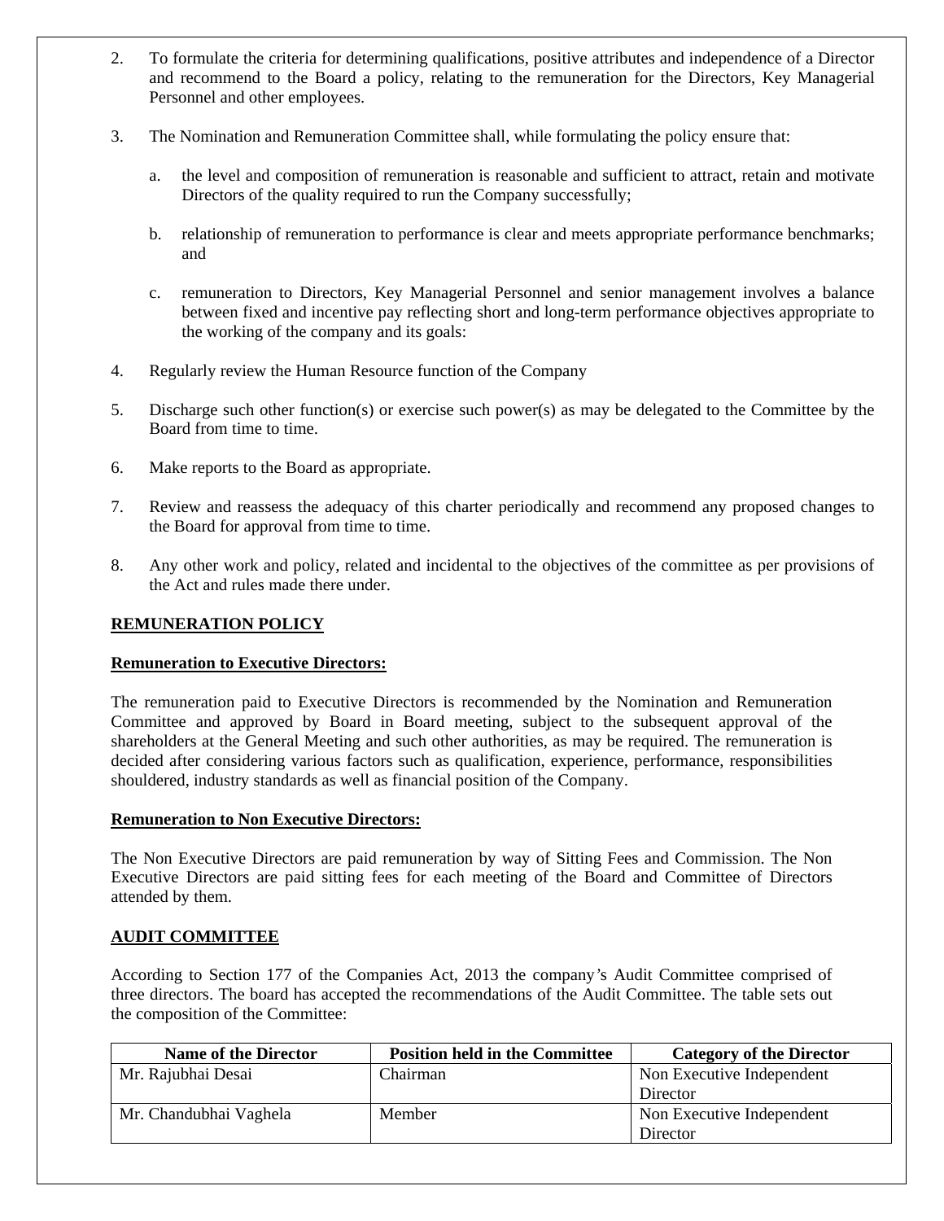2. To formulate the criteria for determining qualifications, positive attributes and independence of a Director and recommend to the Board a policy, relating to the remuneration for the Directors, Key Managerial Personnel and other employees.

3. The Nomination and Remuneration Committee shall, while formulating the policy ensure that:

   a. the level and composition of remuneration is reasonable and sufficient to attract, retain and motivate Directors of the quality required to run the Company successfully;

   b. relationship of remuneration to performance is clear and meets appropriate performance benchmarks; and

   c. remuneration to Directors, Key Managerial Personnel and senior management involves a balance between fixed and incentive pay reflecting short and long-term performance objectives appropriate to the working of the company and its goals:

4. Regularly review the Human Resource function of the Company

5. Discharge such other function(s) or exercise such power(s) as may be delegated to the Committee by the Board from time to time.

6. Make reports to the Board as appropriate.

7. Review and reassess the adequacy of this charter periodically and recommend any proposed changes to the Board for approval from time to time.

8. Any other work and policy, related and incidental to the objectives of the committee as per provisions of the Act and rules made there under.

**REMUNERATION POLICY**

**Remuneration to Executive Directors:**

The remuneration paid to Executive Directors is recommended by the Nomination and Remuneration Committee and approved by Board in Board meeting, subject to the subsequent approval of the shareholders at the General Meeting and such other authorities, as may be required. The remuneration is decided after considering various factors such as qualification, experience, performance, responsibilities shouldered, industry standards as well as financial position of the Company.

**Remuneration to Non Executive Directors:**

The Non Executive Directors are paid remuneration by way of Sitting Fees and Commission. The Non Executive Directors are paid sitting fees for each meeting of the Board and Committee of Directors attended by them.

**AUDIT COMMITTEE**

According to Section 177 of the Companies Act, 2013 the company's Audit Committee comprised of three directors. The board has accepted the recommendations of the Audit Committee. The table sets out the composition of the Committee:

| Name of the Director | Position held in the Committee | Category of the Director |
|---|---|---|
| Mr. Rajubhai Desai | Chairman | Non Executive Independent Director |
| Mr. Chandubhai Vaghela | Member | Non Executive Independent Director |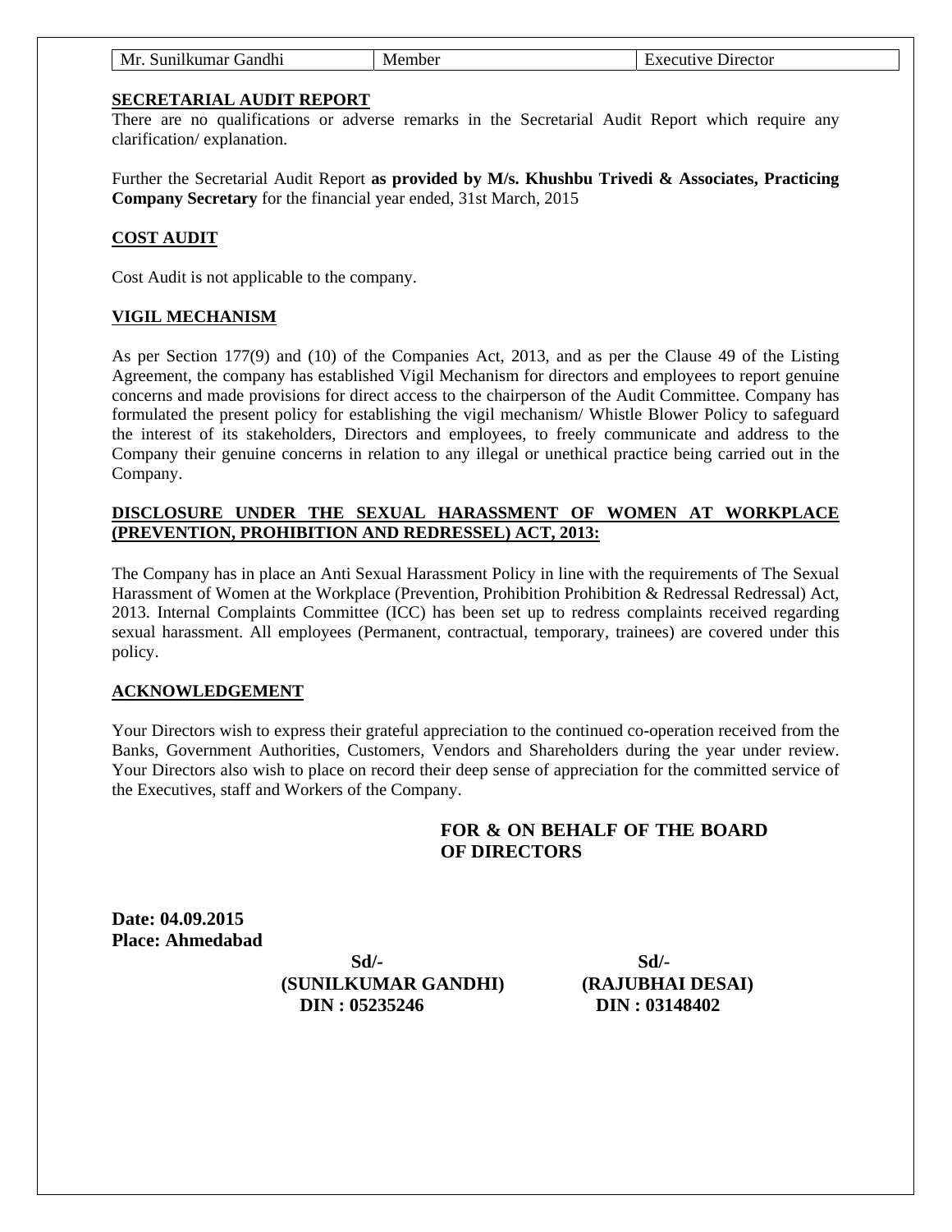| Mr. Sunilkumar Gandhi | Member | Executive Director |
|---|---|---|

**SECRETARIAL AUDIT REPORT**

There are no qualifications or adverse remarks in the Secretarial Audit Report which require any clarification/ explanation.

Further the Secretarial Audit Report **as provided by M/s. Khushbu Trivedi & Associates, Practicing Company Secretary** for the financial year ended, 31st March, 2015

**COST AUDIT**

Cost Audit is not applicable to the company.

**VIGIL MECHANISM**

As per Section 177(9) and (10) of the Companies Act, 2013, and as per the Clause 49 of the Listing Agreement, the company has established Vigil Mechanism for directors and employees to report genuine concerns and made provisions for direct access to the chairperson of the Audit Committee. Company has formulated the present policy for establishing the vigil mechanism/ Whistle Blower Policy to safeguard the interest of its stakeholders, Directors and employees, to freely communicate and address to the Company their genuine concerns in relation to any illegal or unethical practice being carried out in the Company.

**DISCLOSURE UNDER THE SEXUAL HARASSMENT OF WOMEN AT WORKPLACE (PREVENTION, PROHIBITION AND REDRESSEL) ACT, 2013:**

The Company has in place an Anti Sexual Harassment Policy in line with the requirements of The Sexual Harassment of Women at the Workplace (Prevention, Prohibition Prohibition & Redressal Redressal) Act, 2013. Internal Complaints Committee (ICC) has been set up to redress complaints received regarding sexual harassment. All employees (Permanent, contractual, temporary, trainees) are covered under this policy.

**ACKNOWLEDGEMENT**

Your Directors wish to express their grateful appreciation to the continued co-operation received from the Banks, Government Authorities, Customers, Vendors and Shareholders during the year under review. Your Directors also wish to place on record their deep sense of appreciation for the committed service of the Executives, staff and Workers of the Company.

**FOR & ON BEHALF OF THE BOARD OF DIRECTORS**

**Date: 04.09.2015**
**Place: Ahmedabad**

| Sd/- | Sd/- |
|---|---|
| **(SUNILKUMAR GANDHI)** | **(RAJUBHAI DESAI)** |
| **DIN : 05235246** | **DIN : 03148402** |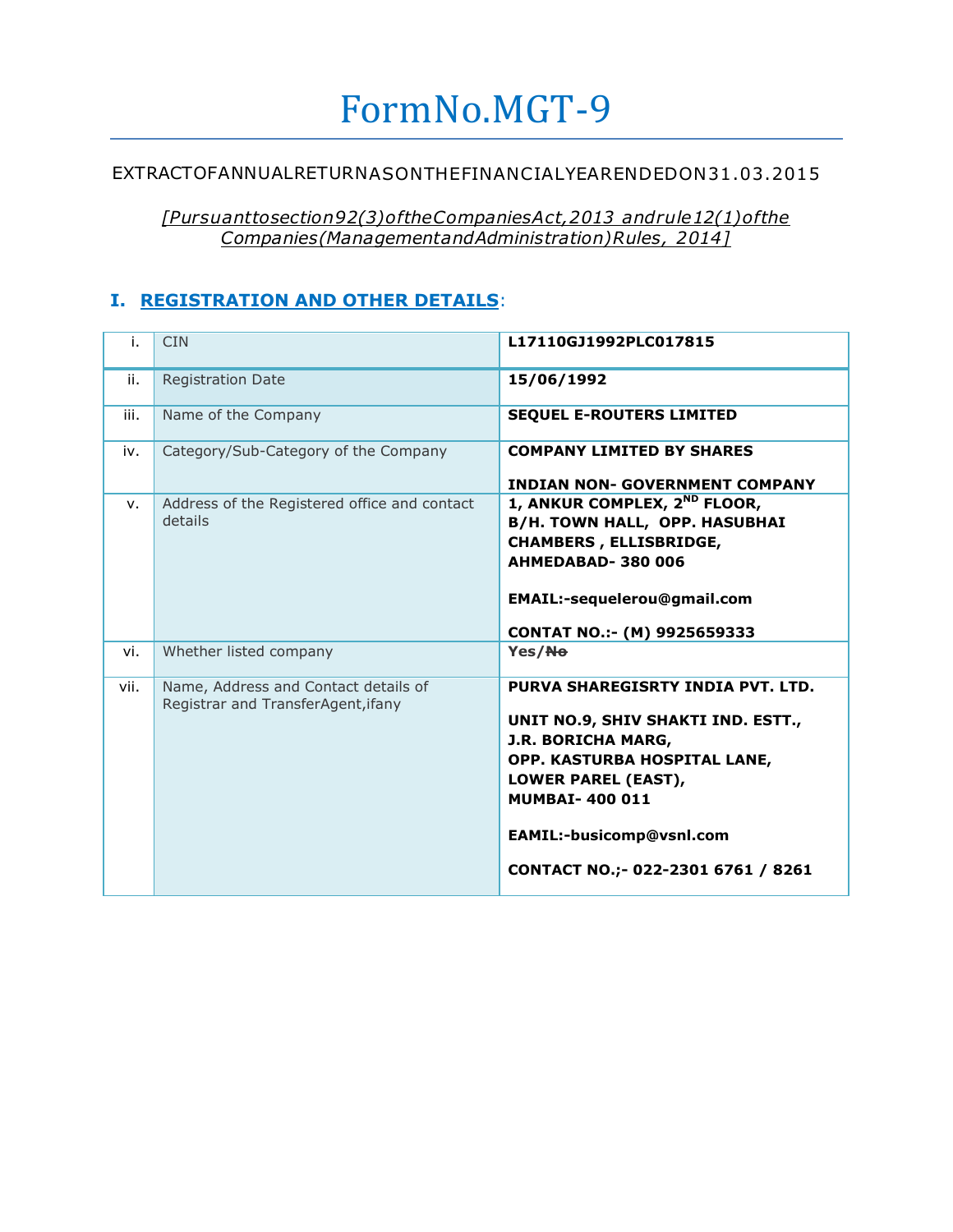# FormNo.MGT-9

EXTRACTOFANNUALRETURNASONTHEFINANCIALYEARENDEDON31.03.2015

*[Pursuanttosection92(3)oftheCompaniesAct,2013 andrule12(1)ofthe Companies(ManagementandAdministration)Rules, 2014]*

## I. REGISTRATION AND OTHER DETAILS:

| | | |
|---|---|---|
| i. | CIN | **L17110GJ1992PLC017815** |
| ii. | Registration Date | **15/06/1992** |
| iii. | Name of the Company | **SEQUEL E-ROUTERS LIMITED** |
| iv. | Category/Sub-Category of the Company | **COMPANY LIMITED BY SHARES**<br><br>**INDIAN NON- GOVERNMENT COMPANY** |
| v. | Address of the Registered office and contact details | **1, ANKUR COMPLEX, 2ND FLOOR, B/H. TOWN HALL, OPP. HASUBHAI CHAMBERS , ELLISBRIDGE, AHMEDABAD- 380 006**<br><br>**EMAIL:-sequelerou@gmail.com**<br><br>**CONTAT NO.:- (M) 9925659333** |
| vi. | Whether listed company | **Yes/~~No~~** |
| vii. | Name, Address and Contact details of Registrar and TransferAgent,ifany | **PURVA SHAREGISRTY INDIA PVT. LTD.**<br><br>**UNIT NO.9, SHIV SHAKTI IND. ESTT., J.R. BORICHA MARG, OPP. KASTURBA HOSPITAL LANE, LOWER PAREL (EAST), MUMBAI- 400 011**<br><br>**EAMIL:-busicomp@vsnl.com**<br><br>**CONTACT NO.;- 022-2301 6761 / 8261** |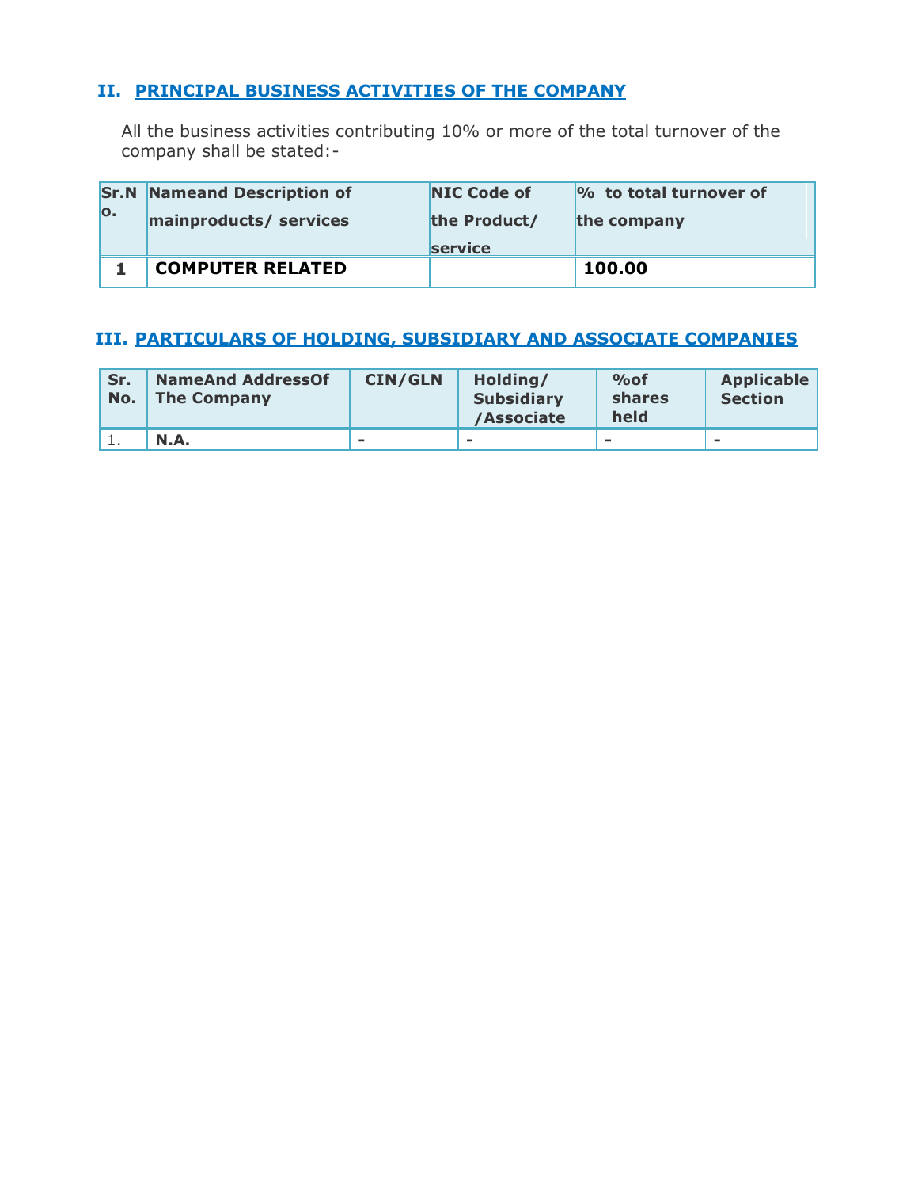## II. PRINCIPAL BUSINESS ACTIVITIES OF THE COMPANY

All the business activities contributing 10% or more of the total turnover of the company shall be stated:-

| Sr.No. | Nameand Description of mainproducts/ services | NIC Code of the Product/ service | % to total turnover of the company |
|---|---|---|---|
| 1 | **COMPUTER RELATED** | | **100.00** |

## III. PARTICULARS OF HOLDING, SUBSIDIARY AND ASSOCIATE COMPANIES

| Sr. No. | NameAnd AddressOf The Company | CIN/GLN | Holding/ Subsidiary /Associate | %of shares held | Applicable Section |
|---|---|---|---|---|---|
| 1. | **N.A.** | - | - | - | - |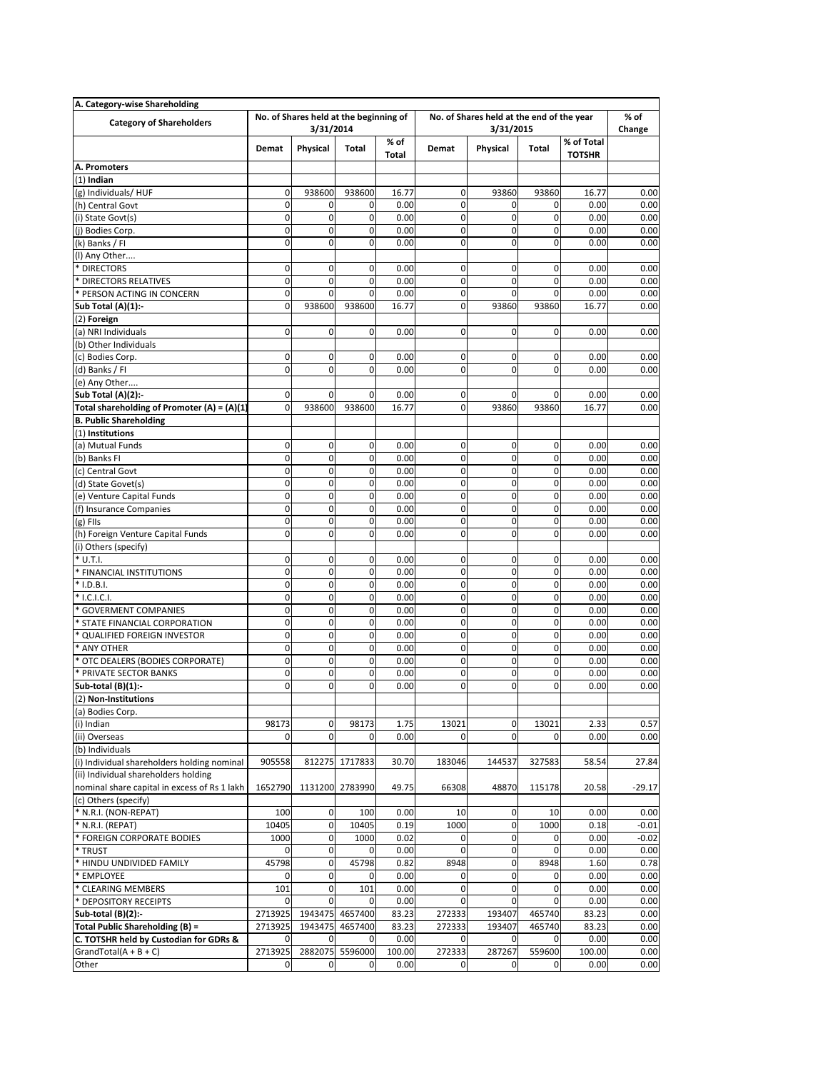| A. Category-wise Shareholding | | | | | | | | | |
|---|---|---|---|---|---|---|---|---|---|
| Category of Shareholders | No. of Shares held at the beginning of 3/31/2014 | | | | No. of Shares held at the end of the year 3/31/2015 | | | | % of Change |
| | Demat | Physical | Total | % of Total | Demat | Physical | Total | % of Total TOTSHR | |
| A. Promoters | | | | | | | | | |
| (1) Indian | | | | | | | | | |
| (g) Individuals/ HUF | 0 | 938600 | 938600 | 16.77 | 0 | 93860 | 93860 | 16.77 | 0.00 |
| (h) Central Govt | 0 | 0 | 0 | 0.00 | 0 | 0 | 0 | 0.00 | 0.00 |
| (i) State Govt(s) | 0 | 0 | 0 | 0.00 | 0 | 0 | 0 | 0.00 | 0.00 |
| (j) Bodies Corp. | 0 | 0 | 0 | 0.00 | 0 | 0 | 0 | 0.00 | 0.00 |
| (k) Banks / FI | 0 | 0 | 0 | 0.00 | 0 | 0 | 0 | 0.00 | 0.00 |
| (l) Any Other.... | | | | | | | | | |
| * DIRECTORS | 0 | 0 | 0 | 0.00 | 0 | 0 | 0 | 0.00 | 0.00 |
| * DIRECTORS RELATIVES | 0 | 0 | 0 | 0.00 | 0 | 0 | 0 | 0.00 | 0.00 |
| * PERSON ACTING IN CONCERN | 0 | 0 | 0 | 0.00 | 0 | 0 | 0 | 0.00 | 0.00 |
| Sub Total (A)(1):- | 0 | 938600 | 938600 | 16.77 | 0 | 93860 | 93860 | 16.77 | 0.00 |
| (2) Foreign | | | | | | | | | |
| (a) NRI Individuals | 0 | 0 | 0 | 0.00 | 0 | 0 | 0 | 0.00 | 0.00 |
| (b) Other Individuals | | | | | | | | | |
| (c) Bodies Corp. | 0 | 0 | 0 | 0.00 | 0 | 0 | 0 | 0.00 | 0.00 |
| (d) Banks / FI | 0 | 0 | 0 | 0.00 | 0 | 0 | 0 | 0.00 | 0.00 |
| (e) Any Other.... | | | | | | | | | |
| Sub Total (A)(2):- | 0 | 0 | 0 | 0.00 | 0 | 0 | 0 | 0.00 | 0.00 |
| Total shareholding of Promoter (A) = (A)(1) | 0 | 938600 | 938600 | 16.77 | 0 | 93860 | 93860 | 16.77 | 0.00 |
| B. Public Shareholding | | | | | | | | | |
| (1) Institutions | | | | | | | | | |
| (a) Mutual Funds | 0 | 0 | 0 | 0.00 | 0 | 0 | 0 | 0.00 | 0.00 |
| (b) Banks FI | 0 | 0 | 0 | 0.00 | 0 | 0 | 0 | 0.00 | 0.00 |
| (c) Central Govt | 0 | 0 | 0 | 0.00 | 0 | 0 | 0 | 0.00 | 0.00 |
| (d) State Govet(s) | 0 | 0 | 0 | 0.00 | 0 | 0 | 0 | 0.00 | 0.00 |
| (e) Venture Capital Funds | 0 | 0 | 0 | 0.00 | 0 | 0 | 0 | 0.00 | 0.00 |
| (f) Insurance Companies | 0 | 0 | 0 | 0.00 | 0 | 0 | 0 | 0.00 | 0.00 |
| (g) FIIs | 0 | 0 | 0 | 0.00 | 0 | 0 | 0 | 0.00 | 0.00 |
| (h) Foreign Venture Capital Funds | 0 | 0 | 0 | 0.00 | 0 | 0 | 0 | 0.00 | 0.00 |
| (i) Others (specify) | | | | | | | | | |
| * U.T.I. | 0 | 0 | 0 | 0.00 | 0 | 0 | 0 | 0.00 | 0.00 |
| * FINANCIAL INSTITUTIONS | 0 | 0 | 0 | 0.00 | 0 | 0 | 0 | 0.00 | 0.00 |
| * I.D.B.I. | 0 | 0 | 0 | 0.00 | 0 | 0 | 0 | 0.00 | 0.00 |
| * I.C.I.C.I. | 0 | 0 | 0 | 0.00 | 0 | 0 | 0 | 0.00 | 0.00 |
| * GOVERMENT COMPANIES | 0 | 0 | 0 | 0.00 | 0 | 0 | 0 | 0.00 | 0.00 |
| * STATE FINANCIAL CORPORATION | 0 | 0 | 0 | 0.00 | 0 | 0 | 0 | 0.00 | 0.00 |
| * QUALIFIED FOREIGN INVESTOR | 0 | 0 | 0 | 0.00 | 0 | 0 | 0 | 0.00 | 0.00 |
| * ANY OTHER | 0 | 0 | 0 | 0.00 | 0 | 0 | 0 | 0.00 | 0.00 |
| * OTC DEALERS (BODIES CORPORATE) | 0 | 0 | 0 | 0.00 | 0 | 0 | 0 | 0.00 | 0.00 |
| * PRIVATE SECTOR BANKS | 0 | 0 | 0 | 0.00 | 0 | 0 | 0 | 0.00 | 0.00 |
| Sub-total (B)(1):- | 0 | 0 | 0 | 0.00 | 0 | 0 | 0 | 0.00 | 0.00 |
| (2) Non-Institutions | | | | | | | | | |
| (a) Bodies Corp. | | | | | | | | | |
| (i) Indian | 98173 | 0 | 98173 | 1.75 | 13021 | 0 | 13021 | 2.33 | 0.57 |
| (ii) Overseas | 0 | 0 | 0 | 0.00 | 0 | 0 | 0 | 0.00 | 0.00 |
| (b) Individuals | | | | | | | | | |
| (i) Individual shareholders holding nominal | 905558 | 812275 | 1717833 | 30.70 | 183046 | 144537 | 327583 | 58.54 | 27.84 |
| (ii) Individual shareholders holding nominal share capital in excess of Rs 1 lakh | 1652790 | 1131200 | 2783990 | 49.75 | 66308 | 48870 | 115178 | 20.58 | -29.17 |
| (c) Others (specify) | | | | | | | | | |
| * N.R.I. (NON-REPAT) | 100 | 0 | 100 | 0.00 | 10 | 0 | 10 | 0.00 | 0.00 |
| * N.R.I. (REPAT) | 10405 | 0 | 10405 | 0.19 | 1000 | 0 | 1000 | 0.18 | -0.01 |
| * FOREIGN CORPORATE BODIES | 1000 | 0 | 1000 | 0.02 | 0 | 0 | 0 | 0.00 | -0.02 |
| * TRUST | 0 | 0 | 0 | 0.00 | 0 | 0 | 0 | 0.00 | 0.00 |
| * HINDU UNDIVIDED FAMILY | 45798 | 0 | 45798 | 0.82 | 8948 | 0 | 8948 | 1.60 | 0.78 |
| * EMPLOYEE | 0 | 0 | 0 | 0.00 | 0 | 0 | 0 | 0.00 | 0.00 |
| * CLEARING MEMBERS | 101 | 0 | 101 | 0.00 | 0 | 0 | 0 | 0.00 | 0.00 |
| * DEPOSITORY RECEIPTS | 0 | 0 | 0 | 0.00 | 0 | 0 | 0 | 0.00 | 0.00 |
| Sub-total (B)(2):- | 2713925 | 1943475 | 4657400 | 83.23 | 272333 | 193407 | 465740 | 83.23 | 0.00 |
| Total Public Shareholding (B) = | 2713925 | 1943475 | 4657400 | 83.23 | 272333 | 193407 | 465740 | 83.23 | 0.00 |
| C. TOTSHR held by Custodian for GDRs & | 0 | 0 | 0 | 0.00 | 0 | 0 | 0 | 0.00 | 0.00 |
| GrandTotal(A + B + C) | 2713925 | 2882075 | 5596000 | 100.00 | 272333 | 287267 | 559600 | 100.00 | 0.00 |
| Other | 0 | 0 | 0 | 0.00 | 0 | 0 | 0 | 0.00 | 0.00 |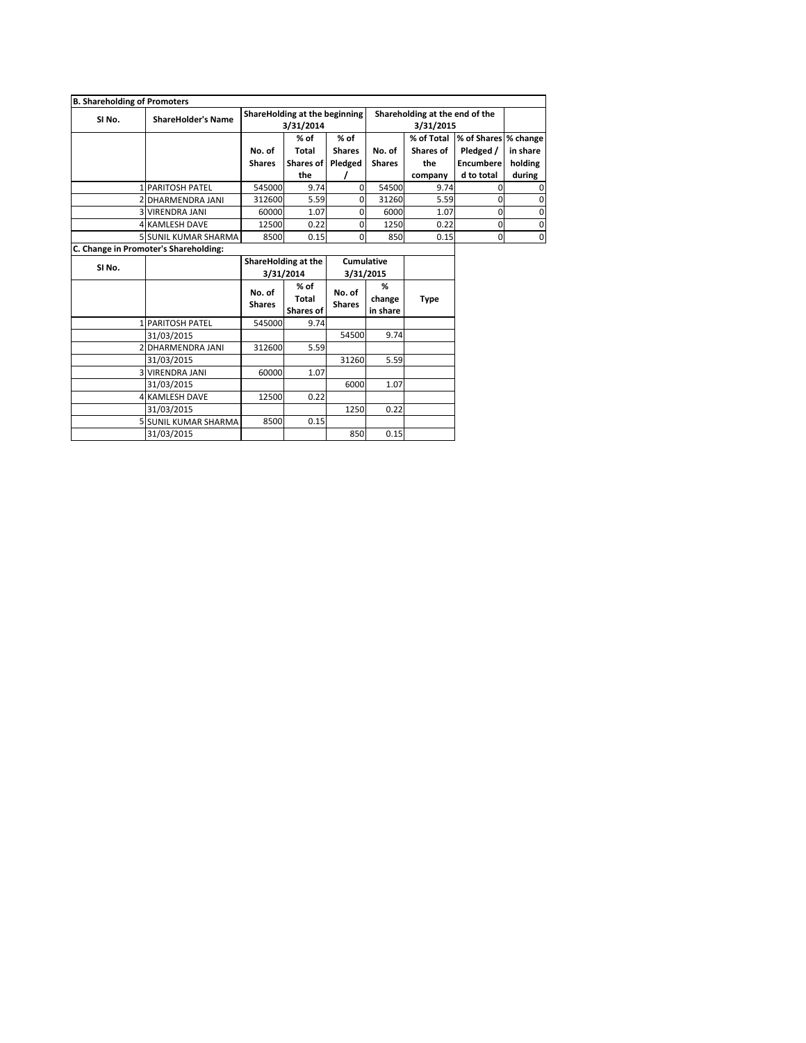**B. Shareholding of Promoters**

| SI No. | ShareHolder's Name | ShareHolding at the beginning 3/31/2014 | | | Shareholding at the end of the 3/31/2015 | | | |
|---|---|---|---|---|---|---|---|---|
| | | No. of Shares | % of Total Shares of the | % of Shares Pledged / | No. of Shares | % of Total Shares of the company | % of Shares Pledged / Encumbered to total | % change in share holding during |
| 1 | PARITOSH PATEL | 545000 | 9.74 | 0 | 54500 | 9.74 | 0 | 0 |
| 2 | DHARMENDRA JANI | 312600 | 5.59 | 0 | 31260 | 5.59 | 0 | 0 |
| 3 | VIRENDRA JANI | 60000 | 1.07 | 0 | 6000 | 1.07 | 0 | 0 |
| 4 | KAMLESH DAVE | 12500 | 0.22 | 0 | 1250 | 0.22 | 0 | 0 |
| 5 | SUNIL KUMAR SHARMA | 8500 | 0.15 | 0 | 850 | 0.15 | 0 | 0 |

**C. Change in Promoter's Shareholding:**

| SI No. | | ShareHolding at the 3/31/2014 | | Cumulative 3/31/2015 | | |
|---|---|---|---|---|---|---|
| | | No. of Shares | % of Total Shares of | No. of Shares | % change in share | Type |
| 1 | PARITOSH PATEL | 545000 | 9.74 | | | |
| | 31/03/2015 | | | 54500 | 9.74 | |
| 2 | DHARMENDRA JANI | 312600 | 5.59 | | | |
| | 31/03/2015 | | | 31260 | 5.59 | |
| 3 | VIRENDRA JANI | 60000 | 1.07 | | | |
| | 31/03/2015 | | | 6000 | 1.07 | |
| 4 | KAMLESH DAVE | 12500 | 0.22 | | | |
| | 31/03/2015 | | | 1250 | 0.22 | |
| 5 | SUNIL KUMAR SHARMA | 8500 | 0.15 | | | |
| | 31/03/2015 | | | 850 | 0.15 | |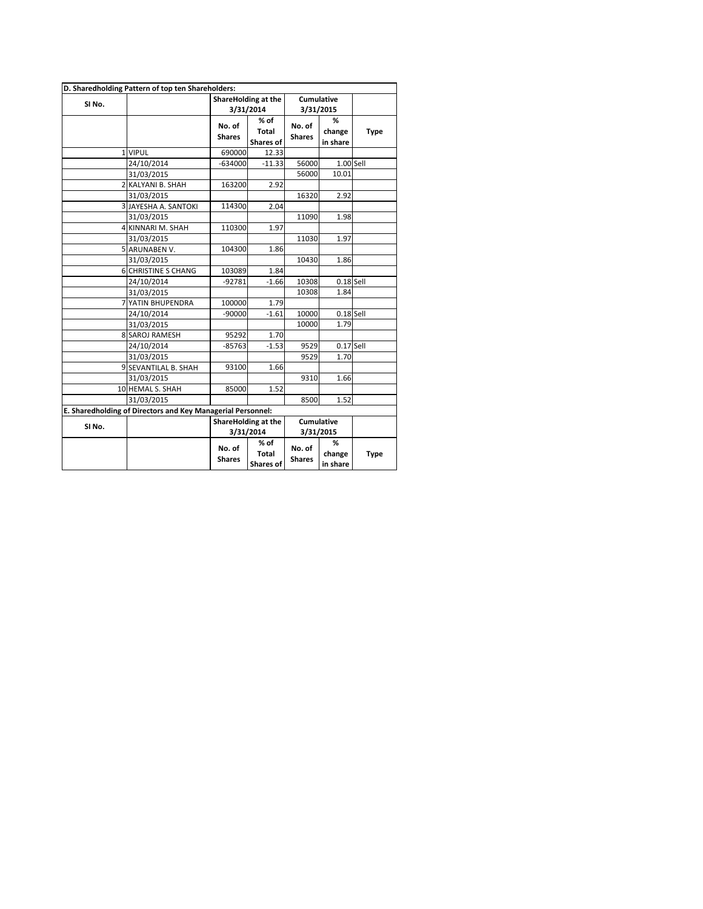| D. Sharedholding Pattern of top ten Shareholders: | | | | | | |
|---|---|---|---|---|---|---|
| SI No. | | ShareHolding at the 3/31/2014 | | Cumulative 3/31/2015 | | |
| | | No. of Shares | % of Total Shares of | No. of Shares | % change in share | Type |
| 1 | VIPUL | 690000 | 12.33 | | | |
| | 24/10/2014 | -634000 | -11.33 | 56000 | 1.00 | Sell |
| | 31/03/2015 | | | 56000 | 10.01 | |
| 2 | KALYANI B. SHAH | 163200 | 2.92 | | | |
| | 31/03/2015 | | | 16320 | 2.92 | |
| 3 | JAYESHA A. SANTOKI | 114300 | 2.04 | | | |
| | 31/03/2015 | | | 11090 | 1.98 | |
| 4 | KINNARI M. SHAH | 110300 | 1.97 | | | |
| | 31/03/2015 | | | 11030 | 1.97 | |
| 5 | ARUNABEN V. | 104300 | 1.86 | | | |
| | 31/03/2015 | | | 10430 | 1.86 | |
| 6 | CHRISTINE S CHANG | 103089 | 1.84 | | | |
| | 24/10/2014 | -92781 | -1.66 | 10308 | 0.18 | Sell |
| | 31/03/2015 | | | 10308 | 1.84 | |
| 7 | YATIN BHUPENDRA | 100000 | 1.79 | | | |
| | 24/10/2014 | -90000 | -1.61 | 10000 | 0.18 | Sell |
| | 31/03/2015 | | | 10000 | 1.79 | |
| 8 | SAROJ RAMESH | 95292 | 1.70 | | | |
| | 24/10/2014 | -85763 | -1.53 | 9529 | 0.17 | Sell |
| | 31/03/2015 | | | 9529 | 1.70 | |
| 9 | SEVANTILAL B. SHAH | 93100 | 1.66 | | | |
| | 31/03/2015 | | | 9310 | 1.66 | |
| 10 | HEMAL S. SHAH | 85000 | 1.52 | | | |
| | 31/03/2015 | | | 8500 | 1.52 | |

| E. Sharedholding of Directors and Key Managerial Personnel: | | | | | | |
|---|---|---|---|---|---|---|
| SI No. | | ShareHolding at the 3/31/2014 | | Cumulative 3/31/2015 | | |
| | | No. of Shares | % of Total Shares of | No. of Shares | % change in share | Type |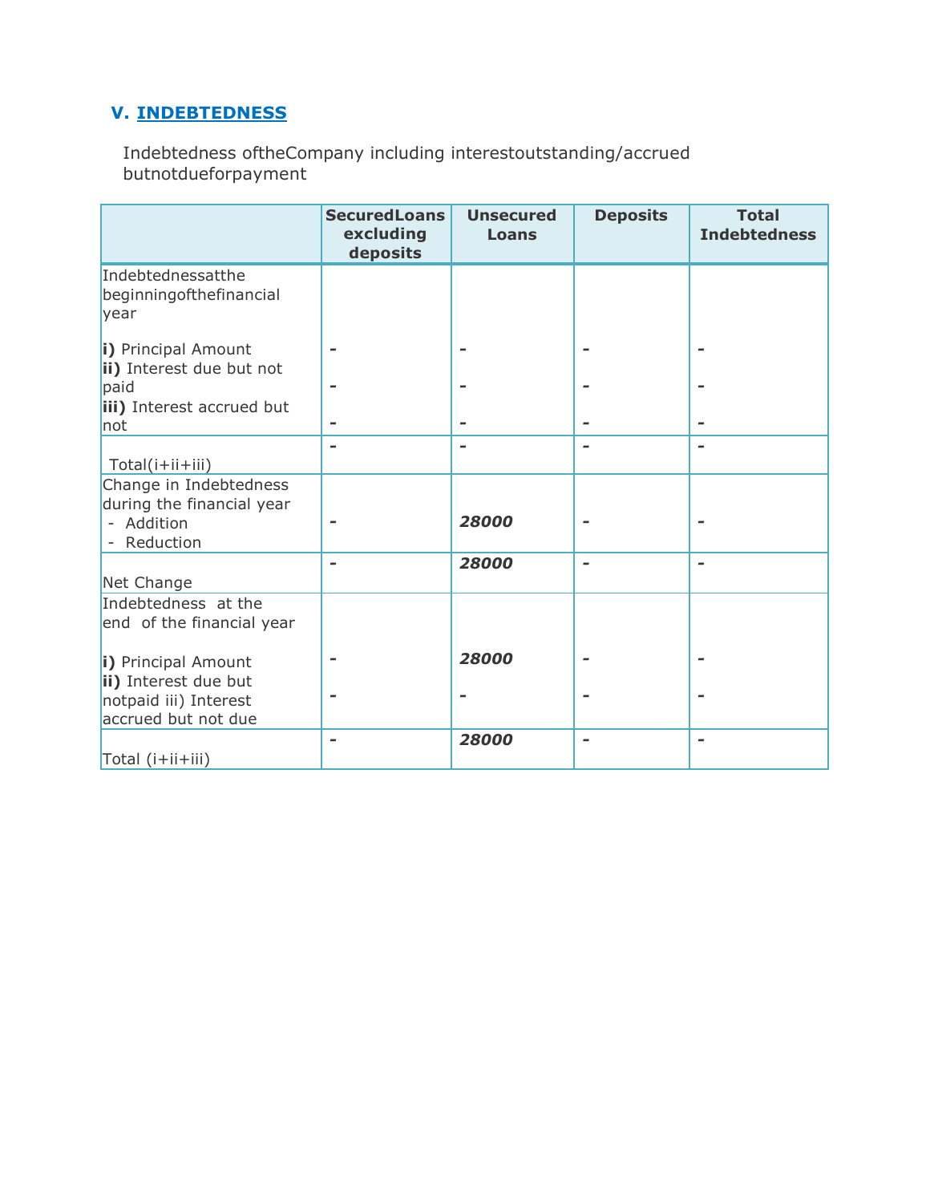## V. INDEBTEDNESS

Indebtedness oftheCompany including interestoutstanding/accrued butnotdueforpayment

| | SecuredLoans excluding deposits | Unsecured Loans | Deposits | Total Indebtedness |
|---|---|---|---|---|
| Indebtednessatthe beginningofthefinancial year | | | | |
| **i)** Principal Amount | - | - | - | - |
| **ii)** Interest due but not paid | - | - | - | - |
| **iii)** Interest accrued but not | - | - | - | - |
| Total(i+ii+iii) | - | - | - | - |
| Change in Indebtedness during the financial year<br>- Addition<br>- Reduction | - | ***28000*** | - | - |
| Net Change | - | ***28000*** | - | - |
| Indebtedness at the end of the financial year | | | | |
| **i)** Principal Amount | - | ***28000*** | - | - |
| **ii)** Interest due but notpaid iii) Interest accrued but not due | - | - | - | - |
| Total (i+ii+iii) | - | ***28000*** | - | - |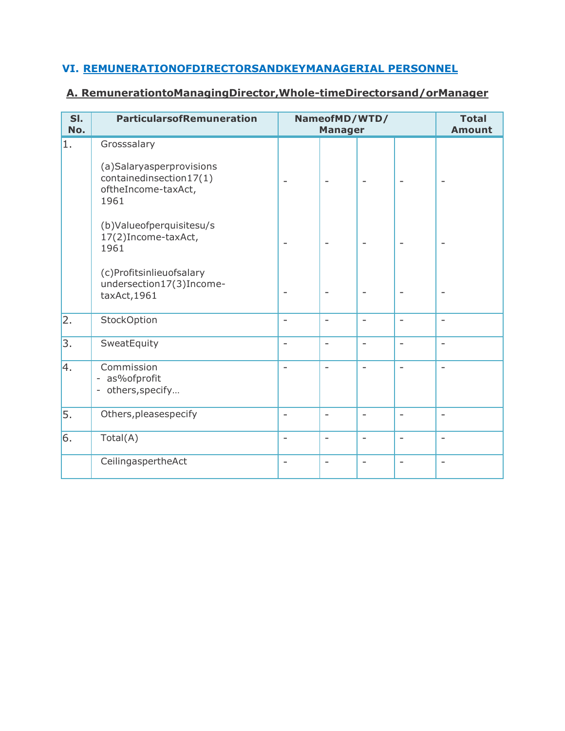## VI. REMUNERATIONOFDIRECTORSANDKEYMANAGERIAL PERSONNEL

### A. RemunerationtoManagingDirector,Whole-timeDirectorsand/orManager

| Sl. No. | ParticularsofRemuneration | NameofMD/WTD/ Manager | | | | Total Amount |
|---|---|---|---|---|---|---|
| 1. | Grosssalary | | | | | |
| | (a)Salaryasperprovisions containedinsection17(1) oftheIncome-taxAct, 1961 | - | - | - | - | - |
| | (b)Valueofperquisitesu/s 17(2)Income-taxAct, 1961 | - | - | - | - | - |
| | (c)Profitsinlieuofsalary undersection17(3)Income-taxAct,1961 | - | - | - | - | - |
| 2. | StockOption | - | - | - | - | - |
| 3. | SweatEquity | - | - | - | - | - |
| 4. | Commission<br>- as%ofprofit<br>- others,specify… | - | - | - | - | - |
| 5. | Others,pleasespecify | - | - | - | - | - |
| 6. | Total(A) | - | - | - | - | - |
| | CeilingaspertheAct | - | - | - | - | - |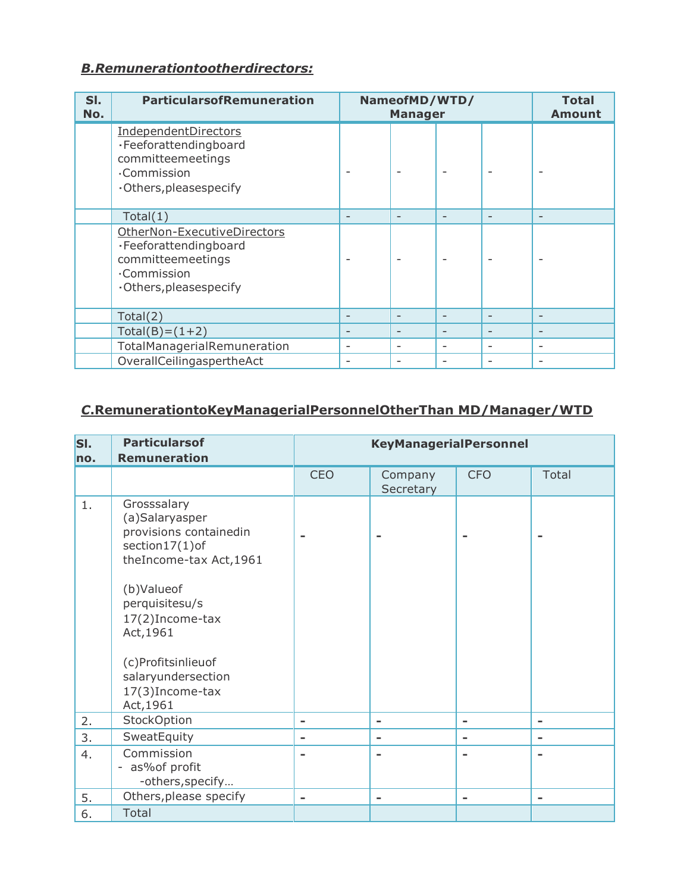## *B.Remunerationtootherdirectors:*

| Sl. No. | ParticularsofRemuneration | NameofMD/WTD/ Manager | | | | Total Amount |
|---|---|---|---|---|---|---|
| | IndependentDirectors<br>·Feeforattendingboard committeemeetings<br>·Commission<br>·Others,pleasespecify | - | - | - | - | - |
| | Total(1) | - | - | - | - | - |
| | OtherNon-ExecutiveDirectors<br>·Feeforattendingboard committeemeetings<br>·Commission<br>·Others,pleasespecify | - | - | - | - | - |
| | Total(2) | - | - | - | - | - |
| | Total(B)=(1+2) | - | - | - | - | - |
| | TotalManagerialRemuneration | - | - | - | - | - |
| | OverallCeilingaspertheAct | - | - | - | - | - |

## *C.RemunerationtoKeyManagerialPersonnelOtherThan MD/Manager/WTD*

| Sl. no. | Particularsof Remuneration | KeyManagerialPersonnel | | | |
|---|---|---|---|---|---|
| | | CEO | Company Secretary | CFO | Total |
| 1. | Grosssalary<br>(a)Salaryasper provisions containedin section17(1)of theIncome-tax Act,1961<br><br>(b)Valueof perquisitesu/s 17(2)Income-tax Act,1961<br><br>(c)Profitsinlieuof salaryundersection 17(3)Income-tax Act,1961 | - | - | - | - |
| 2. | StockOption | - | - | - | - |
| 3. | SweatEquity | - | - | - | - |
| 4. | Commission<br>- as%of profit<br>-others,specify… | - | - | - | - |
| 5. | Others,please specify | - | - | - | - |
| 6. | Total | | | | |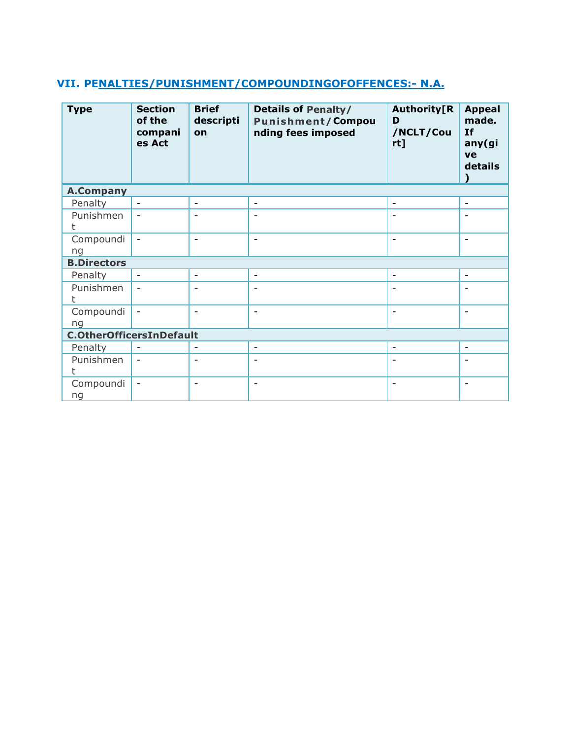## VII. PENALTIES/PUNISHMENT/COMPOUNDINGOFOFFENCES:- N.A.

| Type | Section of the companies Act | Brief description | Details of Penalty/ Punishment/Compounding fees imposed | Authority[RD /NCLT/Court] | Appeal made. If any(give details) |
|---|---|---|---|---|---|
| **A.Company** | | | | | |
| Penalty | - | - | - | - | - |
| Punishment | - | - | - | - | - |
| Compounding | - | - | - | - | - |
| **B.Directors** | | | | | |
| Penalty | - | - | - | - | - |
| Punishment | - | - | - | - | - |
| Compounding | - | - | - | - | - |
| **C.OtherOfficersInDefault** | | | | | |
| Penalty | - | - | - | - | - |
| Punishment | - | - | - | - | - |
| Compounding | - | - | - | - | - |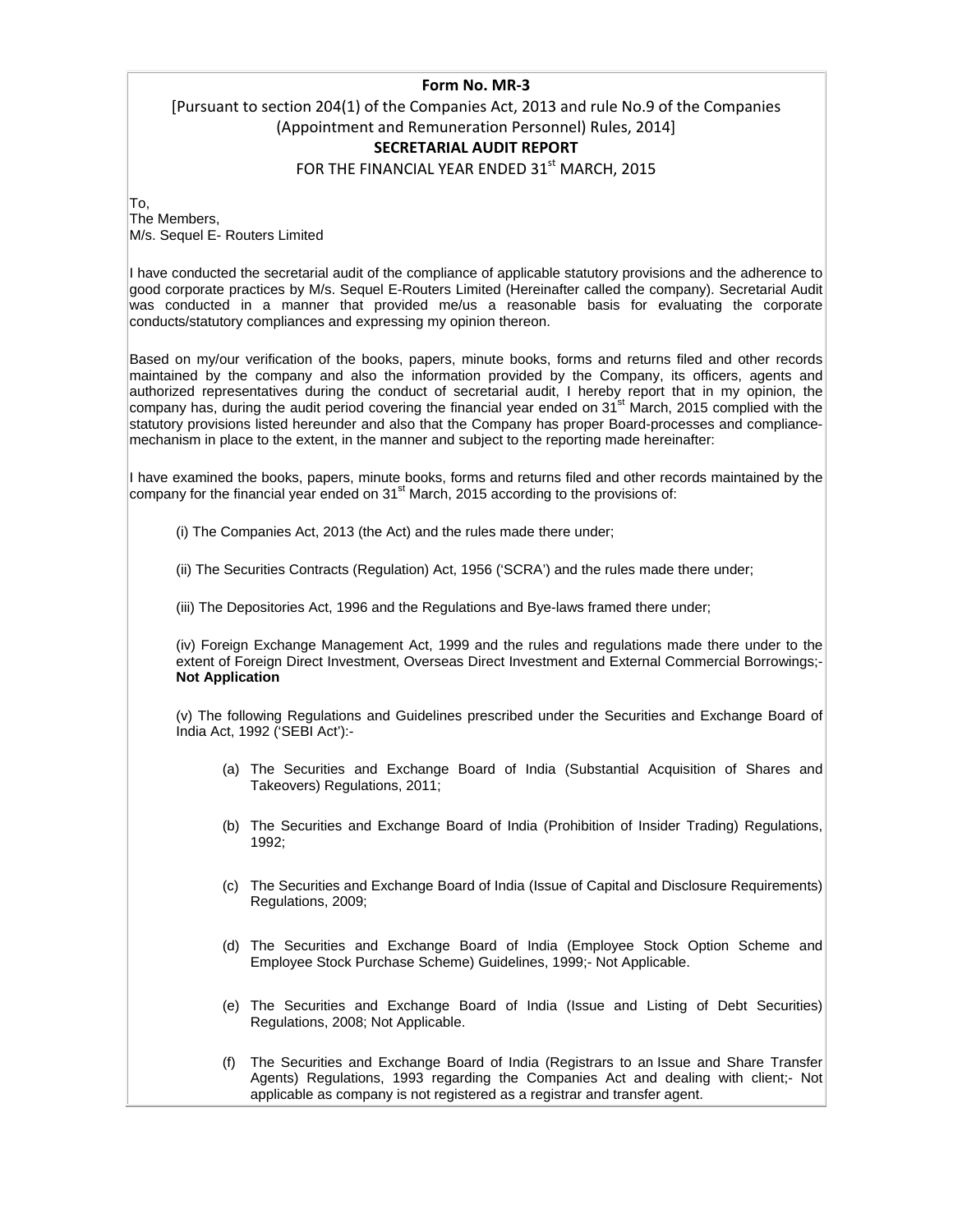**Form No. MR-3**

[Pursuant to section 204(1) of the Companies Act, 2013 and rule No.9 of the Companies (Appointment and Remuneration Personnel) Rules, 2014]

**SECRETARIAL AUDIT REPORT**

FOR THE FINANCIAL YEAR ENDED 31st MARCH, 2015

To,
The Members,
M/s. Sequel E- Routers Limited

I have conducted the secretarial audit of the compliance of applicable statutory provisions and the adherence to good corporate practices by M/s. Sequel E-Routers Limited (Hereinafter called the company). Secretarial Audit was conducted in a manner that provided me/us a reasonable basis for evaluating the corporate conducts/statutory compliances and expressing my opinion thereon.

Based on my/our verification of the books, papers, minute books, forms and returns filed and other records maintained by the company and also the information provided by the Company, its officers, agents and authorized representatives during the conduct of secretarial audit, I hereby report that in my opinion, the company has, during the audit period covering the financial year ended on 31st March, 2015 complied with the statutory provisions listed hereunder and also that the Company has proper Board-processes and compliance-mechanism in place to the extent, in the manner and subject to the reporting made hereinafter:

I have examined the books, papers, minute books, forms and returns filed and other records maintained by the company for the financial year ended on 31st March, 2015 according to the provisions of:

(i) The Companies Act, 2013 (the Act) and the rules made there under;

(ii) The Securities Contracts (Regulation) Act, 1956 ('SCRA') and the rules made there under;

(iii) The Depositories Act, 1996 and the Regulations and Bye-laws framed there under;

(iv) Foreign Exchange Management Act, 1999 and the rules and regulations made there under to the extent of Foreign Direct Investment, Overseas Direct Investment and External Commercial Borrowings;- **Not Application**

(v) The following Regulations and Guidelines prescribed under the Securities and Exchange Board of India Act, 1992 ('SEBI Act'):-

(a) The Securities and Exchange Board of India (Substantial Acquisition of Shares and Takeovers) Regulations, 2011;

(b) The Securities and Exchange Board of India (Prohibition of Insider Trading) Regulations, 1992;

(c) The Securities and Exchange Board of India (Issue of Capital and Disclosure Requirements) Regulations, 2009;

(d) The Securities and Exchange Board of India (Employee Stock Option Scheme and Employee Stock Purchase Scheme) Guidelines, 1999;- Not Applicable.

(e) The Securities and Exchange Board of India (Issue and Listing of Debt Securities) Regulations, 2008; Not Applicable.

(f) The Securities and Exchange Board of India (Registrars to an Issue and Share Transfer Agents) Regulations, 1993 regarding the Companies Act and dealing with client;- Not applicable as company is not registered as a registrar and transfer agent.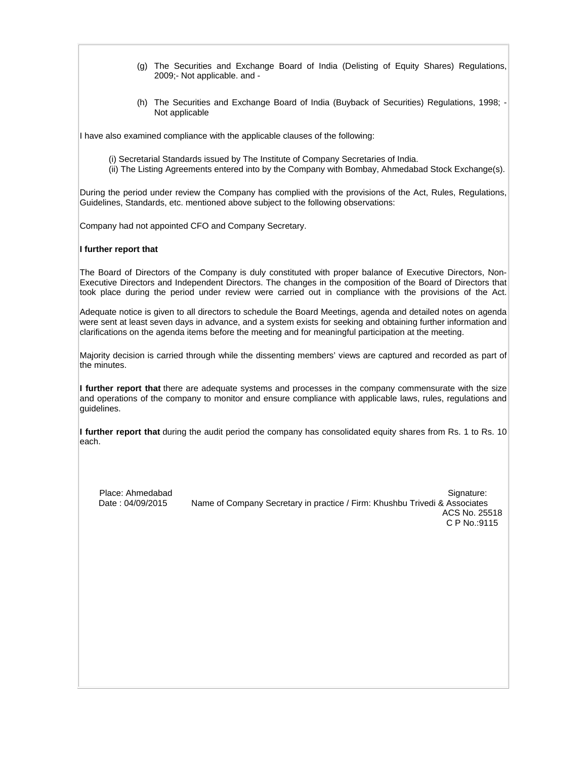(g) The Securities and Exchange Board of India (Delisting of Equity Shares) Regulations, 2009;- Not applicable. and -

(h) The Securities and Exchange Board of India (Buyback of Securities) Regulations, 1998; - Not applicable

I have also examined compliance with the applicable clauses of the following:

(i) Secretarial Standards issued by The Institute of Company Secretaries of India.
(ii) The Listing Agreements entered into by the Company with Bombay, Ahmedabad Stock Exchange(s).

During the period under review the Company has complied with the provisions of the Act, Rules, Regulations, Guidelines, Standards, etc. mentioned above subject to the following observations:

Company had not appointed CFO and Company Secretary.

**I further report that**

The Board of Directors of the Company is duly constituted with proper balance of Executive Directors, Non-Executive Directors and Independent Directors. The changes in the composition of the Board of Directors that took place during the period under review were carried out in compliance with the provisions of the Act.

Adequate notice is given to all directors to schedule the Board Meetings, agenda and detailed notes on agenda were sent at least seven days in advance, and a system exists for seeking and obtaining further information and clarifications on the agenda items before the meeting and for meaningful participation at the meeting.

Majority decision is carried through while the dissenting members' views are captured and recorded as part of the minutes.

**I further report that** there are adequate systems and processes in the company commensurate with the size and operations of the company to monitor and ensure compliance with applicable laws, rules, regulations and guidelines.

**I further report that** during the audit period the company has consolidated equity shares from Rs. 1 to Rs. 10 each.

Place: Ahmedabad
Date : 04/09/2015

Signature:
Name of Company Secretary in practice / Firm: Khushbu Trivedi & Associates
ACS No. 25518
C P No.:9115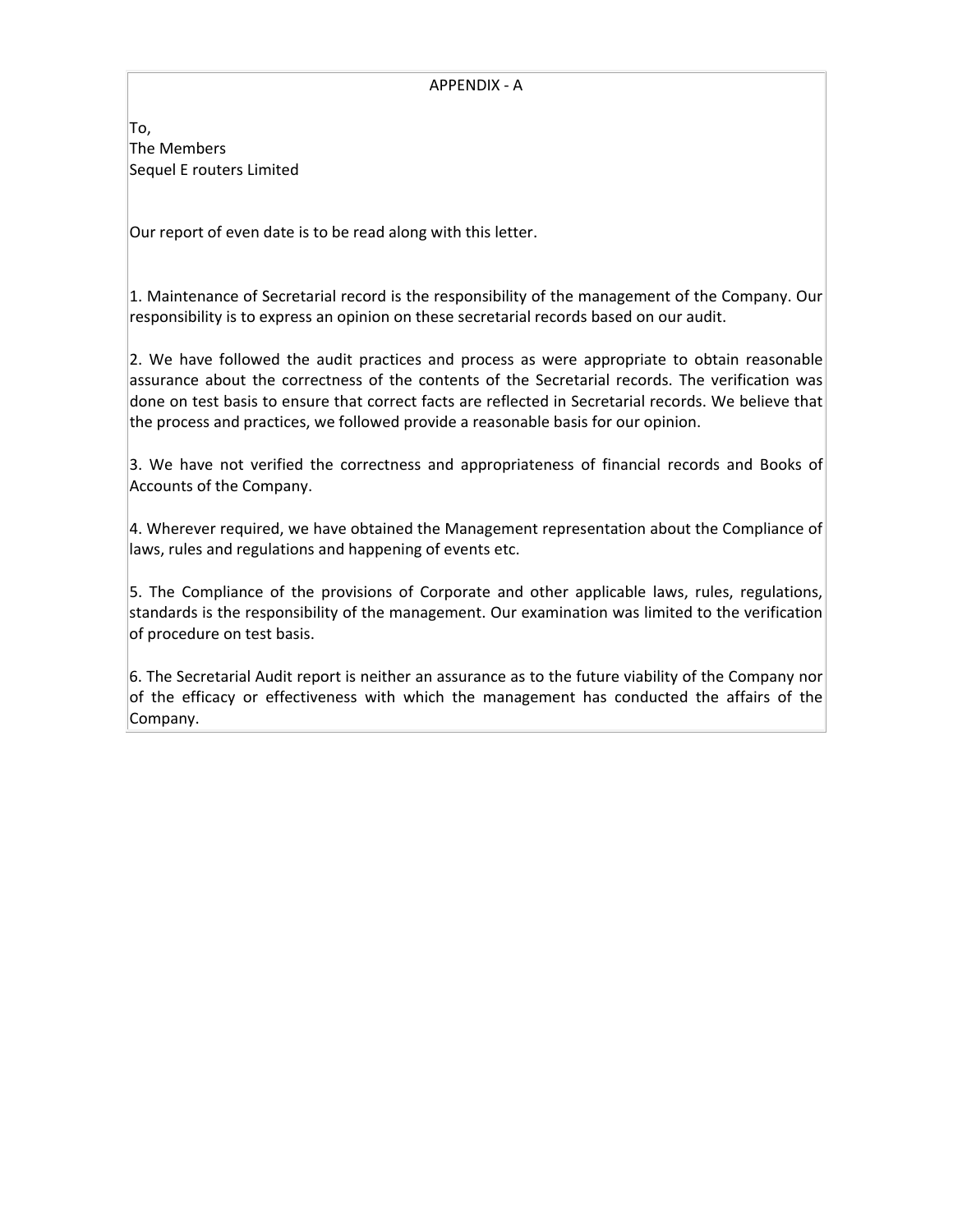APPENDIX - A

To,
The Members
Sequel E routers Limited

Our report of even date is to be read along with this letter.

1. Maintenance of Secretarial record is the responsibility of the management of the Company. Our responsibility is to express an opinion on these secretarial records based on our audit.

2. We have followed the audit practices and process as were appropriate to obtain reasonable assurance about the correctness of the contents of the Secretarial records. The verification was done on test basis to ensure that correct facts are reflected in Secretarial records. We believe that the process and practices, we followed provide a reasonable basis for our opinion.

3. We have not verified the correctness and appropriateness of financial records and Books of Accounts of the Company.

4. Wherever required, we have obtained the Management representation about the Compliance of laws, rules and regulations and happening of events etc.

5. The Compliance of the provisions of Corporate and other applicable laws, rules, regulations, standards is the responsibility of the management. Our examination was limited to the verification of procedure on test basis.

6. The Secretarial Audit report is neither an assurance as to the future viability of the Company nor of the efficacy or effectiveness with which the management has conducted the affairs of the Company.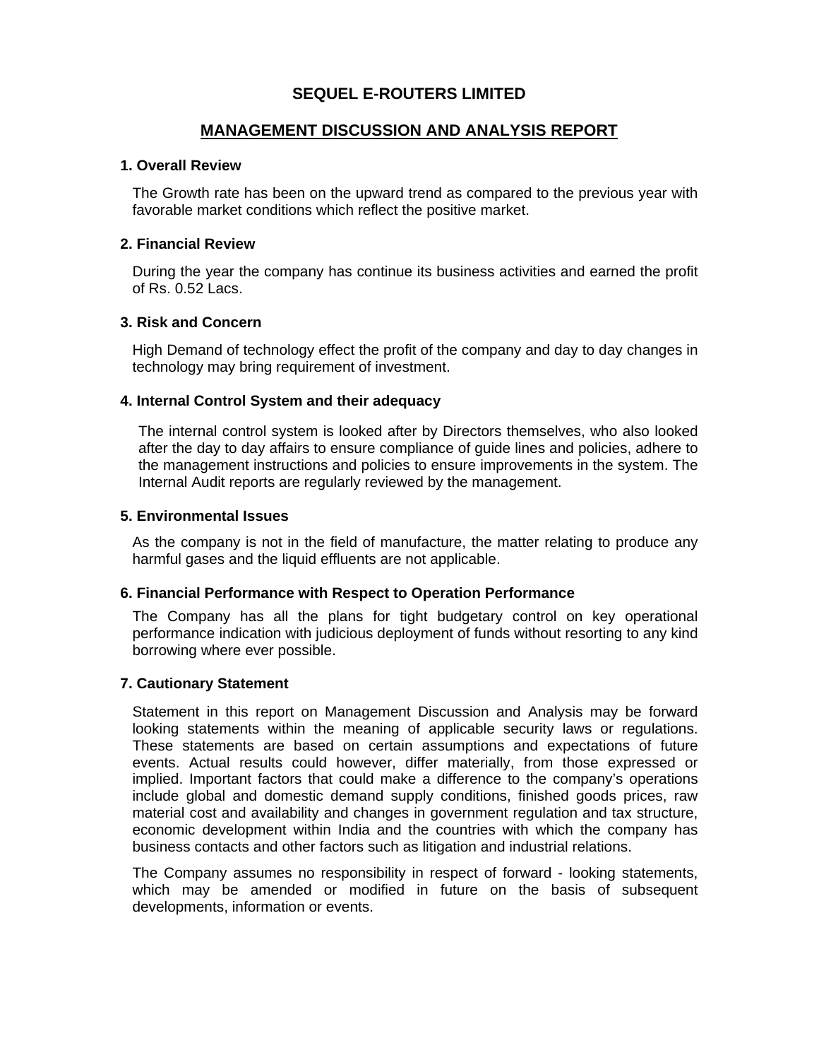# SEQUEL E-ROUTERS LIMITED

## MANAGEMENT DISCUSSION AND ANALYSIS REPORT

### 1. Overall Review

The Growth rate has been on the upward trend as compared to the previous year with favorable market conditions which reflect the positive market.

### 2. Financial Review

During the year the company has continue its business activities and earned the profit of Rs. 0.52 Lacs.

### 3. Risk and Concern

High Demand of technology effect the profit of the company and day to day changes in technology may bring requirement of investment.

### 4. Internal Control System and their adequacy

The internal control system is looked after by Directors themselves, who also looked after the day to day affairs to ensure compliance of guide lines and policies, adhere to the management instructions and policies to ensure improvements in the system. The Internal Audit reports are regularly reviewed by the management.

### 5. Environmental Issues

As the company is not in the field of manufacture, the matter relating to produce any harmful gases and the liquid effluents are not applicable.

### 6. Financial Performance with Respect to Operation Performance

The Company has all the plans for tight budgetary control on key operational performance indication with judicious deployment of funds without resorting to any kind borrowing where ever possible.

### 7. Cautionary Statement

Statement in this report on Management Discussion and Analysis may be forward looking statements within the meaning of applicable security laws or regulations. These statements are based on certain assumptions and expectations of future events. Actual results could however, differ materially, from those expressed or implied. Important factors that could make a difference to the company's operations include global and domestic demand supply conditions, finished goods prices, raw material cost and availability and changes in government regulation and tax structure, economic development within India and the countries with which the company has business contacts and other factors such as litigation and industrial relations.

The Company assumes no responsibility in respect of forward - looking statements, which may be amended or modified in future on the basis of subsequent developments, information or events.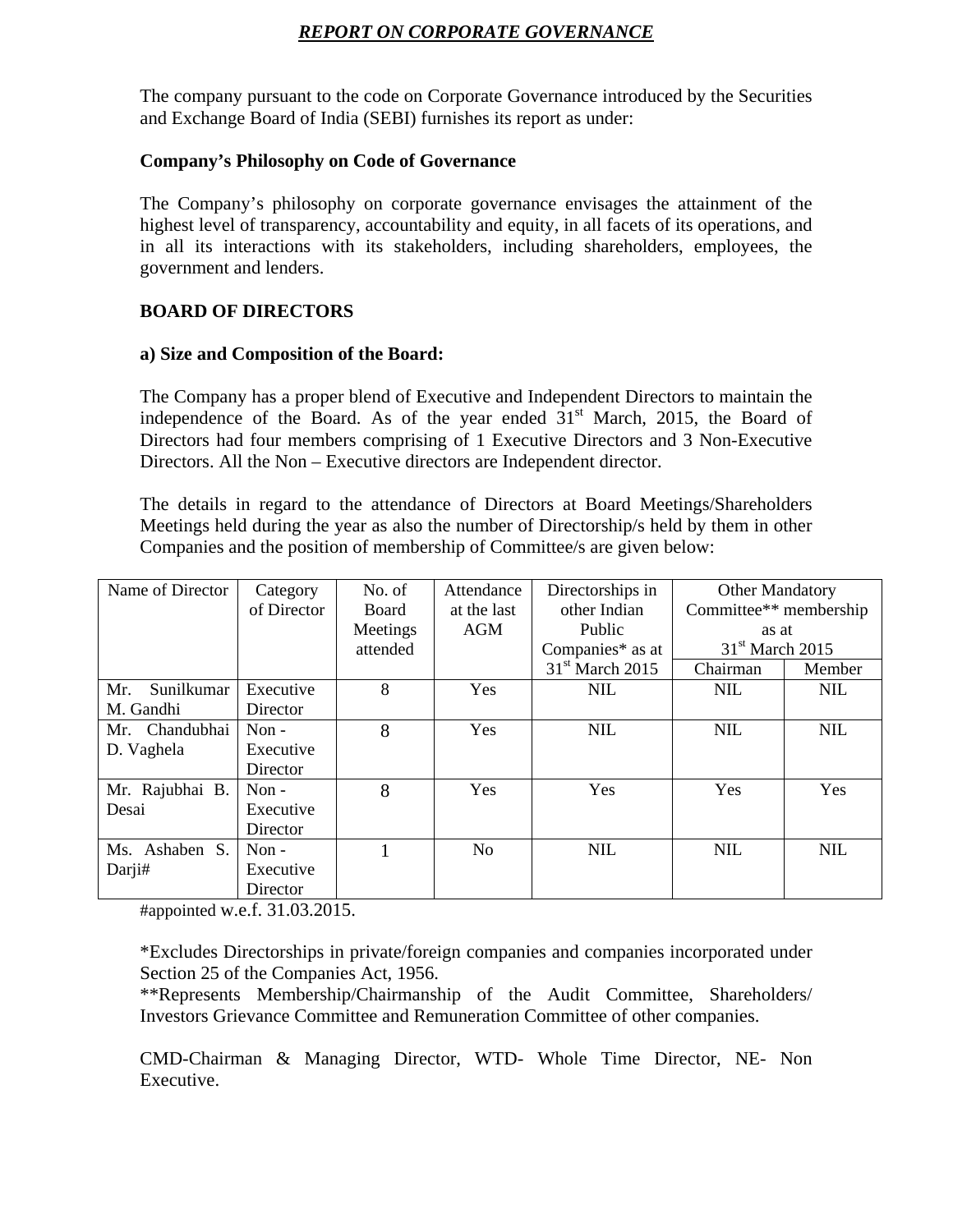# *REPORT ON CORPORATE GOVERNANCE*

The company pursuant to the code on Corporate Governance introduced by the Securities and Exchange Board of India (SEBI) furnishes its report as under:

**Company's Philosophy on Code of Governance**

The Company's philosophy on corporate governance envisages the attainment of the highest level of transparency, accountability and equity, in all facets of its operations, and in all its interactions with its stakeholders, including shareholders, employees, the government and lenders.

## BOARD OF DIRECTORS

**a) Size and Composition of the Board:**

The Company has a proper blend of Executive and Independent Directors to maintain the independence of the Board. As of the year ended 31st March, 2015, the Board of Directors had four members comprising of 1 Executive Directors and 3 Non-Executive Directors. All the Non – Executive directors are Independent director.

The details in regard to the attendance of Directors at Board Meetings/Shareholders Meetings held during the year as also the number of Directorship/s held by them in other Companies and the position of membership of Committee/s are given below:

| Name of Director | Category of Director | No. of Board Meetings attended | Attendance at the last AGM | Directorships in other Indian Public Companies* as at 31st March 2015 | Other Mandatory Committee** membership as at 31st March 2015 | |
|---|---|---|---|---|---|---|
| | | | | | Chairman | Member |
| Mr. Sunilkumar M. Gandhi | Executive Director | 8 | Yes | NIL | NIL | NIL |
| Mr. Chandubhai D. Vaghela | Non - Executive Director | 8 | Yes | NIL | NIL | NIL |
| Mr. Rajubhai B. Desai | Non - Executive Director | 8 | Yes | Yes | Yes | Yes |
| Ms. Ashaben S. Darji# | Non - Executive Director | 1 | No | NIL | NIL | NIL |

#appointed w.e.f. 31.03.2015.

*Excludes Directorships in private/foreign companies and companies incorporated under Section 25 of the Companies Act, 1956.

**Represents Membership/Chairmanship of the Audit Committee, Shareholders/ Investors Grievance Committee and Remuneration Committee of other companies.

CMD-Chairman & Managing Director, WTD- Whole Time Director, NE- Non Executive.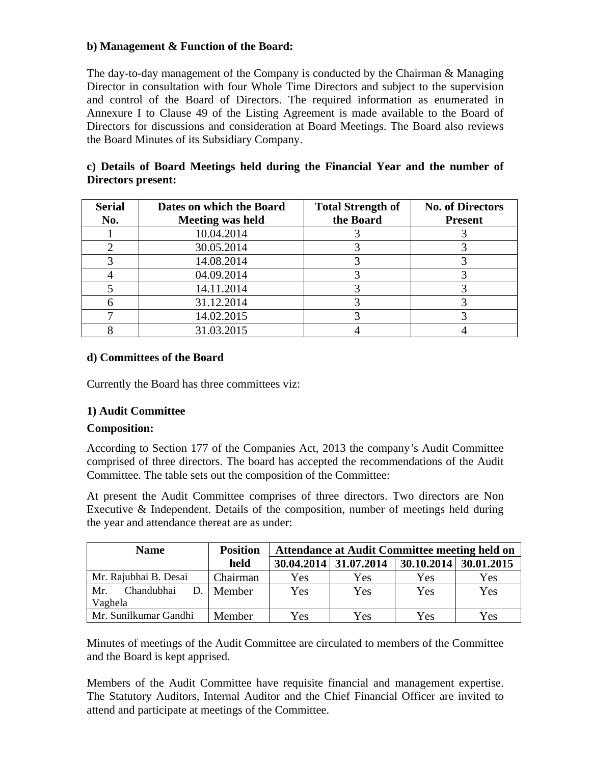**b) Management & Function of the Board:**

The day-to-day management of the Company is conducted by the Chairman & Managing Director in consultation with four Whole Time Directors and subject to the supervision and control of the Board of Directors. The required information as enumerated in Annexure I to Clause 49 of the Listing Agreement is made available to the Board of Directors for discussions and consideration at Board Meetings. The Board also reviews the Board Minutes of its Subsidiary Company.

**c) Details of Board Meetings held during the Financial Year and the number of Directors present:**

| Serial No. | Dates on which the Board Meeting was held | Total Strength of the Board | No. of Directors Present |
|---|---|---|---|
| 1 | 10.04.2014 | 3 | 3 |
| 2 | 30.05.2014 | 3 | 3 |
| 3 | 14.08.2014 | 3 | 3 |
| 4 | 04.09.2014 | 3 | 3 |
| 5 | 14.11.2014 | 3 | 3 |
| 6 | 31.12.2014 | 3 | 3 |
| 7 | 14.02.2015 | 3 | 3 |
| 8 | 31.03.2015 | 4 | 4 |

**d) Committees of the Board**

Currently the Board has three committees viz:

**1) Audit Committee**

**Composition:**

According to Section 177 of the Companies Act, 2013 the company's Audit Committee comprised of three directors. The board has accepted the recommendations of the Audit Committee. The table sets out the composition of the Committee:

At present the Audit Committee comprises of three directors. Two directors are Non Executive & Independent. Details of the composition, number of meetings held during the year and attendance thereat are as under:

| Name | Position held | Attendance at Audit Committee meeting held on | | | |
|---|---|---|---|---|---|
| | | 30.04.2014 | 31.07.2014 | 30.10.2014 | 30.01.2015 |
| Mr. Rajubhai B. Desai | Chairman | Yes | Yes | Yes | Yes |
| Mr. Chandubhai D. Vaghela | Member | Yes | Yes | Yes | Yes |
| Mr. Sunilkumar Gandhi | Member | Yes | Yes | Yes | Yes |

Minutes of meetings of the Audit Committee are circulated to members of the Committee and the Board is kept apprised.

Members of the Audit Committee have requisite financial and management expertise. The Statutory Auditors, Internal Auditor and the Chief Financial Officer are invited to attend and participate at meetings of the Committee.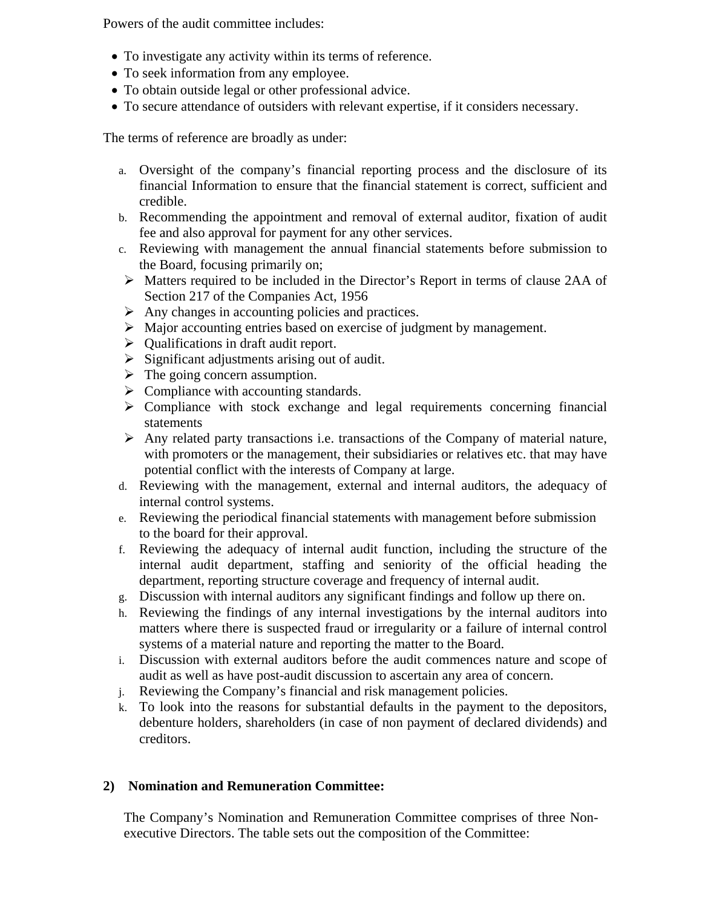Powers of the audit committee includes:

- To investigate any activity within its terms of reference.
- To seek information from any employee.
- To obtain outside legal or other professional advice.
- To secure attendance of outsiders with relevant expertise, if it considers necessary.

The terms of reference are broadly as under:

a. Oversight of the company's financial reporting process and the disclosure of its financial Information to ensure that the financial statement is correct, sufficient and credible.
b. Recommending the appointment and removal of external auditor, fixation of audit fee and also approval for payment for any other services.
c. Reviewing with management the annual financial statements before submission to the Board, focusing primarily on;
   - Matters required to be included in the Director's Report in terms of clause 2AA of Section 217 of the Companies Act, 1956
   - Any changes in accounting policies and practices.
   - Major accounting entries based on exercise of judgment by management.
   - Qualifications in draft audit report.
   - Significant adjustments arising out of audit.
   - The going concern assumption.
   - Compliance with accounting standards.
   - Compliance with stock exchange and legal requirements concerning financial statements
   - Any related party transactions i.e. transactions of the Company of material nature, with promoters or the management, their subsidiaries or relatives etc. that may have potential conflict with the interests of Company at large.
d. Reviewing with the management, external and internal auditors, the adequacy of internal control systems.
e. Reviewing the periodical financial statements with management before submission to the board for their approval.
f. Reviewing the adequacy of internal audit function, including the structure of the internal audit department, staffing and seniority of the official heading the department, reporting structure coverage and frequency of internal audit.
g. Discussion with internal auditors any significant findings and follow up there on.
h. Reviewing the findings of any internal investigations by the internal auditors into matters where there is suspected fraud or irregularity or a failure of internal control systems of a material nature and reporting the matter to the Board.
i. Discussion with external auditors before the audit commences nature and scope of audit as well as have post-audit discussion to ascertain any area of concern.
j. Reviewing the Company's financial and risk management policies.
k. To look into the reasons for substantial defaults in the payment to the depositors, debenture holders, shareholders (in case of non payment of declared dividends) and creditors.

**2) Nomination and Remuneration Committee:**

The Company's Nomination and Remuneration Committee comprises of three Non-executive Directors. The table sets out the composition of the Committee: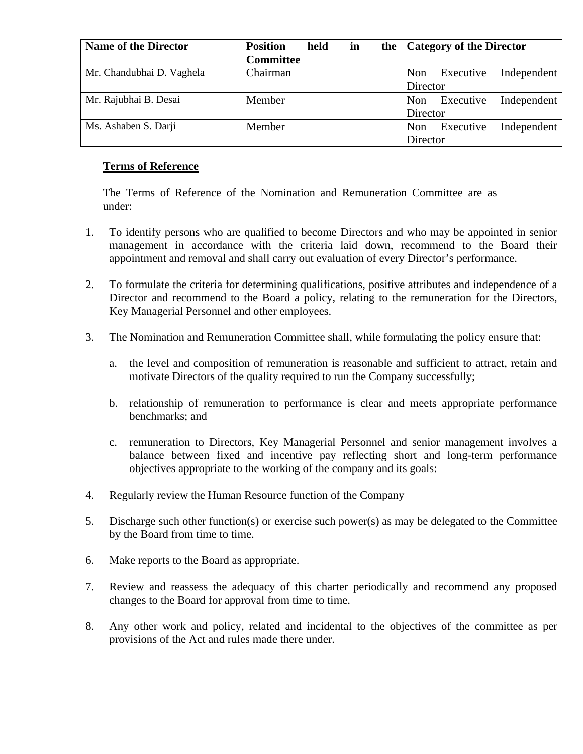| Name of the Director | Position held in the Committee | Category of the Director |
|---|---|---|
| Mr. Chandubhai D. Vaghela | Chairman | Non Executive Independent Director |
| Mr. Rajubhai B. Desai | Member | Non Executive Independent Director |
| Ms. Ashaben S. Darji | Member | Non Executive Independent Director |

**<u>Terms of Reference</u>**

The Terms of Reference of the Nomination and Remuneration Committee are as under:

1. To identify persons who are qualified to become Directors and who may be appointed in senior management in accordance with the criteria laid down, recommend to the Board their appointment and removal and shall carry out evaluation of every Director's performance.

2. To formulate the criteria for determining qualifications, positive attributes and independence of a Director and recommend to the Board a policy, relating to the remuneration for the Directors, Key Managerial Personnel and other employees.

3. The Nomination and Remuneration Committee shall, while formulating the policy ensure that:

   a. the level and composition of remuneration is reasonable and sufficient to attract, retain and motivate Directors of the quality required to run the Company successfully;

   b. relationship of remuneration to performance is clear and meets appropriate performance benchmarks; and

   c. remuneration to Directors, Key Managerial Personnel and senior management involves a balance between fixed and incentive pay reflecting short and long-term performance objectives appropriate to the working of the company and its goals:

4. Regularly review the Human Resource function of the Company

5. Discharge such other function(s) or exercise such power(s) as may be delegated to the Committee by the Board from time to time.

6. Make reports to the Board as appropriate.

7. Review and reassess the adequacy of this charter periodically and recommend any proposed changes to the Board for approval from time to time.

8. Any other work and policy, related and incidental to the objectives of the committee as per provisions of the Act and rules made there under.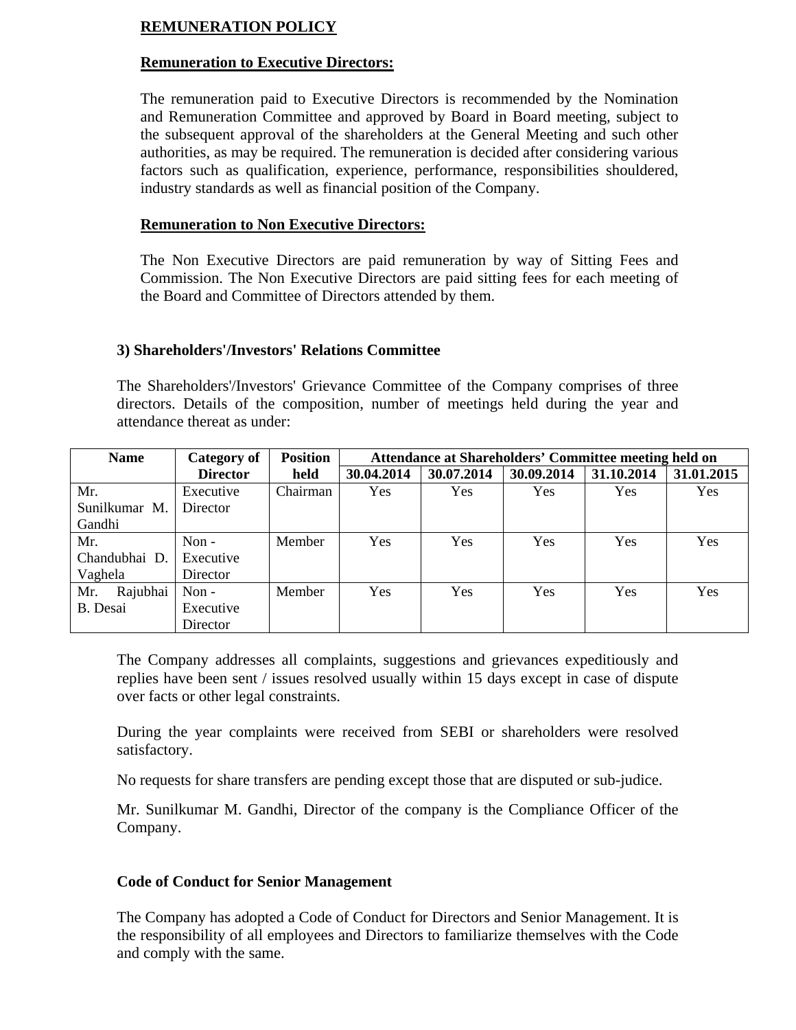**REMUNERATION POLICY**

**Remuneration to Executive Directors:**

The remuneration paid to Executive Directors is recommended by the Nomination and Remuneration Committee and approved by Board in Board meeting, subject to the subsequent approval of the shareholders at the General Meeting and such other authorities, as may be required. The remuneration is decided after considering various factors such as qualification, experience, performance, responsibilities shouldered, industry standards as well as financial position of the Company.

**Remuneration to Non Executive Directors:**

The Non Executive Directors are paid remuneration by way of Sitting Fees and Commission. The Non Executive Directors are paid sitting fees for each meeting of the Board and Committee of Directors attended by them.

**3) Shareholders'/Investors' Relations Committee**

The Shareholders'/Investors' Grievance Committee of the Company comprises of three directors. Details of the composition, number of meetings held during the year and attendance thereat as under:

| Name | Category of Director | Position held | Attendance at Shareholders' Committee meeting held on | | | | |
|---|---|---|---|---|---|---|---|
| | | | 30.04.2014 | 30.07.2014 | 30.09.2014 | 31.10.2014 | 31.01.2015 |
| Mr. Sunilkumar M. Gandhi | Executive Director | Chairman | Yes | Yes | Yes | Yes | Yes |
| Mr. Chandubhai D. Vaghela | Non - Executive Director | Member | Yes | Yes | Yes | Yes | Yes |
| Mr. Rajubhai B. Desai | Non - Executive Director | Member | Yes | Yes | Yes | Yes | Yes |

The Company addresses all complaints, suggestions and grievances expeditiously and replies have been sent / issues resolved usually within 15 days except in case of dispute over facts or other legal constraints.

During the year complaints were received from SEBI or shareholders were resolved satisfactory.

No requests for share transfers are pending except those that are disputed or sub-judice.

Mr. Sunilkumar M. Gandhi, Director of the company is the Compliance Officer of the Company.

**Code of Conduct for Senior Management**

The Company has adopted a Code of Conduct for Directors and Senior Management. It is the responsibility of all employees and Directors to familiarize themselves with the Code and comply with the same.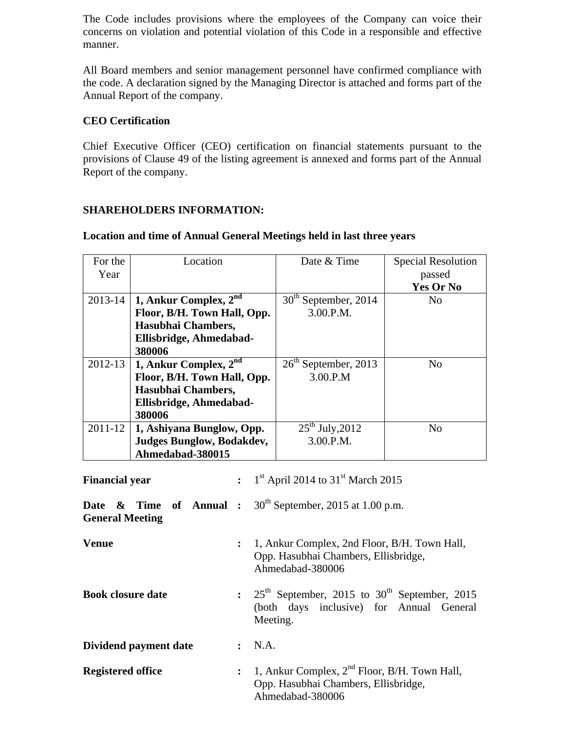The Code includes provisions where the employees of the Company can voice their concerns on violation and potential violation of this Code in a responsible and effective manner.

All Board members and senior management personnel have confirmed compliance with the code. A declaration signed by the Managing Director is attached and forms part of the Annual Report of the company.

**CEO Certification**

Chief Executive Officer (CEO) certification on financial statements pursuant to the provisions of Clause 49 of the listing agreement is annexed and forms part of the Annual Report of the company.

**SHAREHOLDERS INFORMATION:**

**Location and time of Annual General Meetings held in last three years**

| For the Year | Location | Date & Time | Special Resolution passed **Yes Or No** |
|---|---|---|---|
| 2013-14 | **1, Ankur Complex, 2nd Floor, B/H. Town Hall, Opp. Hasubhai Chambers, Ellisbridge, Ahmedabad-380006** | 30th September, 2014 3.00.P.M. | No |
| 2012-13 | **1, Ankur Complex, 2nd Floor, B/H. Town Hall, Opp. Hasubhai Chambers, Ellisbridge, Ahmedabad-380006** | 26th September, 2013 3.00.P.M | No |
| 2011-12 | **1, Ashiyana Bunglow, Opp. Judges Bunglow, Bodakdev, Ahmedabad-380015** | 25th July,2012 3.00.P.M. | No |

**Financial year** : 1st April 2014 to 31st March 2015

**Date & Time of Annual General Meeting** : 30th September, 2015 at 1.00 p.m.

**Venue** : 1, Ankur Complex, 2nd Floor, B/H. Town Hall, Opp. Hasubhai Chambers, Ellisbridge, Ahmedabad-380006

**Book closure date** : 25th September, 2015 to 30th September, 2015 (both days inclusive) for Annual General Meeting.

**Dividend payment date** : N.A.

**Registered office** : 1, Ankur Complex, 2nd Floor, B/H. Town Hall, Opp. Hasubhai Chambers, Ellisbridge, Ahmedabad-380006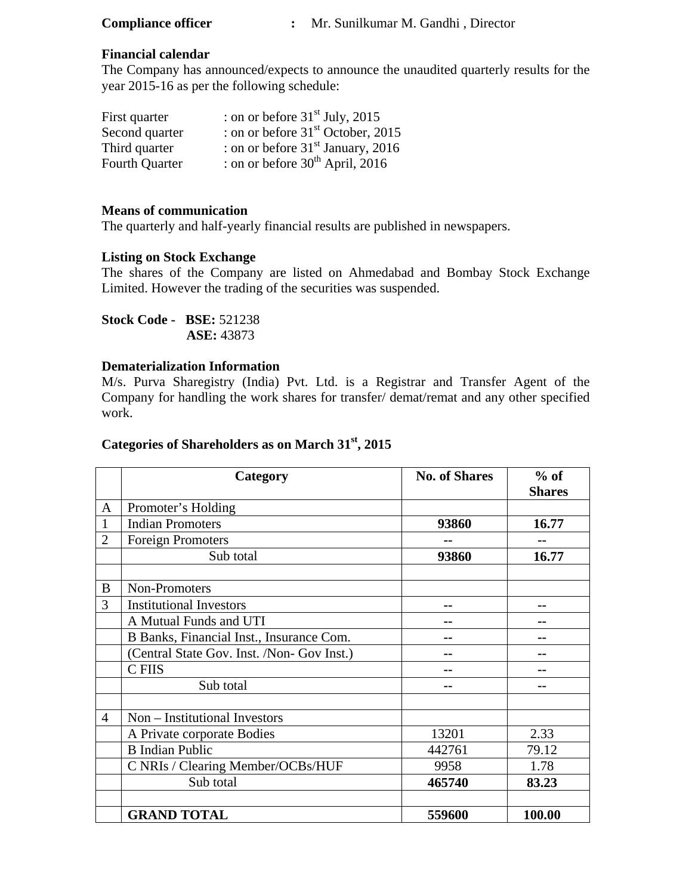**Compliance officer** **:** Mr. Sunilkumar M. Gandhi , Director

**Financial calendar**

The Company has announced/expects to announce the unaudited quarterly results for the year 2015-16 as per the following schedule:

First quarter : on or before 31st July, 2015
Second quarter : on or before 31st October, 2015
Third quarter : on or before 31st January, 2016
Fourth Quarter : on or before 30th April, 2016

**Means of communication**

The quarterly and half-yearly financial results are published in newspapers.

**Listing on Stock Exchange**

The shares of the Company are listed on Ahmedabad and Bombay Stock Exchange Limited. However the trading of the securities was suspended.

**Stock Code - BSE:** 521238
**ASE:** 43873

**Dematerialization Information**

M/s. Purva Sharegistry (India) Pvt. Ltd. is a Registrar and Transfer Agent of the Company for handling the work shares for transfer/ demat/remat and any other specified work.

**Categories of Shareholders as on March 31st, 2015**

| | Category | No. of Shares | % of Shares |
|---|---|---|---|
| A | Promoter's Holding | | |
| 1 | Indian Promoters | **93860** | **16.77** |
| 2 | Foreign Promoters | **--** | **--** |
| | Sub total | **93860** | **16.77** |
| | | | |
| B | Non-Promoters | | |
| 3 | Institutional Investors | -- | -- |
| | A Mutual Funds and UTI | -- | -- |
| | B Banks, Financial Inst., Insurance Com. | -- | -- |
| | (Central State Gov. Inst. /Non- Gov Inst.) | -- | -- |
| | C FIIS | -- | -- |
| | Sub total | -- | -- |
| | | | |
| 4 | Non – Institutional Investors | | |
| | A Private corporate Bodies | 13201 | 2.33 |
| | B Indian Public | 442761 | 79.12 |
| | C NRIs / Clearing Member/OCBs/HUF | 9958 | 1.78 |
| | Sub total | **465740** | **83.23** |
| | | | |
| | **GRAND TOTAL** | **559600** | **100.00** |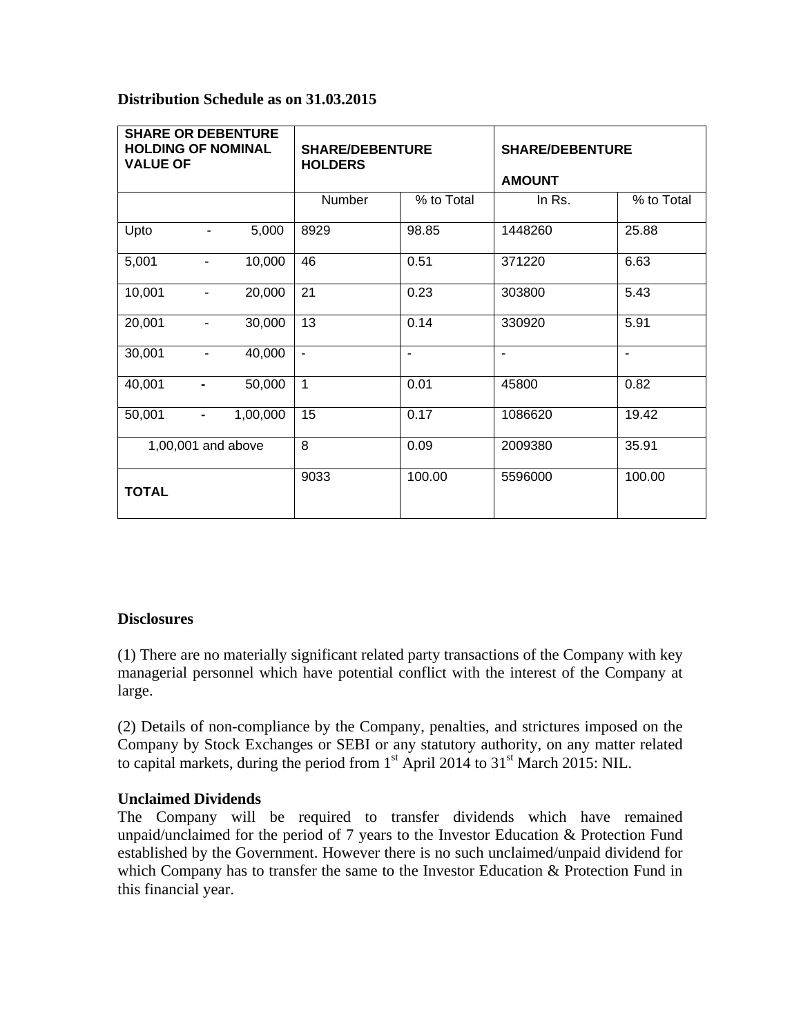**Distribution Schedule as on 31.03.2015**

| SHARE OR DEBENTURE HOLDING OF NOMINAL VALUE OF | SHARE/DEBENTURE HOLDERS | | SHARE/DEBENTURE AMOUNT | |
|---|---|---|---|---|
| | Number | % to Total | In Rs. | % to Total |
| Upto - 5,000 | 8929 | 98.85 | 1448260 | 25.88 |
| 5,001 - 10,000 | 46 | 0.51 | 371220 | 6.63 |
| 10,001 - 20,000 | 21 | 0.23 | 303800 | 5.43 |
| 20,001 - 30,000 | 13 | 0.14 | 330920 | 5.91 |
| 30,001 - 40,000 | - | - | - | - |
| 40,001 - 50,000 | 1 | 0.01 | 45800 | 0.82 |
| 50,001 - 1,00,000 | 15 | 0.17 | 1086620 | 19.42 |
| 1,00,001 and above | 8 | 0.09 | 2009380 | 35.91 |
| **TOTAL** | 9033 | 100.00 | 5596000 | 100.00 |

**Disclosures**

(1) There are no materially significant related party transactions of the Company with key managerial personnel which have potential conflict with the interest of the Company at large.

(2) Details of non-compliance by the Company, penalties, and strictures imposed on the Company by Stock Exchanges or SEBI or any statutory authority, on any matter related to capital markets, during the period from 1st April 2014 to 31st March 2015: NIL.

**Unclaimed Dividends**

The Company will be required to transfer dividends which have remained unpaid/unclaimed for the period of 7 years to the Investor Education & Protection Fund established by the Government. However there is no such unclaimed/unpaid dividend for which Company has to transfer the same to the Investor Education & Protection Fund in this financial year.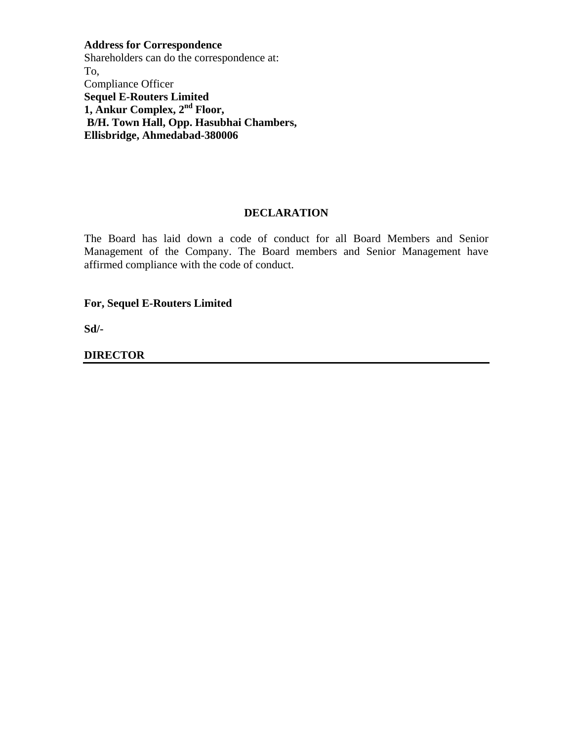**Address for Correspondence**

Shareholders can do the correspondence at:

To,

Compliance Officer

**Sequel E-Routers Limited**

**1, Ankur Complex, 2nd Floor,**

**B/H. Town Hall, Opp. Hasubhai Chambers,**

**Ellisbridge, Ahmedabad-380006**

## DECLARATION

The Board has laid down a code of conduct for all Board Members and Senior Management of the Company. The Board members and Senior Management have affirmed compliance with the code of conduct.

**For, Sequel E-Routers Limited**

**Sd/-**

**DIRECTOR**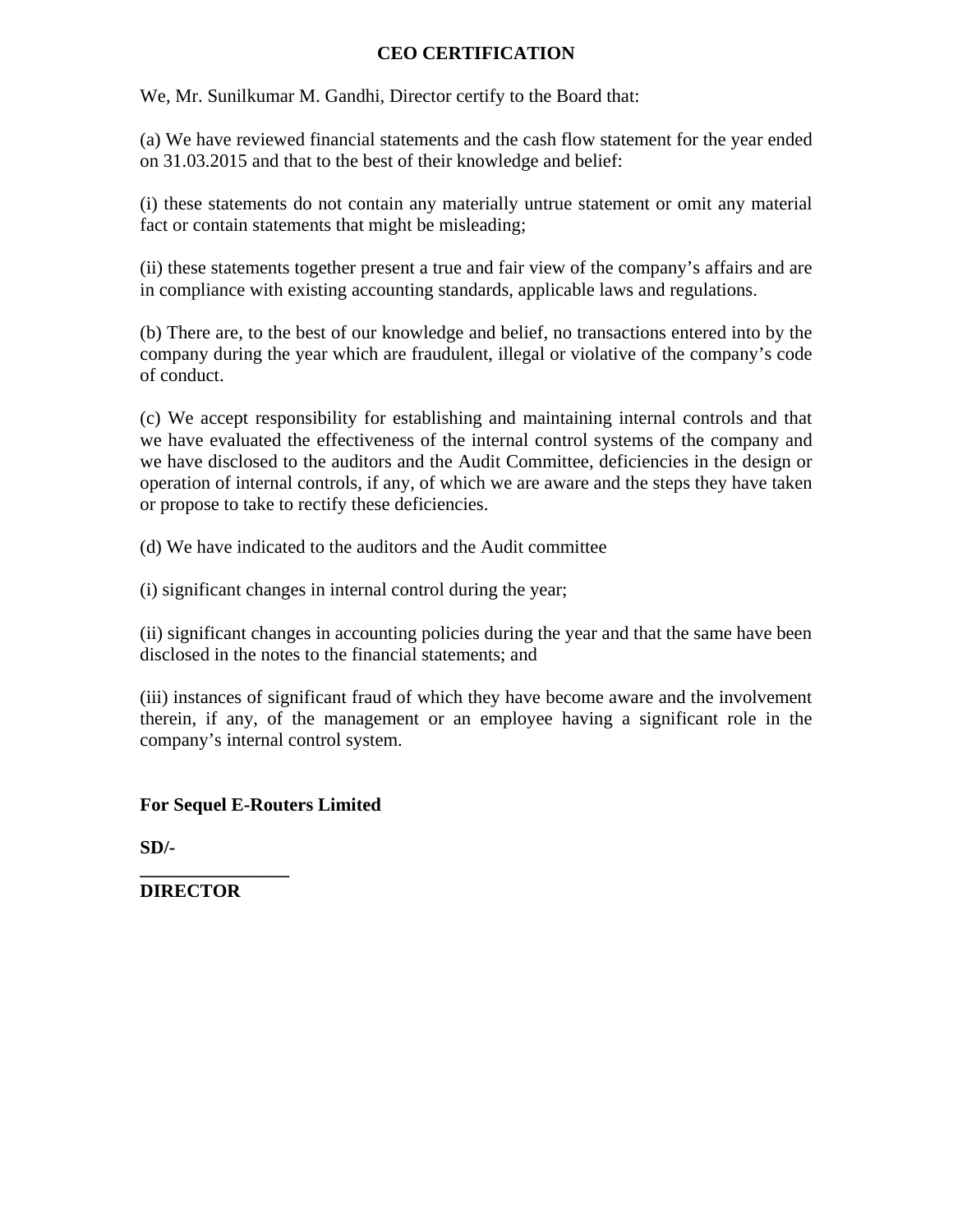# CEO CERTIFICATION

We, Mr. Sunilkumar M. Gandhi, Director certify to the Board that:

(a) We have reviewed financial statements and the cash flow statement for the year ended on 31.03.2015 and that to the best of their knowledge and belief:

(i) these statements do not contain any materially untrue statement or omit any material fact or contain statements that might be misleading;

(ii) these statements together present a true and fair view of the company's affairs and are in compliance with existing accounting standards, applicable laws and regulations.

(b) There are, to the best of our knowledge and belief, no transactions entered into by the company during the year which are fraudulent, illegal or violative of the company's code of conduct.

(c) We accept responsibility for establishing and maintaining internal controls and that we have evaluated the effectiveness of the internal control systems of the company and we have disclosed to the auditors and the Audit Committee, deficiencies in the design or operation of internal controls, if any, of which we are aware and the steps they have taken or propose to take to rectify these deficiencies.

(d) We have indicated to the auditors and the Audit committee

(i) significant changes in internal control during the year;

(ii) significant changes in accounting policies during the year and that the same have been disclosed in the notes to the financial statements; and

(iii) instances of significant fraud of which they have become aware and the involvement therein, if any, of the management or an employee having a significant role in the company's internal control system.

**For Sequel E-Routers Limited**

**SD/-**

**________________**

**DIRECTOR**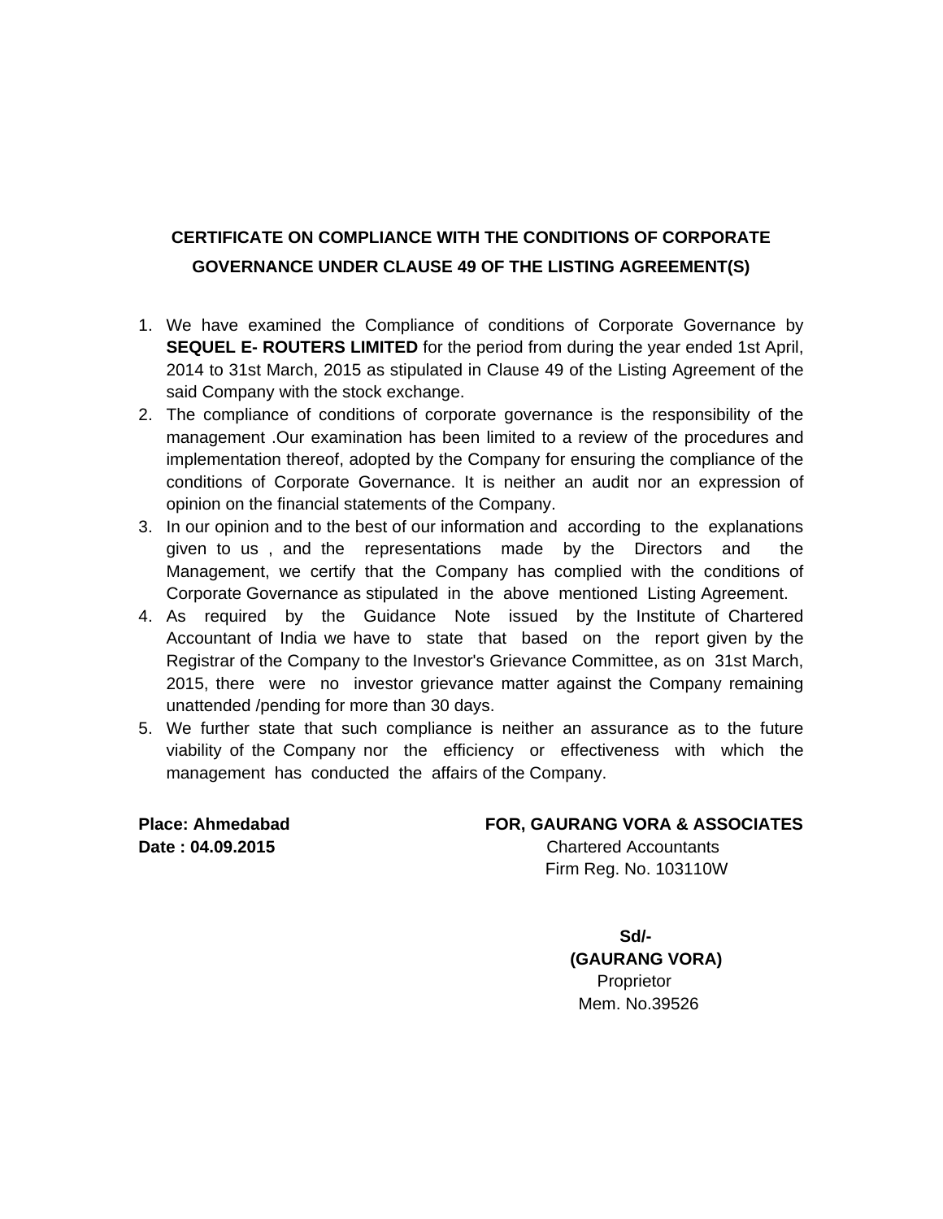## CERTIFICATE ON COMPLIANCE WITH THE CONDITIONS OF CORPORATE GOVERNANCE UNDER CLAUSE 49 OF THE LISTING AGREEMENT(S)

1. We have examined the Compliance of conditions of Corporate Governance by **SEQUEL E- ROUTERS LIMITED** for the period from during the year ended 1st April, 2014 to 31st March, 2015 as stipulated in Clause 49 of the Listing Agreement of the said Company with the stock exchange.
2. The compliance of conditions of corporate governance is the responsibility of the management .Our examination has been limited to a review of the procedures and implementation thereof, adopted by the Company for ensuring the compliance of the conditions of Corporate Governance. It is neither an audit nor an expression of opinion on the financial statements of the Company.
3. In our opinion and to the best of our information and according to the explanations given to us , and the representations made by the Directors and the Management, we certify that the Company has complied with the conditions of Corporate Governance as stipulated in the above mentioned Listing Agreement.
4. As required by the Guidance Note issued by the Institute of Chartered Accountant of India we have to state that based on the report given by the Registrar of the Company to the Investor's Grievance Committee, as on 31st March, 2015, there were no investor grievance matter against the Company remaining unattended /pending for more than 30 days.
5. We further state that such compliance is neither an assurance as to the future viability of the Company nor the efficiency or effectiveness with which the management has conducted the affairs of the Company.

**Place: Ahmedabad**
**Date : 04.09.2015**

**FOR, GAURANG VORA & ASSOCIATES**
Chartered Accountants
Firm Reg. No. 103110W

**Sd/-**
**(GAURANG VORA)**
Proprietor
Mem. No.39526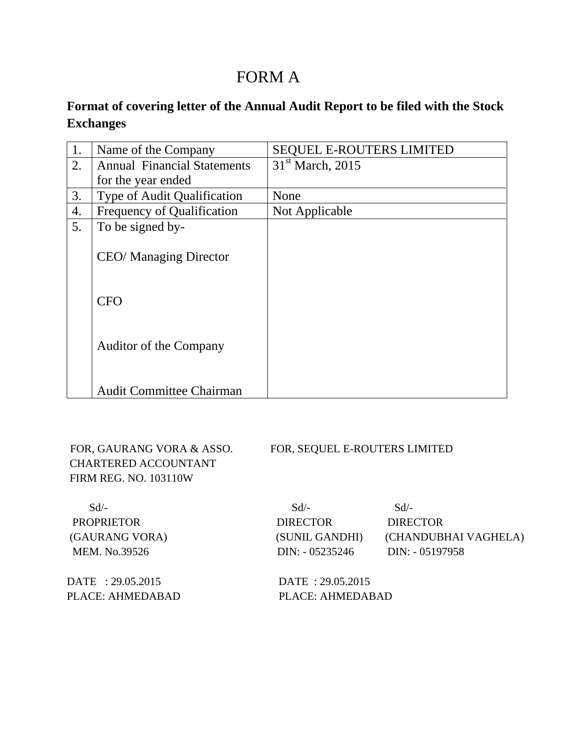# FORM A

**Format of covering letter of the Annual Audit Report to be filed with the Stock Exchanges**

| 1. | Name of the Company | SEQUEL E-ROUTERS LIMITED |
|---|---|---|
| 2. | Annual Financial Statements for the year ended | 31st March, 2015 |
| 3. | Type of Audit Qualification | None |
| 4. | Frequency of Qualification | Not Applicable |
| 5. | To be signed by-<br><br>CEO/ Managing Director<br><br>CFO<br><br>Auditor of the Company<br><br>Audit Committee Chairman | |

FOR, GAURANG VORA & ASSO.
CHARTERED ACCOUNTANT
FIRM REG. NO. 103110W

Sd/-
PROPRIETOR
(GAURANG VORA)
MEM. No.39526

DATE : 29.05.2015
PLACE: AHMEDABAD

FOR, SEQUEL E-ROUTERS LIMITED

| Sd/- | Sd/- |
|---|---|
| DIRECTOR | DIRECTOR |
| (SUNIL GANDHI) | (CHANDUBHAI VAGHELA) |
| DIN: - 05235246 | DIN: - 05197958 |

DATE : 29.05.2015
PLACE: AHMEDABAD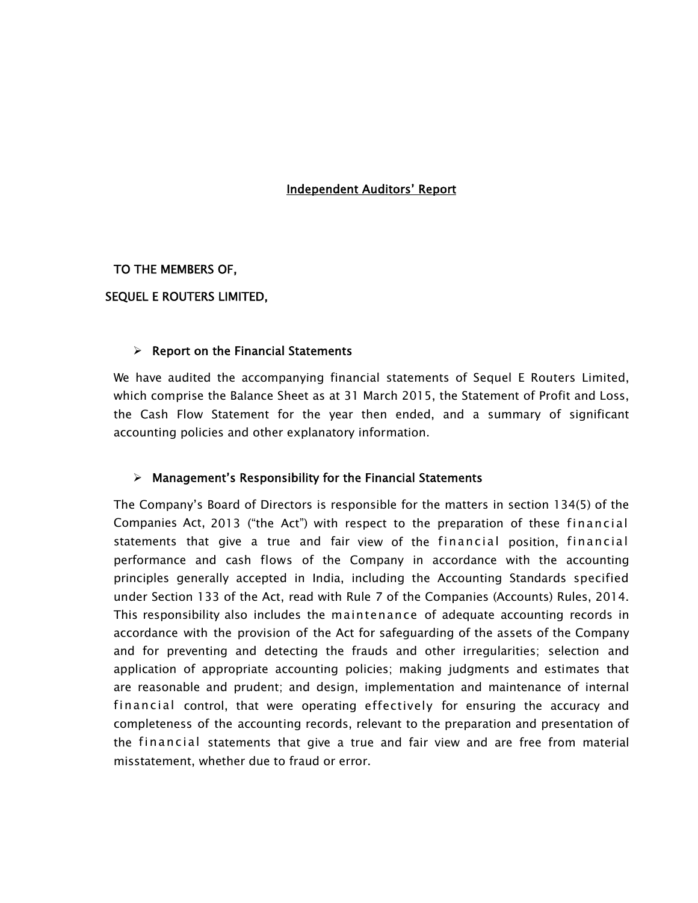# Independent Auditors' Report

TO THE MEMBERS OF,

SEQUEL E ROUTERS LIMITED,

## ➢ Report on the Financial Statements

We have audited the accompanying financial statements of Sequel E Routers Limited, which comprise the Balance Sheet as at 31 March 2015, the Statement of Profit and Loss, the Cash Flow Statement for the year then ended, and a summary of significant accounting policies and other explanatory information.

## ➢ Management's Responsibility for the Financial Statements

The Company's Board of Directors is responsible for the matters in section 134(5) of the Companies Act, 2013 ("the Act") with respect to the preparation of these financial statements that give a true and fair view of the financial position, financial performance and cash flows of the Company in accordance with the accounting principles generally accepted in India, including the Accounting Standards specified under Section 133 of the Act, read with Rule 7 of the Companies (Accounts) Rules, 2014. This responsibility also includes the maintenance of adequate accounting records in accordance with the provision of the Act for safeguarding of the assets of the Company and for preventing and detecting the frauds and other irregularities; selection and application of appropriate accounting policies; making judgments and estimates that are reasonable and prudent; and design, implementation and maintenance of internal financial control, that were operating effectively for ensuring the accuracy and completeness of the accounting records, relevant to the preparation and presentation of the financial statements that give a true and fair view and are free from material misstatement, whether due to fraud or error.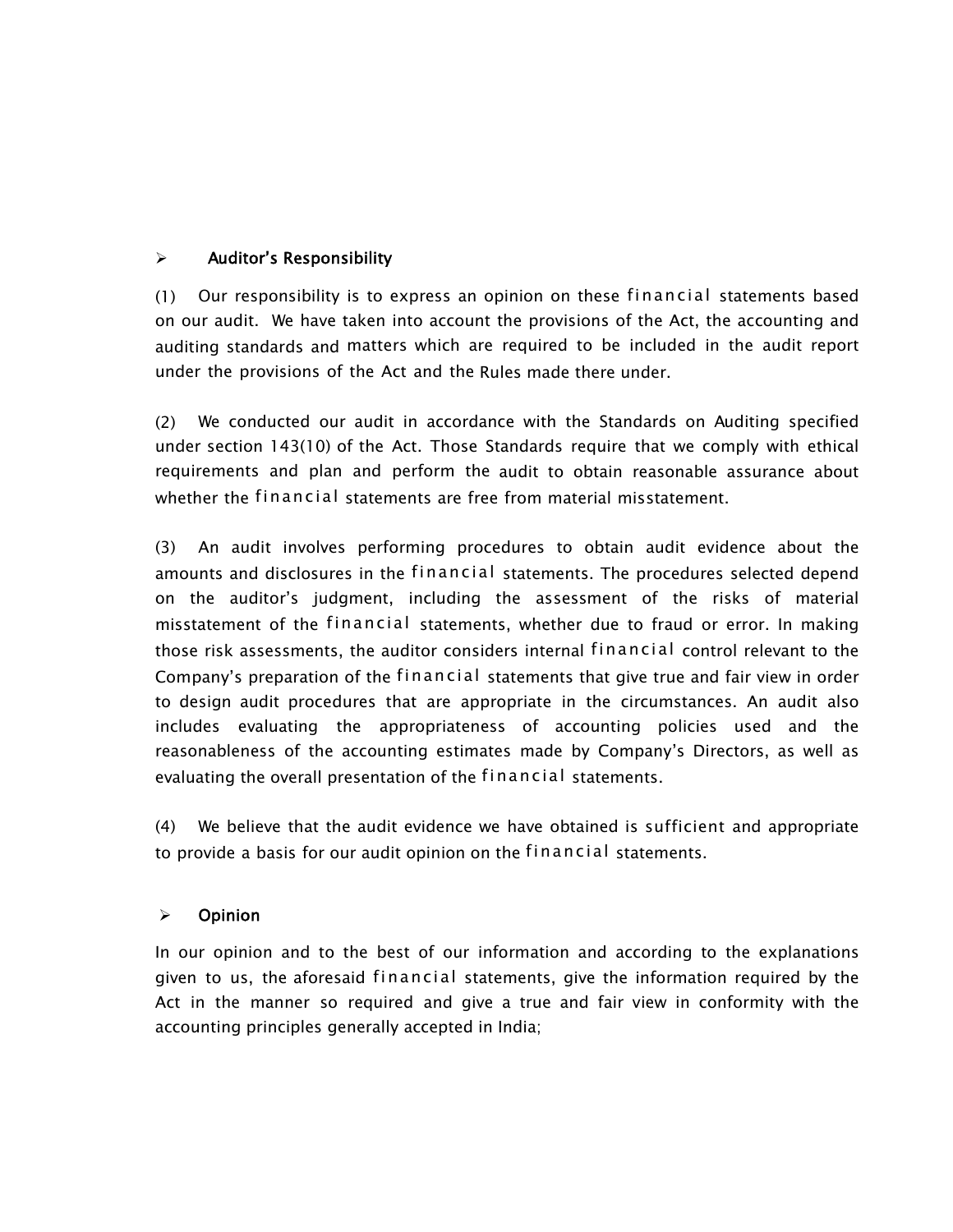## ➢ Auditor's Responsibility

(1) Our responsibility is to express an opinion on these financial statements based on our audit. We have taken into account the provisions of the Act, the accounting and auditing standards and matters which are required to be included in the audit report under the provisions of the Act and the Rules made there under.

(2) We conducted our audit in accordance with the Standards on Auditing specified under section 143(10) of the Act. Those Standards require that we comply with ethical requirements and plan and perform the audit to obtain reasonable assurance about whether the financial statements are free from material misstatement.

(3) An audit involves performing procedures to obtain audit evidence about the amounts and disclosures in the financial statements. The procedures selected depend on the auditor's judgment, including the assessment of the risks of material misstatement of the financial statements, whether due to fraud or error. In making those risk assessments, the auditor considers internal financial control relevant to the Company's preparation of the financial statements that give true and fair view in order to design audit procedures that are appropriate in the circumstances. An audit also includes evaluating the appropriateness of accounting policies used and the reasonableness of the accounting estimates made by Company's Directors, as well as evaluating the overall presentation of the financial statements.

(4) We believe that the audit evidence we have obtained is sufficient and appropriate to provide a basis for our audit opinion on the financial statements.

## ➢ Opinion

In our opinion and to the best of our information and according to the explanations given to us, the aforesaid financial statements, give the information required by the Act in the manner so required and give a true and fair view in conformity with the accounting principles generally accepted in India;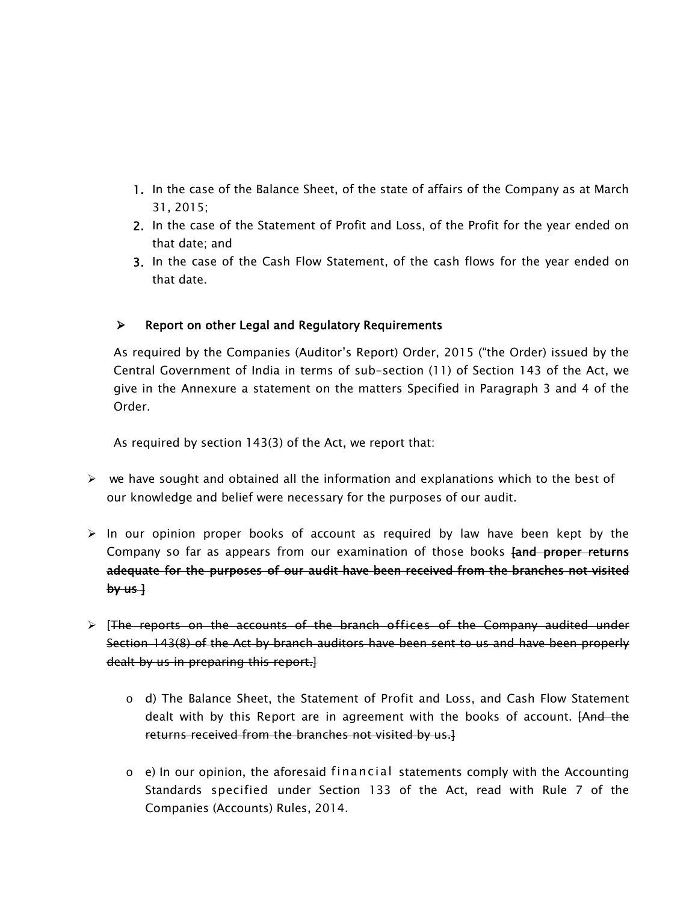1. In the case of the Balance Sheet, of the state of affairs of the Company as at March 31, 2015;
2. In the case of the Statement of Profit and Loss, of the Profit for the year ended on that date; and
3. In the case of the Cash Flow Statement, of the cash flows for the year ended on that date.

- **Report on other Legal and Regulatory Requirements**

As required by the Companies (Auditor's Report) Order, 2015 ("the Order) issued by the Central Government of India in terms of sub-section (11) of Section 143 of the Act, we give in the Annexure a statement on the matters Specified in Paragraph 3 and 4 of the Order.

As required by section 143(3) of the Act, we report that:

- we have sought and obtained all the information and explanations which to the best of our knowledge and belief were necessary for the purposes of our audit.

- In our opinion proper books of account as required by law have been kept by the Company so far as appears from our examination of those books ~~**[and proper returns adequate for the purposes of our audit have been received from the branches not visited by us ]**~~

- ~~[The reports on the accounts of the branch offices of the Company audited under Section 143(8) of the Act by branch auditors have been sent to us and have been properly dealt by us in preparing this report.]~~

  - d) The Balance Sheet, the Statement of Profit and Loss, and Cash Flow Statement dealt with by this Report are in agreement with the books of account. ~~[And the returns received from the branches not visited by us.]~~

  - e) In our opinion, the aforesaid financial statements comply with the Accounting Standards specified under Section 133 of the Act, read with Rule 7 of the Companies (Accounts) Rules, 2014.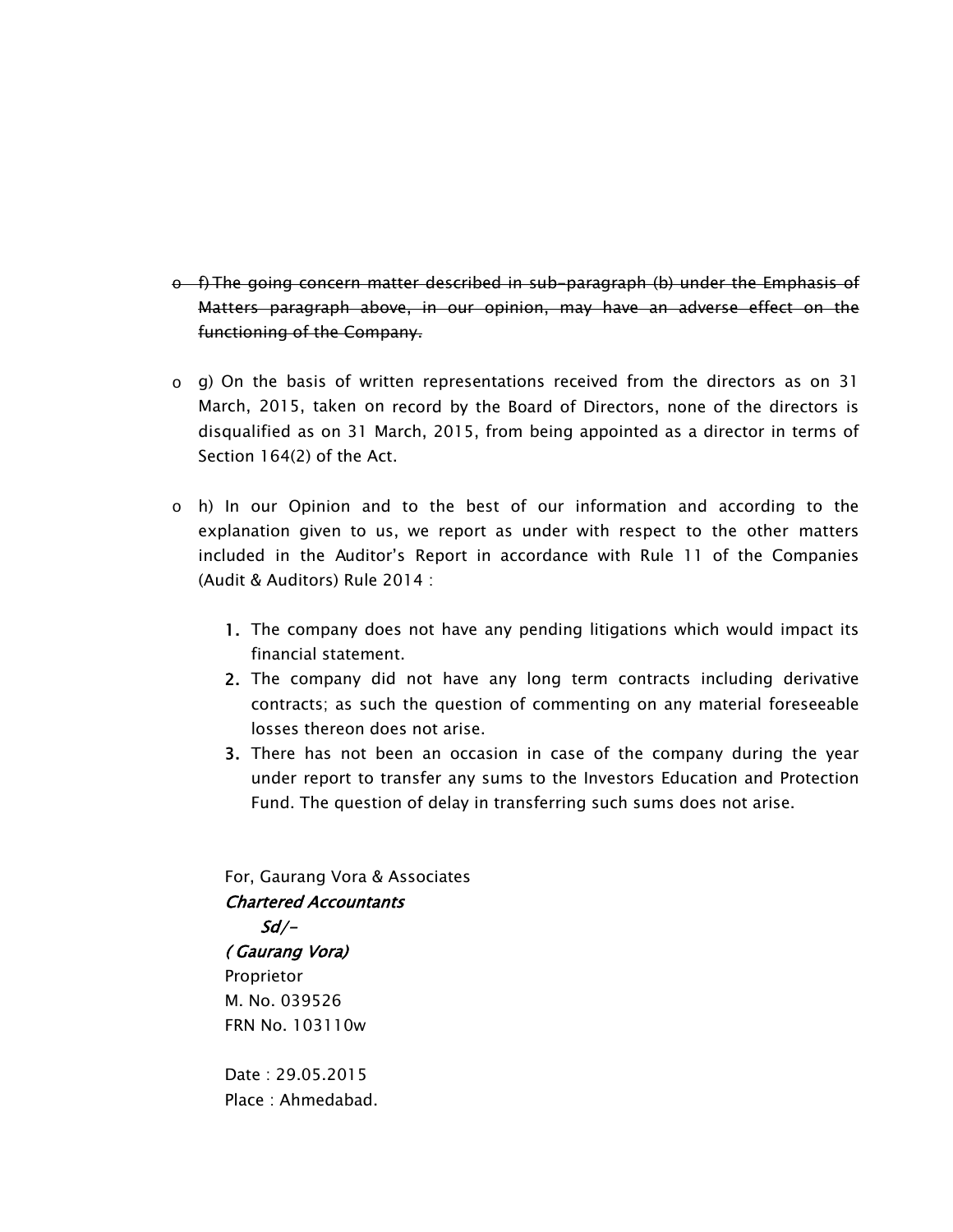- ~~f) The going concern matter described in sub-paragraph (b) under the Emphasis of Matters paragraph above, in our opinion, may have an adverse effect on the functioning of the Company.~~

- g) On the basis of written representations received from the directors as on 31 March, 2015, taken on record by the Board of Directors, none of the directors is disqualified as on 31 March, 2015, from being appointed as a director in terms of Section 164(2) of the Act.

- h) In our Opinion and to the best of our information and according to the explanation given to us, we report as under with respect to the other matters included in the Auditor's Report in accordance with Rule 11 of the Companies (Audit & Auditors) Rule 2014 :

  1. The company does not have any pending litigations which would impact its financial statement.
  2. The company did not have any long term contracts including derivative contracts; as such the question of commenting on any material foreseeable losses thereon does not arise.
  3. There has not been an occasion in case of the company during the year under report to transfer any sums to the Investors Education and Protection Fund. The question of delay in transferring such sums does not arise.

For, Gaurang Vora & Associates
*Chartered Accountants*
*Sd/-*
*( Gaurang Vora)*
Proprietor
M. No. 039526
FRN No. 103110w

Date : 29.05.2015
Place : Ahmedabad.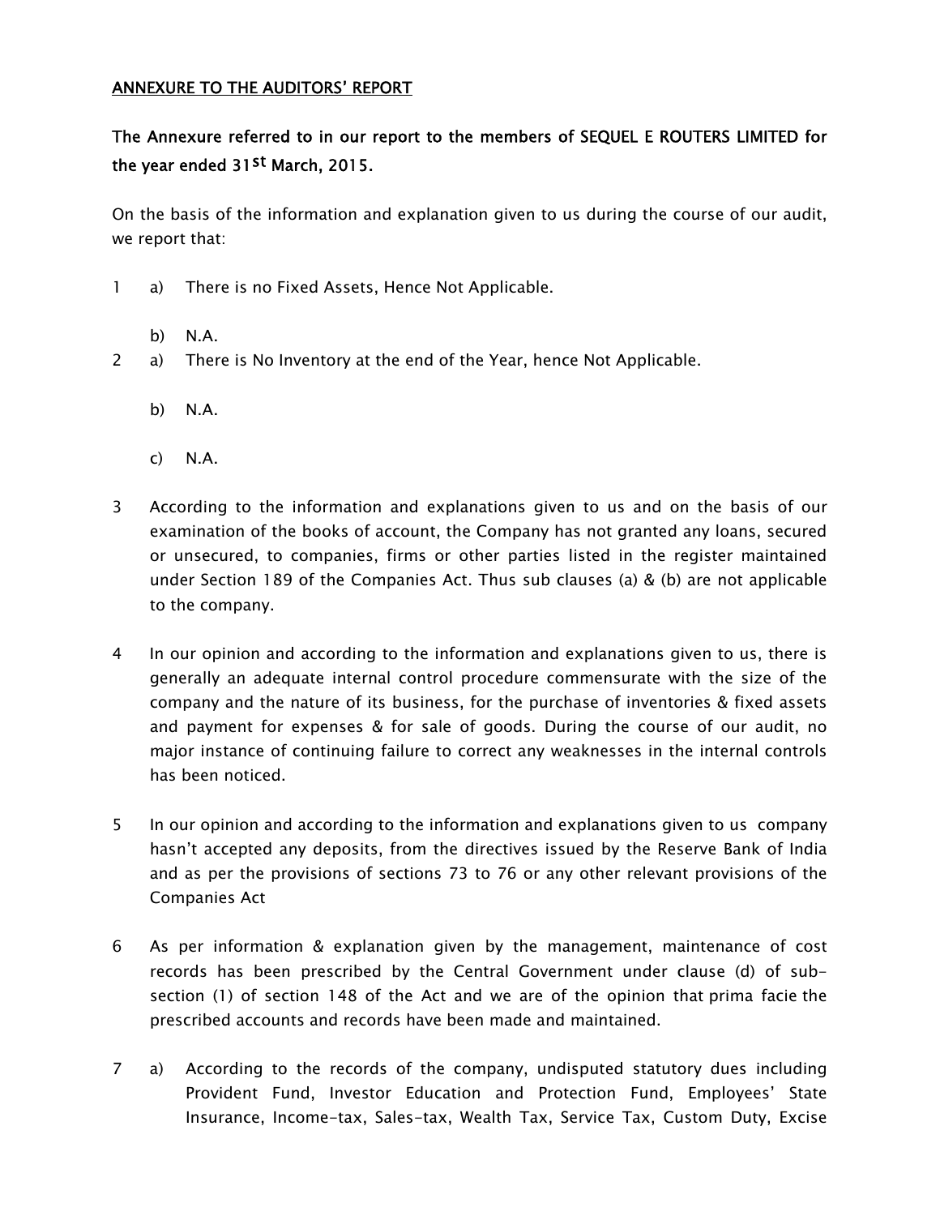<u>ANNEXURE TO THE AUDITORS' REPORT</u>

**The Annexure referred to in our report to the members of SEQUEL E ROUTERS LIMITED for the year ended 31st March, 2015.**

On the basis of the information and explanation given to us during the course of our audit, we report that:

1 a) There is no Fixed Assets, Hence Not Applicable.

 b) N.A.

2 a) There is No Inventory at the end of the Year, hence Not Applicable.

 b) N.A.

 c) N.A.

3 According to the information and explanations given to us and on the basis of our examination of the books of account, the Company has not granted any loans, secured or unsecured, to companies, firms or other parties listed in the register maintained under Section 189 of the Companies Act. Thus sub clauses (a) & (b) are not applicable to the company.

4 In our opinion and according to the information and explanations given to us, there is generally an adequate internal control procedure commensurate with the size of the company and the nature of its business, for the purchase of inventories & fixed assets and payment for expenses & for sale of goods. During the course of our audit, no major instance of continuing failure to correct any weaknesses in the internal controls has been noticed.

5 In our opinion and according to the information and explanations given to us company hasn't accepted any deposits, from the directives issued by the Reserve Bank of India and as per the provisions of sections 73 to 76 or any other relevant provisions of the Companies Act

6 As per information & explanation given by the management, maintenance of cost records has been prescribed by the Central Government under clause (d) of sub-section (1) of section 148 of the Act and we are of the opinion that prima facie the prescribed accounts and records have been made and maintained.

7 a) According to the records of the company, undisputed statutory dues including Provident Fund, Investor Education and Protection Fund, Employees' State Insurance, Income-tax, Sales-tax, Wealth Tax, Service Tax, Custom Duty, Excise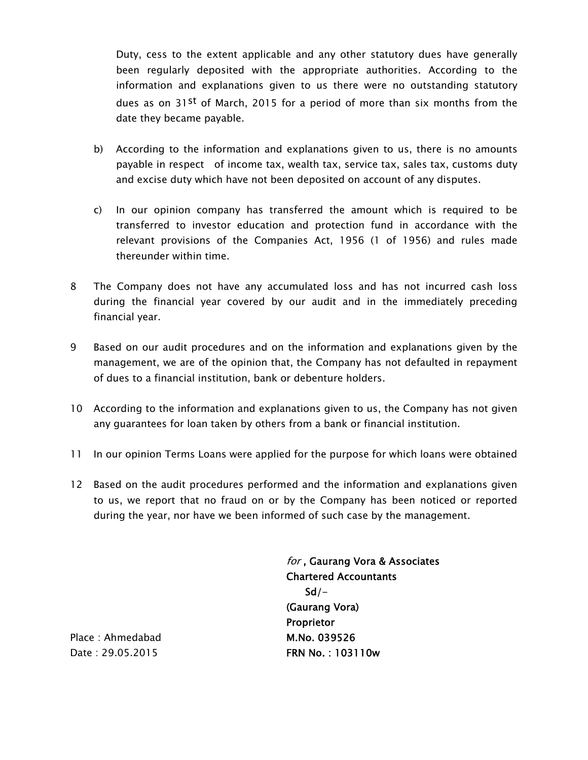Duty, cess to the extent applicable and any other statutory dues have generally been regularly deposited with the appropriate authorities. According to the information and explanations given to us there were no outstanding statutory dues as on 31st of March, 2015 for a period of more than six months from the date they became payable.

b) According to the information and explanations given to us, there is no amounts payable in respect of income tax, wealth tax, service tax, sales tax, customs duty and excise duty which have not been deposited on account of any disputes.

c) In our opinion company has transferred the amount which is required to be transferred to investor education and protection fund in accordance with the relevant provisions of the Companies Act, 1956 (1 of 1956) and rules made thereunder within time.

8 The Company does not have any accumulated loss and has not incurred cash loss during the financial year covered by our audit and in the immediately preceding financial year.

9 Based on our audit procedures and on the information and explanations given by the management, we are of the opinion that, the Company has not defaulted in repayment of dues to a financial institution, bank or debenture holders.

10 According to the information and explanations given to us, the Company has not given any guarantees for loan taken by others from a bank or financial institution.

11 In our opinion Terms Loans were applied for the purpose for which loans were obtained

12 Based on the audit procedures performed and the information and explanations given to us, we report that no fraud on or by the Company has been noticed or reported during the year, nor have we been informed of such case by the management.

*for* , **Gaurang Vora & Associates**
**Chartered Accountants**
**Sd/-**
**(Gaurang Vora)**
**Proprietor**
**M.No. 039526**
**FRN No. : 103110w**

Place : Ahmedabad
Date : 29.05.2015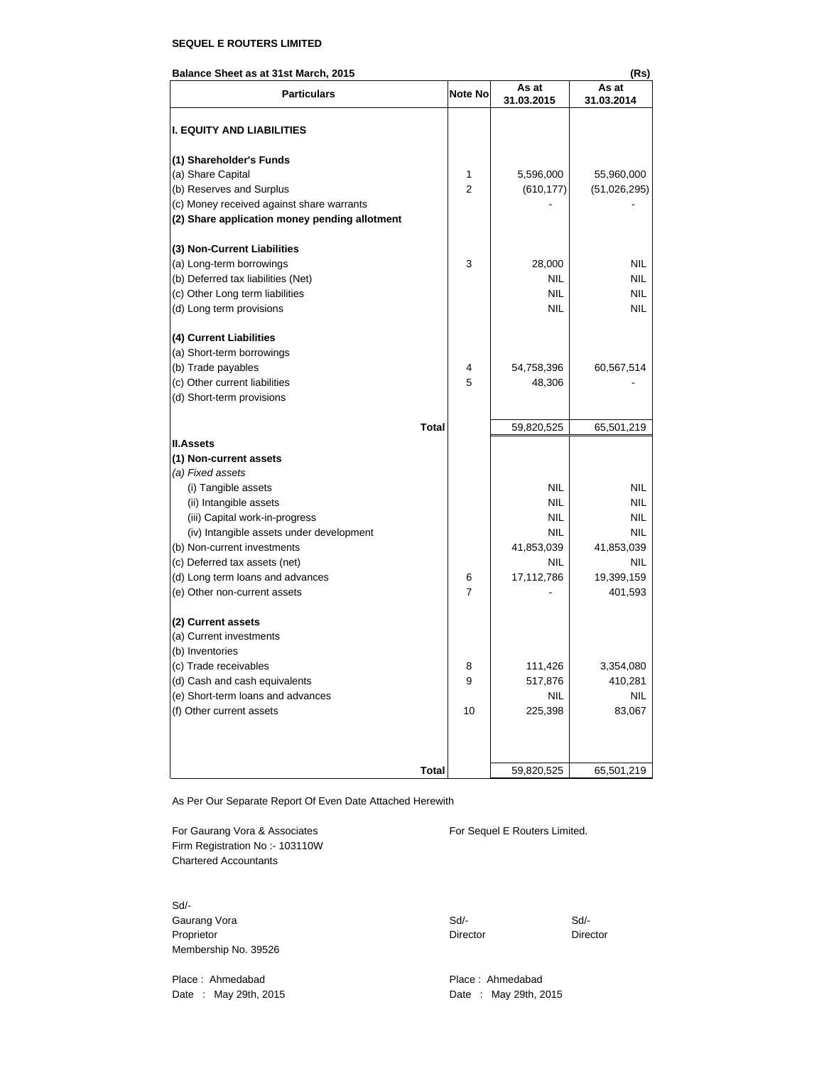**SEQUEL E ROUTERS LIMITED**

**Balance Sheet as at 31st March, 2015** (Rs)

| Particulars | Note No | As at 31.03.2015 | As at 31.03.2014 |
|---|---|---|---|
| **I. EQUITY AND LIABILITIES** | | | |
| **(1) Shareholder's Funds** | | | |
| (a) Share Capital | 1 | 5,596,000 | 55,960,000 |
| (b) Reserves and Surplus | 2 | (610,177) | (51,026,295) |
| (c) Money received against share warrants | | - | - |
| **(2) Share application money pending allotment** | | | |
| **(3) Non-Current Liabilities** | | | |
| (a) Long-term borrowings | 3 | 28,000 | NIL |
| (b) Deferred tax liabilities (Net) | | NIL | NIL |
| (c) Other Long term liabilities | | NIL | NIL |
| (d) Long term provisions | | NIL | NIL |
| **(4) Current Liabilities** | | | |
| (a) Short-term borrowings | | | |
| (b) Trade payables | 4 | 54,758,396 | 60,567,514 |
| (c) Other current liabilities | 5 | 48,306 | - |
| (d) Short-term provisions | | | |
| **Total** | | 59,820,525 | 65,501,219 |
| **II.Assets** | | | |
| **(1) Non-current assets** | | | |
| *(a) Fixed assets* | | | |
| (i) Tangible assets | | NIL | NIL |
| (ii) Intangible assets | | NIL | NIL |
| (iii) Capital work-in-progress | | NIL | NIL |
| (iv) Intangible assets under development | | NIL | NIL |
| (b) Non-current investments | | 41,853,039 | 41,853,039 |
| (c) Deferred tax assets (net) | | NIL | NIL |
| (d) Long term loans and advances | 6 | 17,112,786 | 19,399,159 |
| (e) Other non-current assets | 7 | - | 401,593 |
| **(2) Current assets** | | | |
| (a) Current investments | | | |
| (b) Inventories | | | |
| (c) Trade receivables | 8 | 111,426 | 3,354,080 |
| (d) Cash and cash equivalents | 9 | 517,876 | 410,281 |
| (e) Short-term loans and advances | | NIL | NIL |
| (f) Other current assets | 10 | 225,398 | 83,067 |
| **Total** | | 59,820,525 | 65,501,219 |

As Per Our Separate Report Of Even Date Attached Herewith

For Gaurang Vora & Associates
Firm Registration No :- 103110W
Chartered Accountants

Sd/-
Gaurang Vora
Proprietor
Membership No. 39526

Place : Ahmedabad
Date : May 29th, 2015

For Sequel E Routers Limited.

Sd/-
Director

Sd/-
Director

Place : Ahmedabad
Date : May 29th, 2015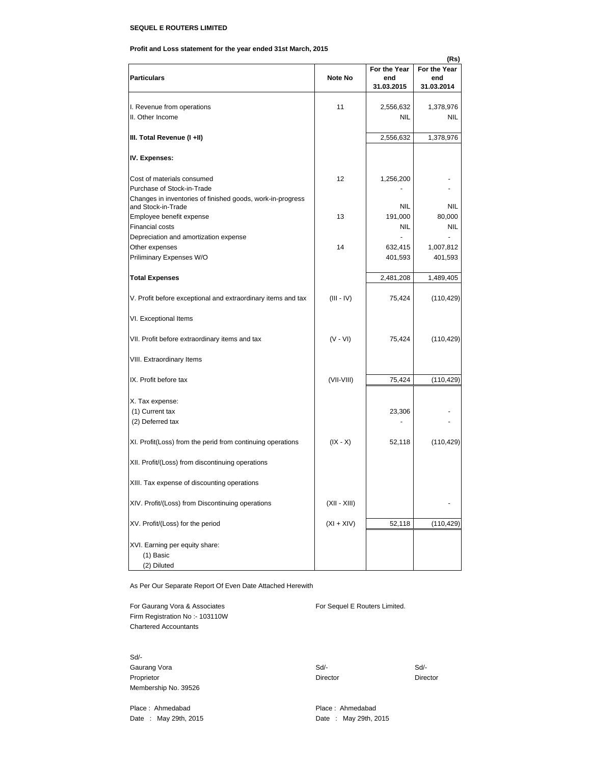**SEQUEL E ROUTERS LIMITED**

**Profit and Loss statement for the year ended 31st March, 2015**

(Rs)

| Particulars | Note No | For the Year end 31.03.2015 | For the Year end 31.03.2014 |
|---|---|---|---|
| I. Revenue from operations | 11 | 2,556,632 | 1,378,976 |
| II. Other Income | | NIL | NIL |
| **III. Total Revenue (I +II)** | | 2,556,632 | 1,378,976 |
| **IV. Expenses:** | | | |
| Cost of materials consumed | 12 | 1,256,200 | - |
| Purchase of Stock-in-Trade | | - | - |
| Changes in inventories of finished goods, work-in-progress and Stock-in-Trade | | NIL | NIL |
| Employee benefit expense | 13 | 191,000 | 80,000 |
| Financial costs | | NIL | NIL |
| Depreciation and amortization expense | | - | - |
| Other expenses | 14 | 632,415 | 1,007,812 |
| Priliminary Expenses W/O | | 401,593 | 401,593 |
| **Total Expenses** | | 2,481,208 | 1,489,405 |
| V. Profit before exceptional and extraordinary items and tax | (III - IV) | 75,424 | (110,429) |
| VI. Exceptional Items | | | |
| VII. Profit before extraordinary items and tax | (V - VI) | 75,424 | (110,429) |
| VIII. Extraordinary Items | | | |
| IX. Profit before tax | (VII-VIII) | 75,424 | (110,429) |
| X. Tax expense: | | | |
| (1) Current tax | | 23,306 | - |
| (2) Deferred tax | | - | - |
| XI. Profit(Loss) from the perid from continuing operations | (IX - X) | 52,118 | (110,429) |
| XII. Profit/(Loss) from discontinuing operations | | | |
| XIII. Tax expense of discounting operations | | | |
| XIV. Profit/(Loss) from Discontinuing operations | (XII - XIII) | | - |
| XV. Profit/(Loss) for the period | (XI + XIV) | 52,118 | (110,429) |
| XVI. Earning per equity share: | | | |
| (1) Basic | | | |
| (2) Diluted | | | |

As Per Our Separate Report Of Even Date Attached Herewith

For Gaurang Vora & Associates
Firm Registration No :- 103110W
Chartered Accountants

For Sequel E Routers Limited.

Sd/-
Gaurang Vora
Proprietor
Membership No. 39526

Sd/-
Director

Sd/-
Director

Place : Ahmedabad
Date : May 29th, 2015

Place : Ahmedabad
Date : May 29th, 2015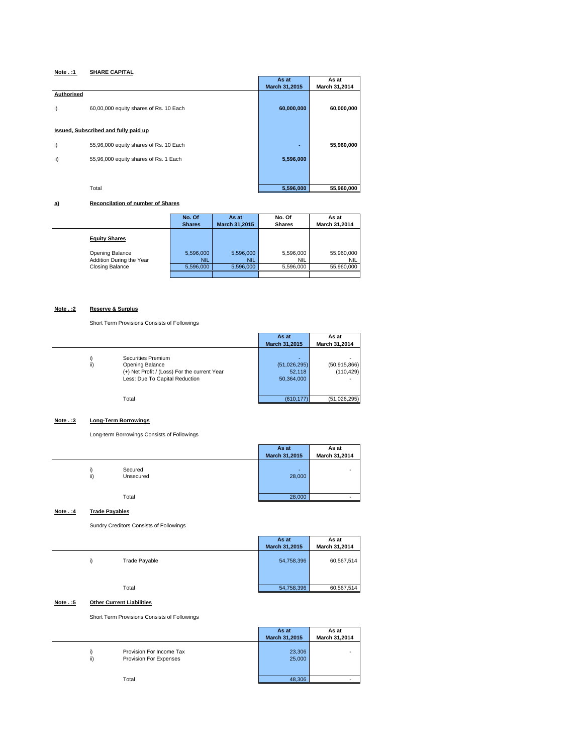**Note . :1** **SHARE CAPITAL**

| | | As at March 31,2015 | As at March 31,2014 |
|---|---|---|---|
| **Authorised** | | | |
| i) | 60,00,000 equity shares of Rs. 10 Each | **60,000,000** | **60,000,000** |
| **Issued, Subscribed and fully paid up** | | | |
| i) | 55,96,000 equity shares of Rs. 10 Each | **-** | **55,960,000** |
| ii) | 55,96,000 equity shares of Rs. 1 Each | **5,596,000** | |
| | Total | **5,596,000** | **55,960,000** |

**a)** **Reconciliation of number of Shares**

| | No. Of Shares | As at March 31,2015 | No. Of Shares | As at March 31,2014 |
|---|---|---|---|---|
| **Equity Shares** | | | | |
| Opening Balance | 5,596,000 | 5,596,000 | 5,596,000 | 55,960,000 |
| Addition During the Year | NIL | NIL | NIL | NIL |
| Closing Balance | 5,596,000 | 5,596,000 | 5,596,000 | 55,960,000 |

**Note . :2** **Reserve & Surplus**

Short Term Provisions Consists of Followings

| | | As at March 31,2015 | As at March 31,2014 |
|---|---|---|---|
| i) | Securities Premium | - | - |
| ii) | Opening Balance | (51,026,295) | (50,915,866) |
| | (+) Net Profit / (Loss) For the current Year | 52,118 | (110,429) |
| | Less: Due To Capital Reduction | 50,364,000 | - |
| | Total | (610,177) | (51,026,295) |

**Note . :3** **Long-Term Borrowings**

Long-term Borrowings Consists of Followings

| | | As at March 31,2015 | As at March 31,2014 |
|---|---|---|---|
| i) | Secured | - | - |
| ii) | Unsecured | 28,000 | |
| | Total | 28,000 | - |

**Note . :4** **Trade Payables**

Sundry Creditors Consists of Followings

| | | As at March 31,2015 | As at March 31,2014 |
|---|---|---|---|
| i) | Trade Payable | 54,758,396 | 60,567,514 |
| | Total | 54,758,396 | 60,567,514 |

**Note . :5** **Other Current Liabilities**

Short Term Provisions Consists of Followings

| | | As at March 31,2015 | As at March 31,2014 |
|---|---|---|---|
| i) | Provision For Income Tax | 23,306 | - |
| ii) | Provision For Expenses | 25,000 | |
| | Total | 48,306 | - |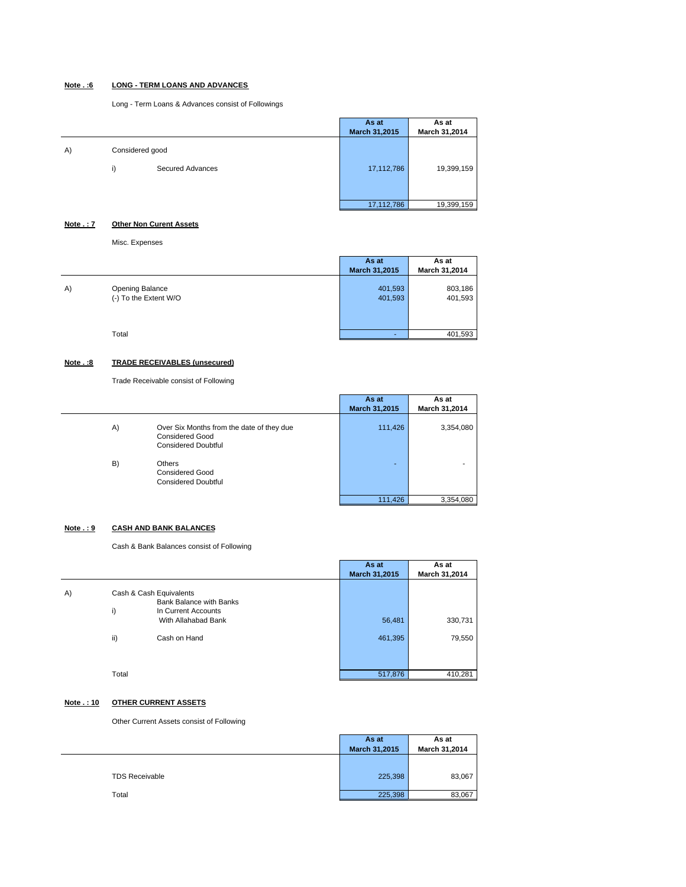**Note . :6** **LONG - TERM LOANS AND ADVANCES**

Long - Term Loans & Advances consist of Followings

| | | | As at March 31,2015 | As at March 31,2014 |
|---|---|---|---|---|
| A) | Considered good | | | |
| | i) | Secured Advances | 17,112,786 | 19,399,159 |
| | | | 17,112,786 | 19,399,159 |

**Note . : 7** **Other Non Curent Assets**

Misc. Expenses

| | | As at March 31,2015 | As at March 31,2014 |
|---|---|---|---|
| A) | Opening Balance | 401,593 | 803,186 |
| | (-) To the Extent W/O | 401,593 | 401,593 |
| | Total | - | 401,593 |

**Note . :8** **TRADE RECEIVABLES (unsecured)**

Trade Receivable consist of Following

| | | | As at March 31,2015 | As at March 31,2014 |
|---|---|---|---|---|
| | A) | Over Six Months from the date of they due<br>Considered Good<br>Considered Doubtful | 111,426 | 3,354,080 |
| | B) | Others<br>Considered Good<br>Considered Doubtful | - | - |
| | | | 111,426 | 3,354,080 |

**Note . : 9** **CASH AND BANK BALANCES**

Cash & Bank Balances consist of Following

| | | | As at March 31,2015 | As at March 31,2014 |
|---|---|---|---|---|
| A) | Cash & Cash Equivalents | | | |
| | | Bank Balance with Banks | | |
| | i) | In Current Accounts<br>With Allahabad Bank | 56,481 | 330,731 |
| | ii) | Cash on Hand | 461,395 | 79,550 |
| | Total | | 517,876 | 410,281 |

**Note . : 10** **OTHER CURRENT ASSETS**

Other Current Assets consist of Following

| | | As at March 31,2015 | As at March 31,2014 |
|---|---|---|---|
| | TDS Receivable | 225,398 | 83,067 |
| | Total | 225,398 | 83,067 |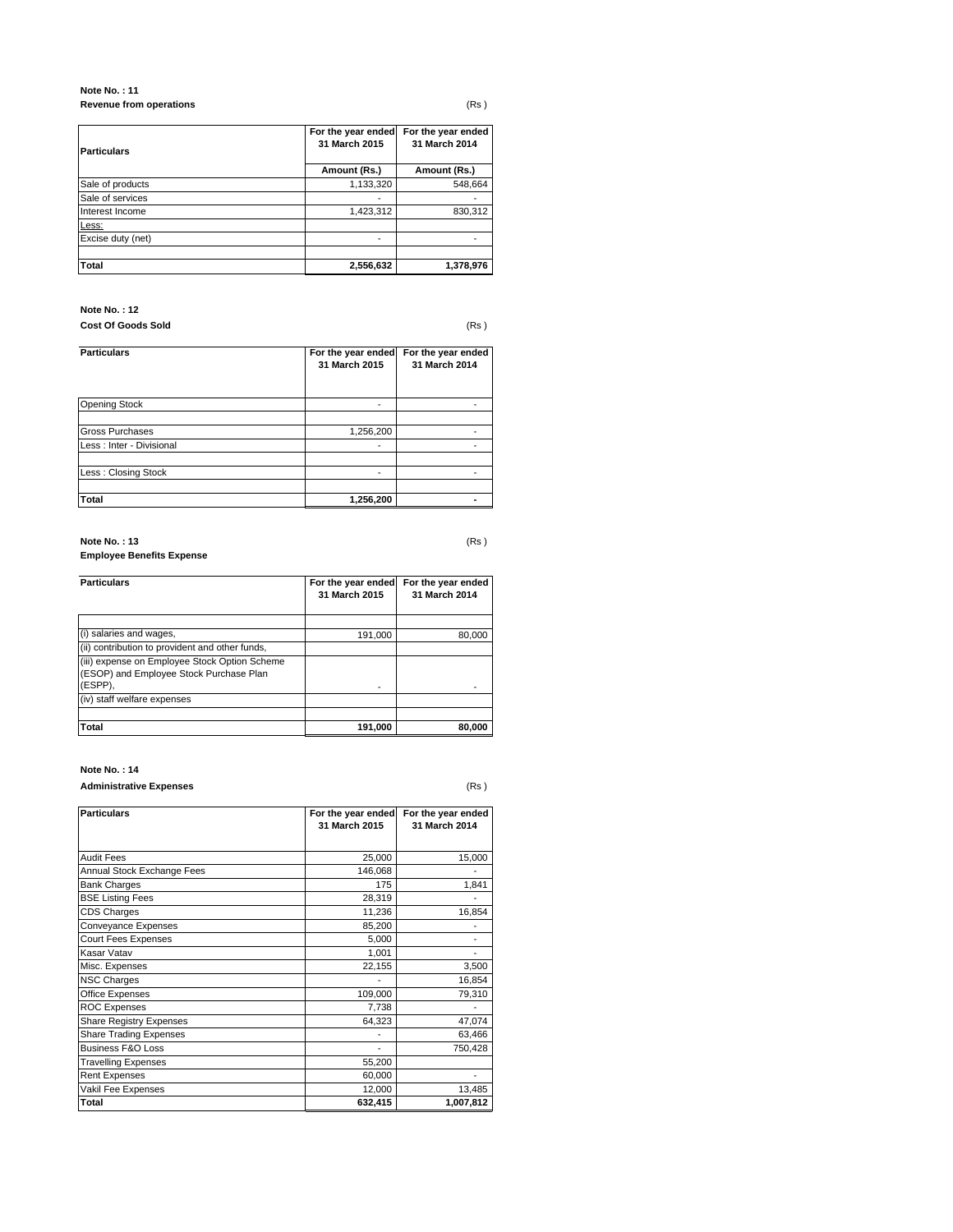**Note No. : 11**
**Revenue from operations** (Rs )

| Particulars | For the year ended 31 March 2015 | For the year ended 31 March 2014 |
|---|---|---|
| | Amount (Rs.) | Amount (Rs.) |
| Sale of products | 1,133,320 | 548,664 |
| Sale of services | - | - |
| Interest Income | 1,423,312 | 830,312 |
| Less: | | |
| Excise duty (net) | - | - |
| | | |
| **Total** | **2,556,632** | **1,378,976** |

**Note No. : 12**
**Cost Of Goods Sold** (Rs )

| Particulars | For the year ended 31 March 2015 | For the year ended 31 March 2014 |
|---|---|---|
| Opening Stock | - | - |
| | | |
| Gross Purchases | 1,256,200 | - |
| Less : Inter - Divisional | - | - |
| | | |
| Less : Closing Stock | - | - |
| | | |
| **Total** | **1,256,200** | **-** |

**Note No. : 13** (Rs )
**Employee Benefits Expense**

| Particulars | For the year ended 31 March 2015 | For the year ended 31 March 2014 |
|---|---|---|
| | | |
| (i) salaries and wages, | 191,000 | 80,000 |
| (ii) contribution to provident and other funds, | | |
| (iii) expense on Employee Stock Option Scheme (ESOP) and Employee Stock Purchase Plan (ESPP), | - | - |
| (iv) staff welfare expenses | | |
| | | |
| **Total** | **191,000** | **80,000** |

**Note No. : 14**
**Administrative Expenses** (Rs )

| Particulars | For the year ended 31 March 2015 | For the year ended 31 March 2014 |
|---|---|---|
| Audit Fees | 25,000 | 15,000 |
| Annual Stock Exchange Fees | 146,068 | - |
| Bank Charges | 175 | 1,841 |
| BSE Listing Fees | 28,319 | - |
| CDS Charges | 11,236 | 16,854 |
| Conveyance Expenses | 85,200 | - |
| Court Fees Expenses | 5,000 | - |
| Kasar Vatav | 1,001 | - |
| Misc. Expenses | 22,155 | 3,500 |
| NSC Charges | - | 16,854 |
| Office Expenses | 109,000 | 79,310 |
| ROC Expenses | 7,738 | - |
| Share Registry Expenses | 64,323 | 47,074 |
| Share Trading Expenses | - | 63,466 |
| Business F&O Loss | - | 750,428 |
| Travelling Expenses | 55,200 | |
| Rent Expenses | 60,000 | - |
| Vakil Fee Expenses | 12,000 | 13,485 |
| **Total** | **632,415** | **1,007,812** |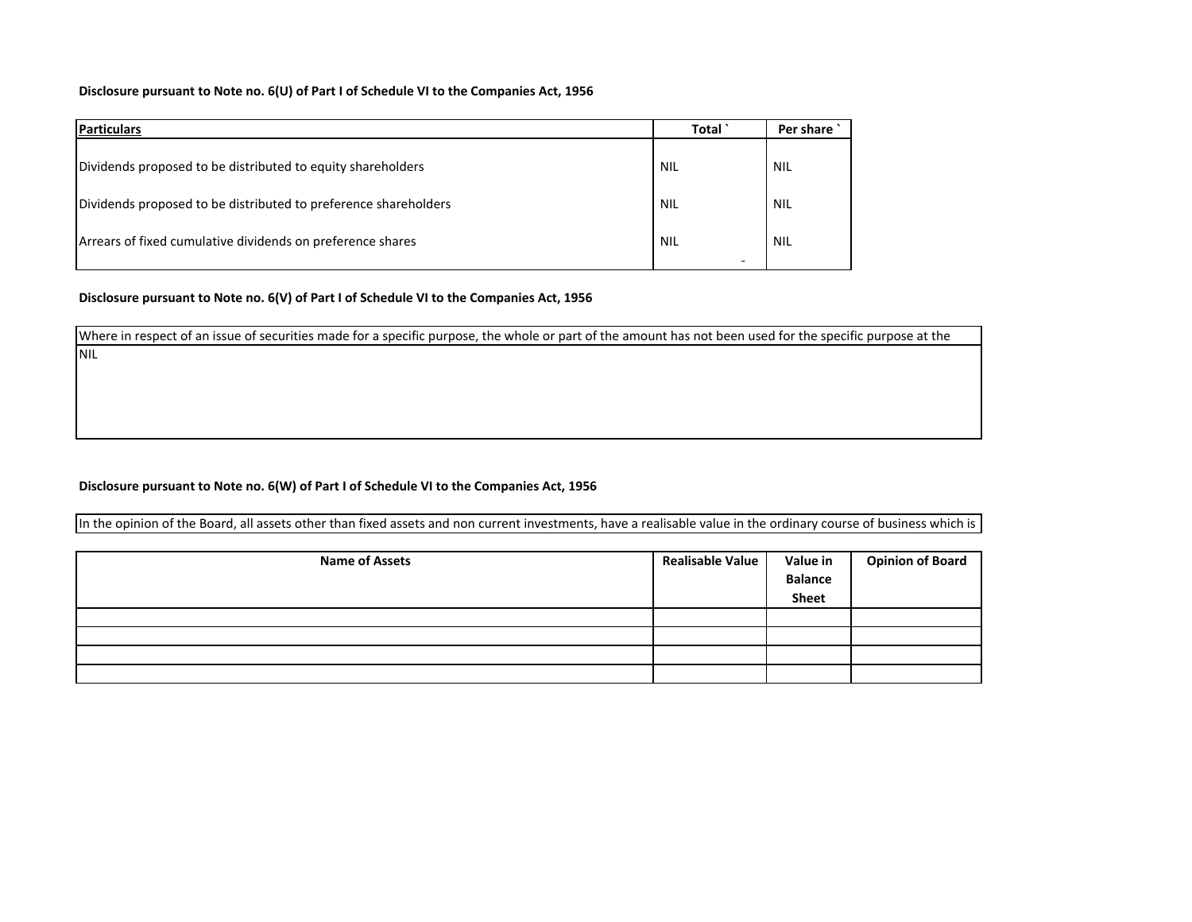**Disclosure pursuant to Note no. 6(U) of Part I of Schedule VI to the Companies Act, 1956**

| Particulars | Total ` | Per share ` |
|---|---|---|
| Dividends proposed to be distributed to equity shareholders | NIL | NIL |
| Dividends proposed to be distributed to preference shareholders | NIL | NIL |
| Arrears of fixed cumulative dividends on preference shares | NIL<br>- | NIL |

**Disclosure pursuant to Note no. 6(V) of Part I of Schedule VI to the Companies Act, 1956**

| Where in respect of an issue of securities made for a specific purpose, the whole or part of the amount has not been used for the specific purpose at the |
|---|
| NIL |

**Disclosure pursuant to Note no. 6(W) of Part I of Schedule VI to the Companies Act, 1956**

In the opinion of the Board, all assets other than fixed assets and non current investments, have a realisable value in the ordinary course of business which is

| Name of Assets | Realisable Value | Value in Balance Sheet | Opinion of Board |
|---|---|---|---|
| | | | |
| | | | |
| | | | |
| | | | |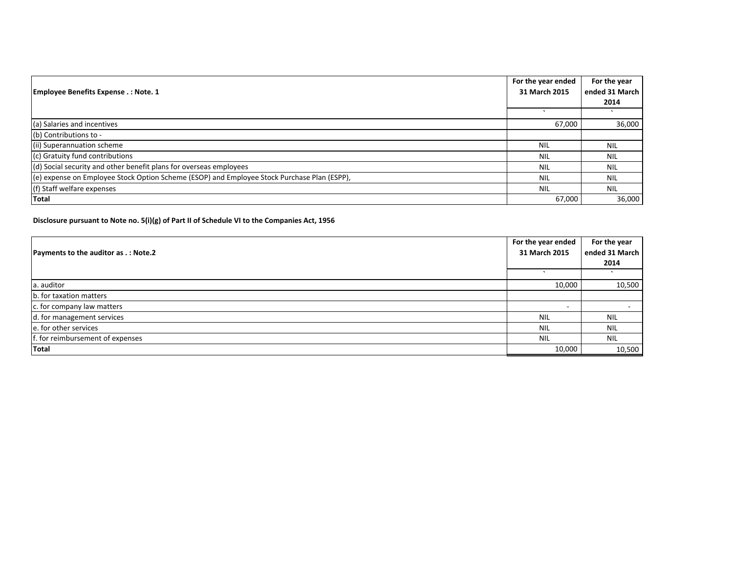| Employee Benefits Expense . : Note. 1 | For the year ended 31 March 2015 | For the year ended 31 March 2014 |
|---|---|---|
| | ` | ` |
| (a) Salaries and incentives | 67,000 | 36,000 |
| (b) Contributions to - | | |
| (ii) Superannuation scheme | NIL | NIL |
| (c) Gratuity fund contributions | NIL | NIL |
| (d) Social security and other benefit plans for overseas employees | NIL | NIL |
| (e) expense on Employee Stock Option Scheme (ESOP) and Employee Stock Purchase Plan (ESPP), | NIL | NIL |
| (f) Staff welfare expenses | NIL | NIL |
| **Total** | 67,000 | 36,000 |

**Disclosure pursuant to Note no. 5(i)(g) of Part II of Schedule VI to the Companies Act, 1956**

| Payments to the auditor as . : Note.2 | For the year ended 31 March 2015 | For the year ended 31 March 2014 |
|---|---|---|
| | ` | ` |
| a. auditor | 10,000 | 10,500 |
| b. for taxation matters | | |
| c. for company law matters | - | - |
| d. for management services | NIL | NIL |
| e. for other services | NIL | NIL |
| f. for reimbursement of expenses | NIL | NIL |
| **Total** | 10,000 | 10,500 |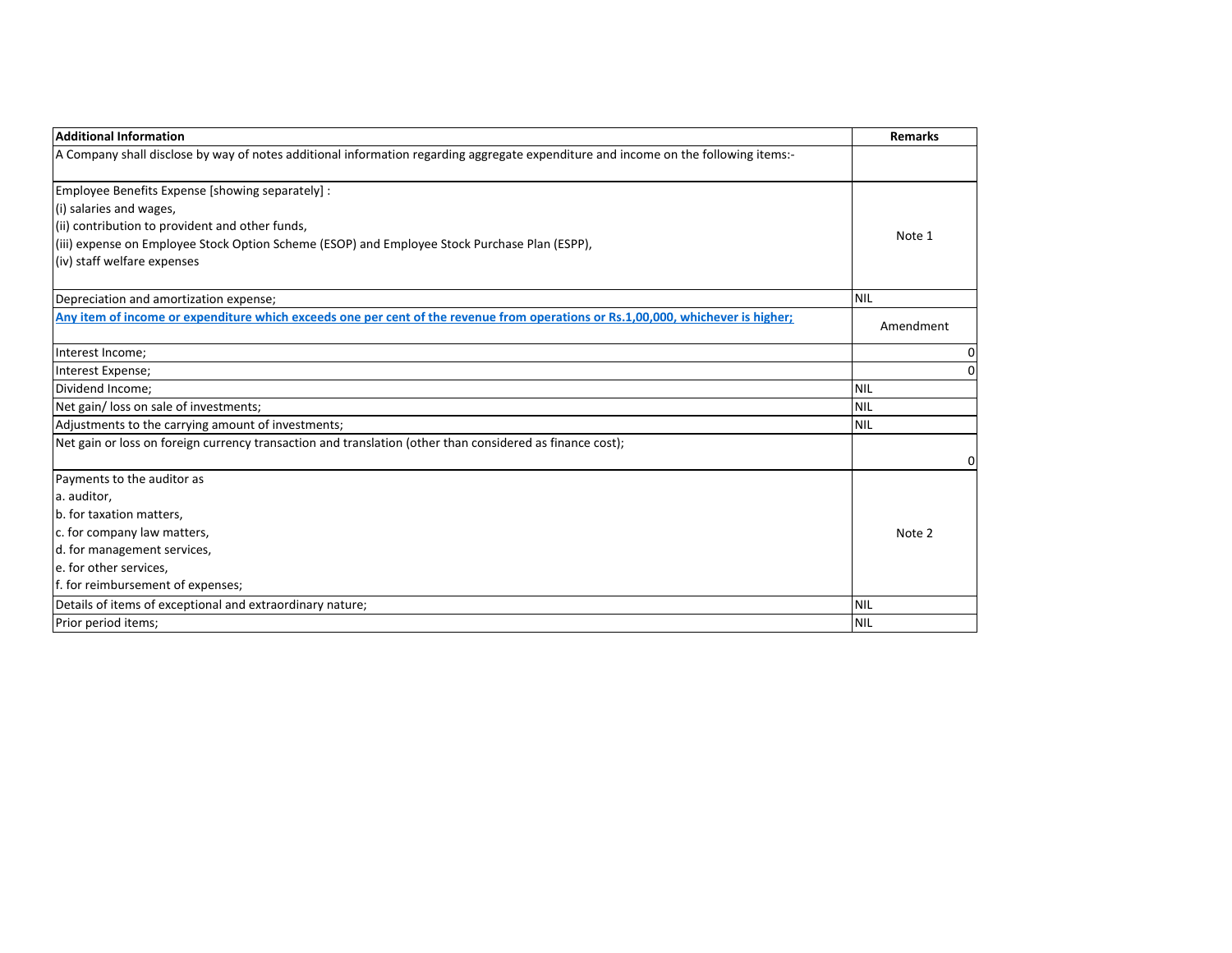| Additional Information | Remarks |
|---|---|
| A Company shall disclose by way of notes additional information regarding aggregate expenditure and income on the following items:- | |
| Employee Benefits Expense [showing separately] :<br>(i) salaries and wages,<br>(ii) contribution to provident and other funds,<br>(iii) expense on Employee Stock Option Scheme (ESOP) and Employee Stock Purchase Plan (ESPP),<br>(iv) staff welfare expenses | Note 1 |
| Depreciation and amortization expense; | NIL |
| **Any item of income or expenditure which exceeds one per cent of the revenue from operations or Rs.1,00,000, whichever is higher;** | Amendment |
| Interest Income; | 0 |
| Interest Expense; | 0 |
| Dividend Income; | NIL |
| Net gain/ loss on sale of investments; | NIL |
| Adjustments to the carrying amount of investments; | NIL |
| Net gain or loss on foreign currency transaction and translation (other than considered as finance cost); | 0 |
| Payments to the auditor as<br>a. auditor,<br>b. for taxation matters,<br>c. for company law matters,<br>d. for management services,<br>e. for other services,<br>f. for reimbursement of expenses; | Note 2 |
| Details of items of exceptional and extraordinary nature; | NIL |
| Prior period items; | NIL |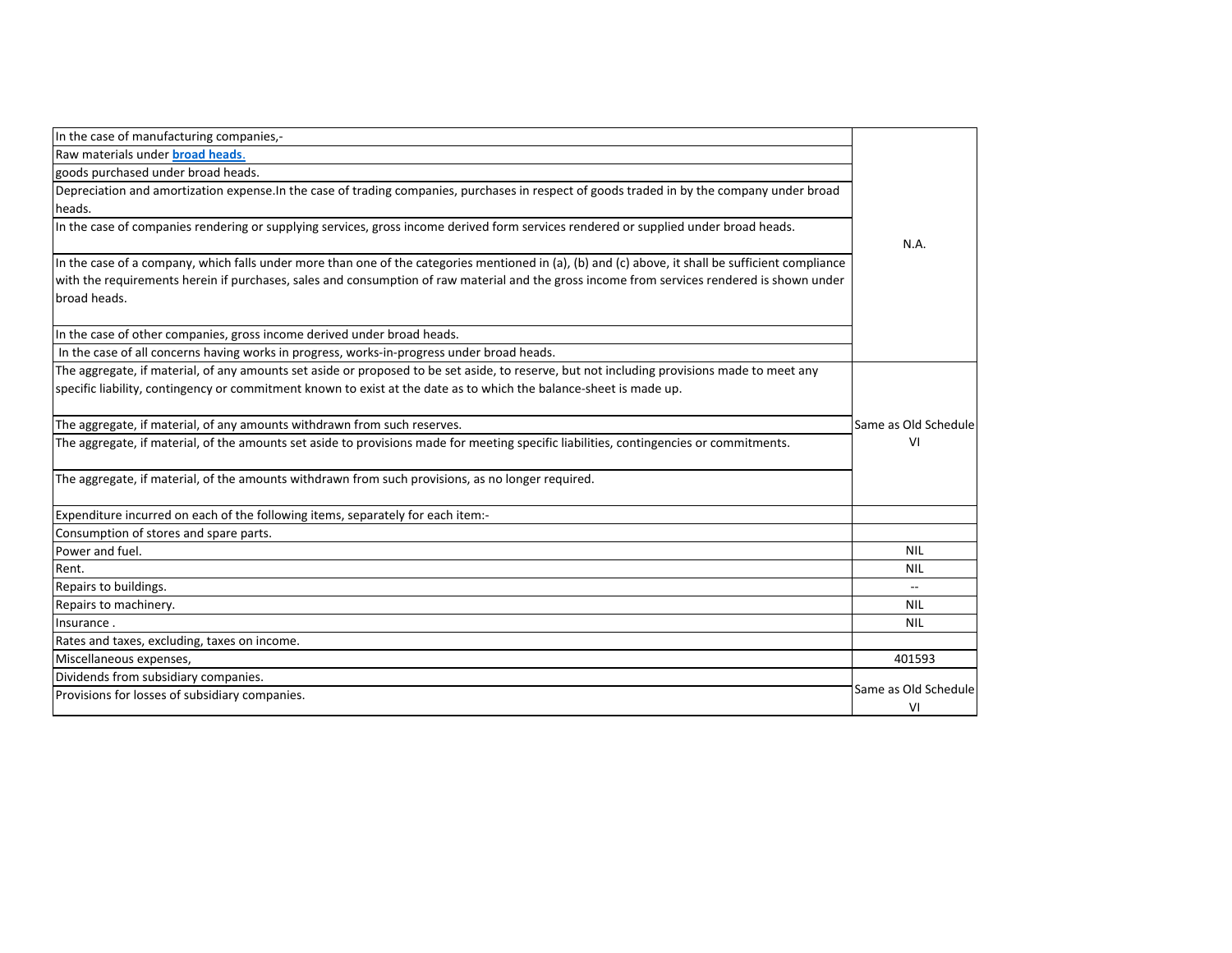| | |
|---|---|
| In the case of manufacturing companies,- | N.A. |
| Raw materials under **broad heads.** | |
| goods purchased under broad heads. | |
| Depreciation and amortization expense.In the case of trading companies, purchases in respect of goods traded in by the company under broad heads. | |
| In the case of companies rendering or supplying services, gross income derived form services rendered or supplied under broad heads. | |
| In the case of a company, which falls under more than one of the categories mentioned in (a), (b) and (c) above, it shall be sufficient compliance with the requirements herein if purchases, sales and consumption of raw material and the gross income from services rendered is shown under broad heads. | |
| In the case of other companies, gross income derived under broad heads. | |
| In the case of all concerns having works in progress, works-in-progress under broad heads. | |
| The aggregate, if material, of any amounts set aside or proposed to be set aside, to reserve, but not including provisions made to meet any specific liability, contingency or commitment known to exist at the date as to which the balance-sheet is made up. | Same as Old Schedule VI |
| The aggregate, if material, of any amounts withdrawn from such reserves. | |
| The aggregate, if material, of the amounts set aside to provisions made for meeting specific liabilities, contingencies or commitments. | |
| The aggregate, if material, of the amounts withdrawn from such provisions, as no longer required. | |
| Expenditure incurred on each of the following items, separately for each item:- | |
| Consumption of stores and spare parts. | |
| Power and fuel. | NIL |
| Rent. | NIL |
| Repairs to buildings. | -- |
| Repairs to machinery. | NIL |
| Insurance . | NIL |
| Rates and taxes, excluding, taxes on income. | |
| Miscellaneous expenses, | 401593 |
| Dividends from subsidiary companies. | Same as Old Schedule VI |
| Provisions for losses of subsidiary companies. | |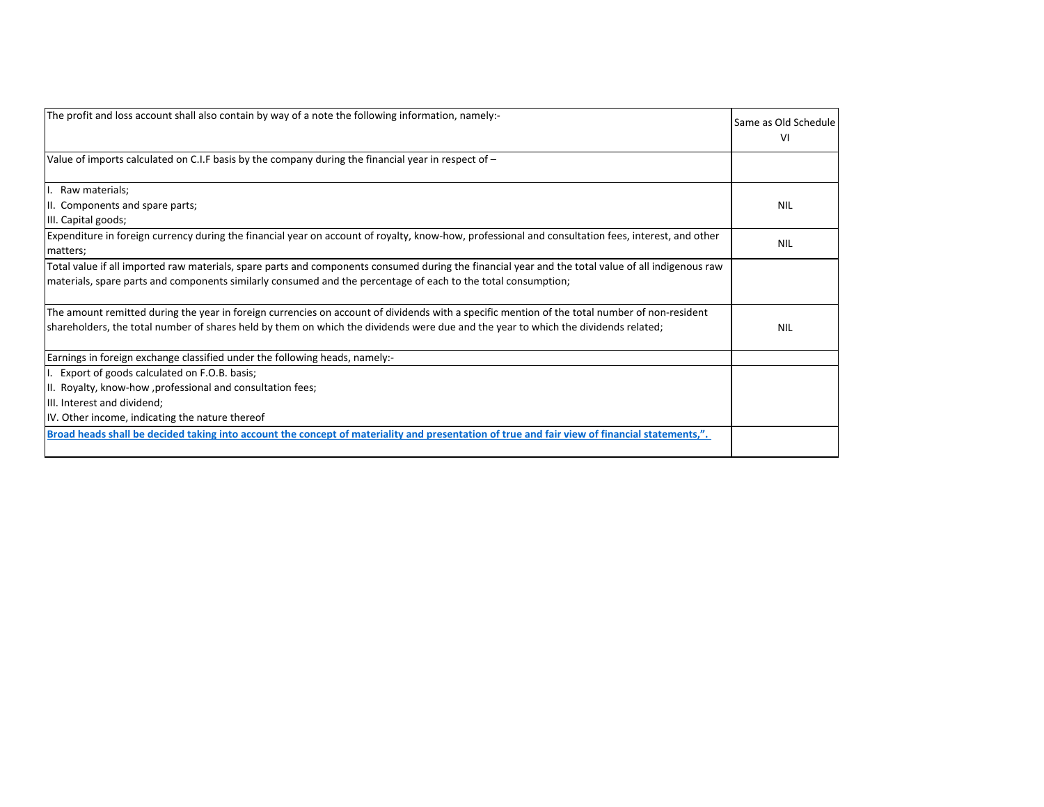| The profit and loss account shall also contain by way of a note the following information, namely:- | Same as Old Schedule VI |
|---|---|
| Value of imports calculated on C.I.F basis by the company during the financial year in respect of – | |
| I. Raw materials;<br>II. Components and spare parts;<br>III. Capital goods; | NIL |
| Expenditure in foreign currency during the financial year on account of royalty, know-how, professional and consultation fees, interest, and other matters; | NIL |
| Total value if all imported raw materials, spare parts and components consumed during the financial year and the total value of all indigenous raw materials, spare parts and components similarly consumed and the percentage of each to the total consumption; | |
| The amount remitted during the year in foreign currencies on account of dividends with a specific mention of the total number of non-resident shareholders, the total number of shares held by them on which the dividends were due and the year to which the dividends related; | NIL |
| Earnings in foreign exchange classified under the following heads, namely:- | |
| I. Export of goods calculated on F.O.B. basis;<br>II. Royalty, know-how ,professional and consultation fees;<br>III. Interest and dividend;<br>IV. Other income, indicating the nature thereof | |
| **Broad heads shall be decided taking into account the concept of materiality and presentation of true and fair view of financial statements,".** | |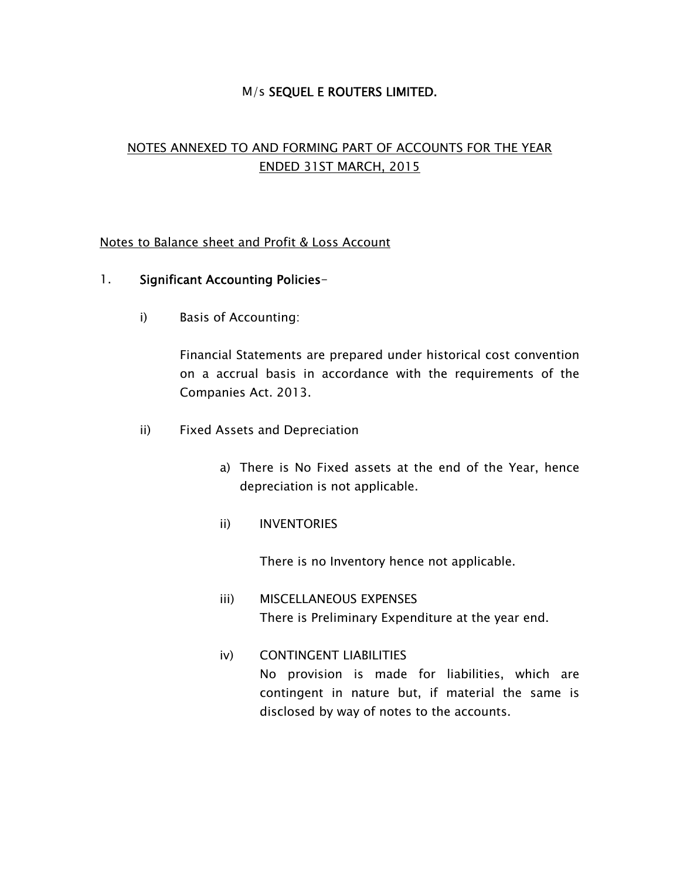M/s **SEQUEL E ROUTERS LIMITED.**

NOTES ANNEXED TO AND FORMING PART OF ACCOUNTS FOR THE YEAR ENDED 31ST MARCH, 2015

Notes to Balance sheet and Profit & Loss Account

1. **Significant Accounting Policies-**

   i) Basis of Accounting:

      Financial Statements are prepared under historical cost convention on a accrual basis in accordance with the requirements of the Companies Act. 2013.

   ii) Fixed Assets and Depreciation

      a) There is No Fixed assets at the end of the Year, hence depreciation is not applicable.

      ii) INVENTORIES

         There is no Inventory hence not applicable.

      iii) MISCELLANEOUS EXPENSES
         There is Preliminary Expenditure at the year end.

      iv) CONTINGENT LIABILITIES
         No provision is made for liabilities, which are contingent in nature but, if material the same is disclosed by way of notes to the accounts.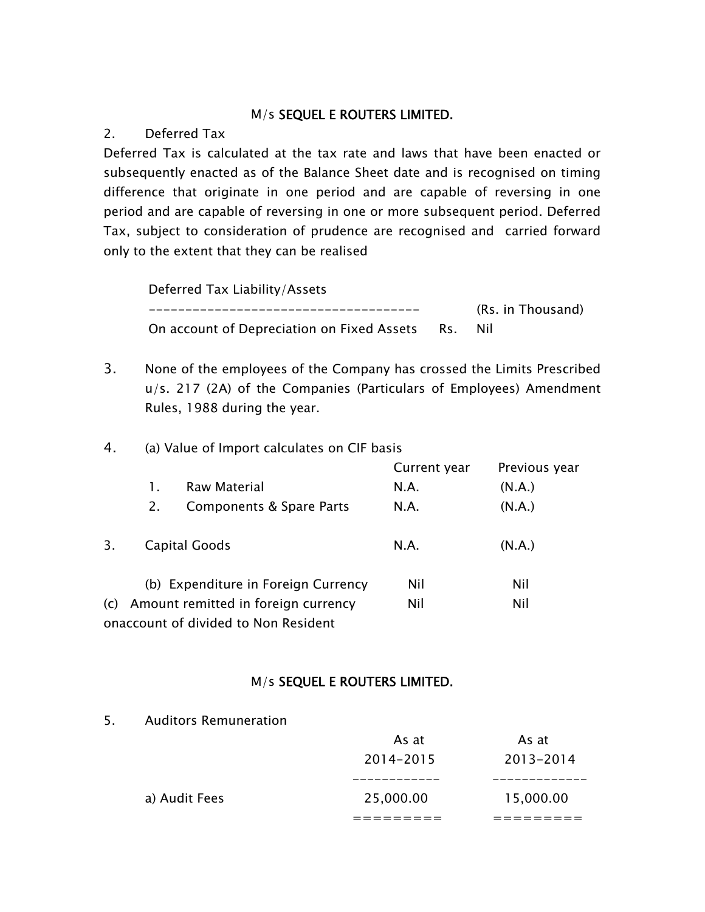M/s SEQUEL E ROUTERS LIMITED.

2. Deferred Tax

Deferred Tax is calculated at the tax rate and laws that have been enacted or subsequently enacted as of the Balance Sheet date and is recognised on timing difference that originate in one period and are capable of reversing in one period and are capable of reversing in one or more subsequent period. Deferred Tax, subject to consideration of prudence are recognised and carried forward only to the extent that they can be realised

| Deferred Tax Liability/Assets | | |
|---|---|---|
| | | (Rs. in Thousand) |
| On account of Depreciation on Fixed Assets | Rs. | Nil |

3. None of the employees of the Company has crossed the Limits Prescribed u/s. 217 (2A) of the Companies (Particulars of Employees) Amendment Rules, 1988 during the year.

4. (a) Value of Import calculates on CIF basis

| | Current year | Previous year |
|---|---|---|
| 1. Raw Material | N.A. | (N.A.) |
| 2. Components & Spare Parts | N.A. | (N.A.) |
| 3. Capital Goods | N.A. | (N.A.) |
| (b) Expenditure in Foreign Currency | Nil | Nil |
| (c) Amount remitted in foreign currency onaccount of divided to Non Resident | Nil | Nil |

M/s SEQUEL E ROUTERS LIMITED.

5. Auditors Remuneration

| | As at 2014-2015 | As at 2013-2014 |
|---|---|---|
| a) Audit Fees | 25,000.00 | 15,000.00 |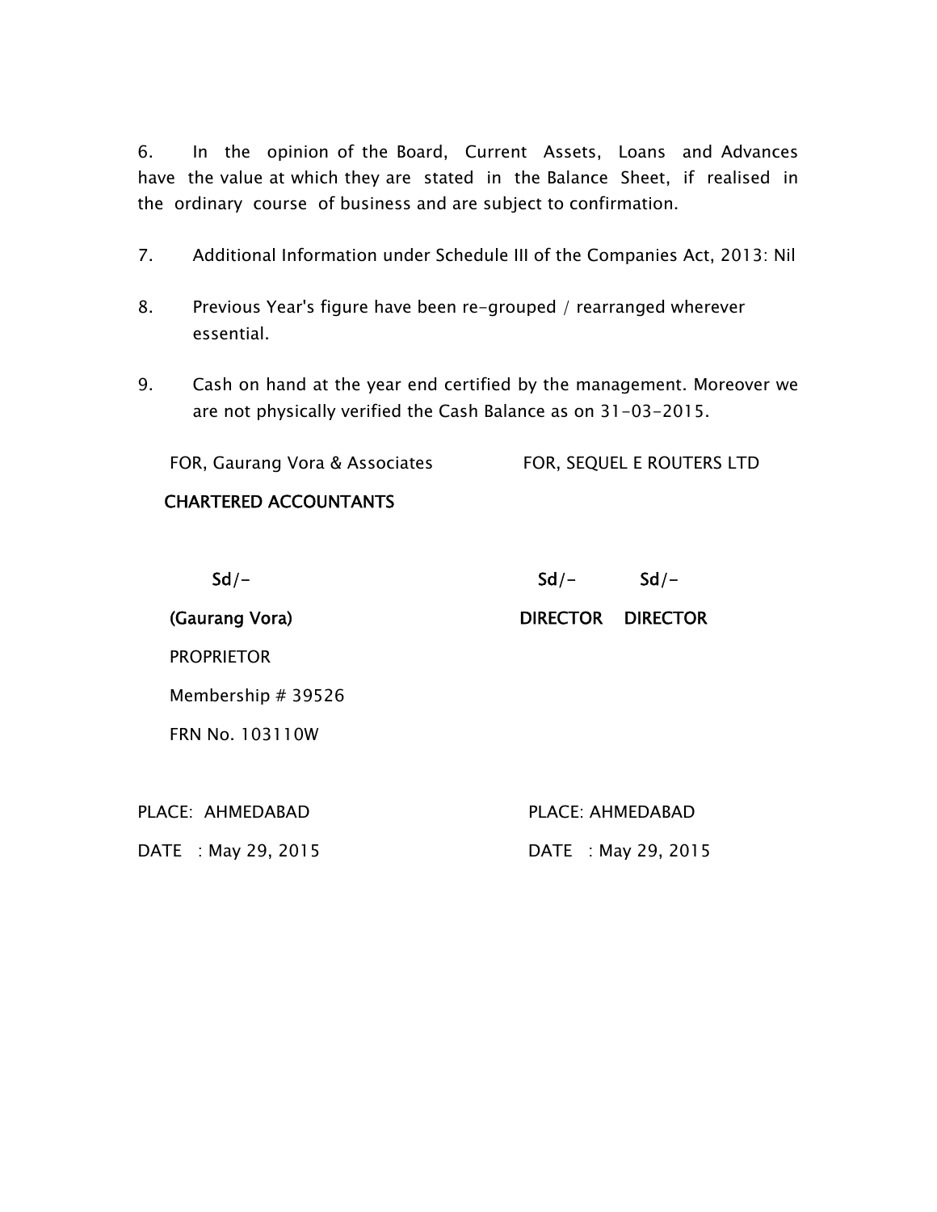6. In the opinion of the Board, Current Assets, Loans and Advances have the value at which they are stated in the Balance Sheet, if realised in the ordinary course of business and are subject to confirmation.

7. Additional Information under Schedule III of the Companies Act, 2013: Nil

8. Previous Year's figure have been re-grouped / rearranged wherever essential.

9. Cash on hand at the year end certified by the management. Moreover we are not physically verified the Cash Balance as on 31-03-2015.

FOR, Gaurang Vora & Associates
**CHARTERED ACCOUNTANTS**

**Sd/-**

**(Gaurang Vora)**
PROPRIETOR
Membership # 39526
FRN No. 103110W

PLACE: AHMEDABAD
DATE : May 29, 2015

FOR, SEQUEL E ROUTERS LTD

**Sd/-** **Sd/-**

**DIRECTOR** **DIRECTOR**

PLACE: AHMEDABAD
DATE : May 29, 2015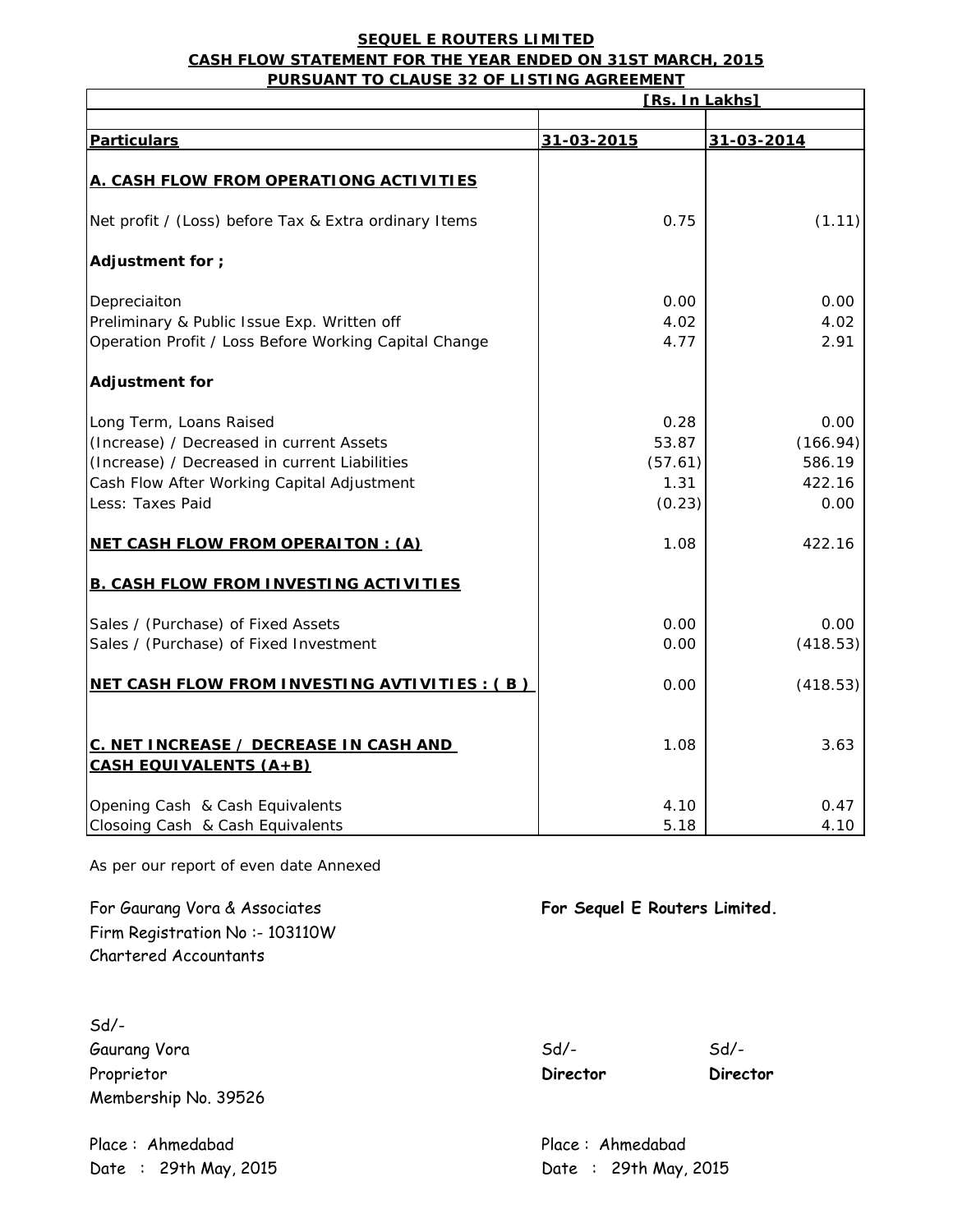**SEQUEL E ROUTERS LIMITED**
**CASH FLOW STATEMENT FOR THE YEAR ENDED ON 31ST MARCH, 2015**
**PURSUANT TO CLAUSE 32 OF LISTING AGREEMENT**

| | [Rs. In Lakhs] | |
|---|---|---|
| **Particulars** | **31-03-2015** | **31-03-2014** |
| **A. CASH FLOW FROM OPERATIONG ACTIVITIES** | | |
| Net profit / (Loss) before Tax & Extra ordinary Items | 0.75 | (1.11) |
| **Adjustment for ;** | | |
| Depreciaiton | 0.00 | 0.00 |
| Preliminary & Public Issue Exp. Written off | 4.02 | 4.02 |
| Operation Profit / Loss Before Working Capital Change | 4.77 | 2.91 |
| **Adjustment for** | | |
| Long Term, Loans Raised | 0.28 | 0.00 |
| (Increase) / Decreased in current Assets | 53.87 | (166.94) |
| (Increase) / Decreased in current Liabilities | (57.61) | 586.19 |
| Cash Flow After Working Capital Adjustment | 1.31 | 422.16 |
| Less: Taxes Paid | (0.23) | 0.00 |
| **NET CASH FLOW FROM OPERAITON : (A)** | 1.08 | 422.16 |
| **B. CASH FLOW FROM INVESTING ACTIVITIES** | | |
| Sales / (Purchase) of Fixed Assets | 0.00 | 0.00 |
| Sales / (Purchase) of Fixed Investment | 0.00 | (418.53) |
| **NET CASH FLOW FROM INVESTING AVTIVITIES : ( B )** | 0.00 | (418.53) |
| **C. NET INCREASE / DECREASE IN CASH AND CASH EQUIVALENTS (A+B)** | 1.08 | 3.63 |
| Opening Cash & Cash Equivalents | 4.10 | 0.47 |
| Closoing Cash & Cash Equivalents | 5.18 | 4.10 |

As per our report of even date Annexed

For Gaurang Vora & Associates
Firm Registration No :- 103110W
Chartered Accountants

Sd/-
Gaurang Vora
Proprietor
Membership No. 39526

Place : Ahmedabad
Date : 29th May, 2015

**For Sequel E Routers Limited.**

Sd/- **Director**

Sd/- **Director**

Place : Ahmedabad
Date : 29th May, 2015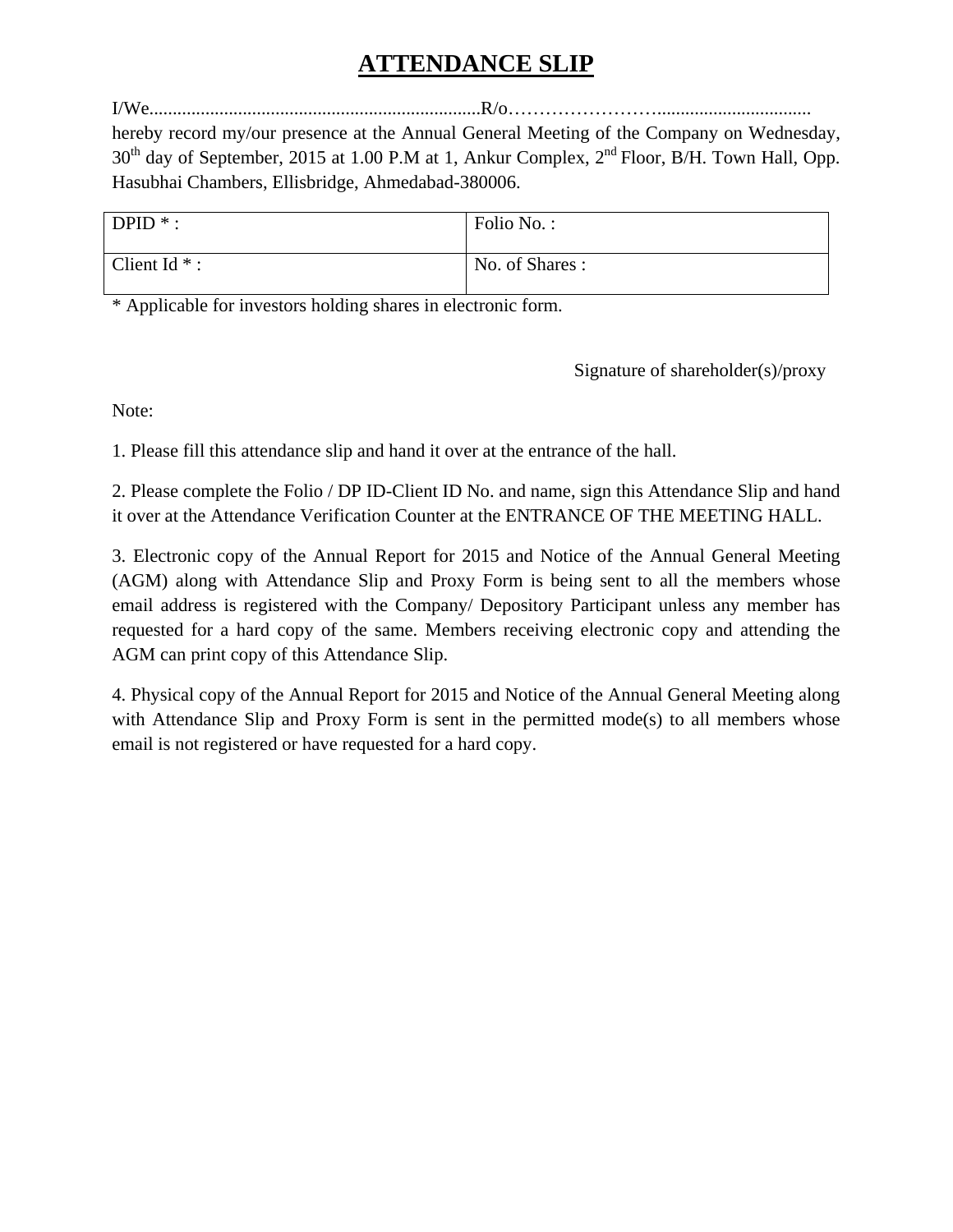# ATTENDANCE SLIP

I/We.......................................................................R/o……………………................................. hereby record my/our presence at the Annual General Meeting of the Company on Wednesday, 30th day of September, 2015 at 1.00 P.M at 1, Ankur Complex, 2nd Floor, B/H. Town Hall, Opp. Hasubhai Chambers, Ellisbridge, Ahmedabad-380006.

| DPID * : | Folio No. : |
|---|---|
| Client Id * : | No. of Shares : |

* Applicable for investors holding shares in electronic form.

Signature of shareholder(s)/proxy

Note:

1. Please fill this attendance slip and hand it over at the entrance of the hall.

2. Please complete the Folio / DP ID-Client ID No. and name, sign this Attendance Slip and hand it over at the Attendance Verification Counter at the ENTRANCE OF THE MEETING HALL.

3. Electronic copy of the Annual Report for 2015 and Notice of the Annual General Meeting (AGM) along with Attendance Slip and Proxy Form is being sent to all the members whose email address is registered with the Company/ Depository Participant unless any member has requested for a hard copy of the same. Members receiving electronic copy and attending the AGM can print copy of this Attendance Slip.

4. Physical copy of the Annual Report for 2015 and Notice of the Annual General Meeting along with Attendance Slip and Proxy Form is sent in the permitted mode(s) to all members whose email is not registered or have requested for a hard copy.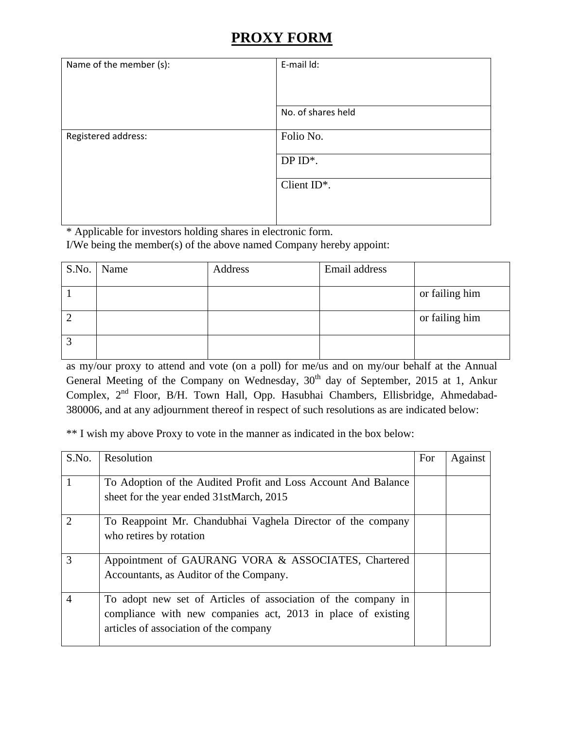# PROXY FORM

| Name of the member (s): | E-mail Id: |
|---|---|
| | No. of shares held |
| Registered address: | Folio No. |
| | DP ID*. |
| | Client ID*. |

* Applicable for investors holding shares in electronic form.

I/We being the member(s) of the above named Company hereby appoint:

| S.No. | Name | Address | Email address | |
|---|---|---|---|---|
| 1 | | | | or failing him |
| 2 | | | | or failing him |
| 3 | | | | |

as my/our proxy to attend and vote (on a poll) for me/us and on my/our behalf at the Annual General Meeting of the Company on Wednesday, 30th day of September, 2015 at 1, Ankur Complex, 2nd Floor, B/H. Town Hall, Opp. Hasubhai Chambers, Ellisbridge, Ahmedabad-380006, and at any adjournment thereof in respect of such resolutions as are indicated below:

** I wish my above Proxy to vote in the manner as indicated in the box below:

| S.No. | Resolution | For | Against |
|---|---|---|---|
| 1 | To Adoption of the Audited Profit and Loss Account And Balance sheet for the year ended 31stMarch, 2015 | | |
| 2 | To Reappoint Mr. Chandubhai Vaghela Director of the company who retires by rotation | | |
| 3 | Appointment of GAURANG VORA & ASSOCIATES, Chartered Accountants, as Auditor of the Company. | | |
| 4 | To adopt new set of Articles of association of the company in compliance with new companies act, 2013 in place of existing articles of association of the company | | |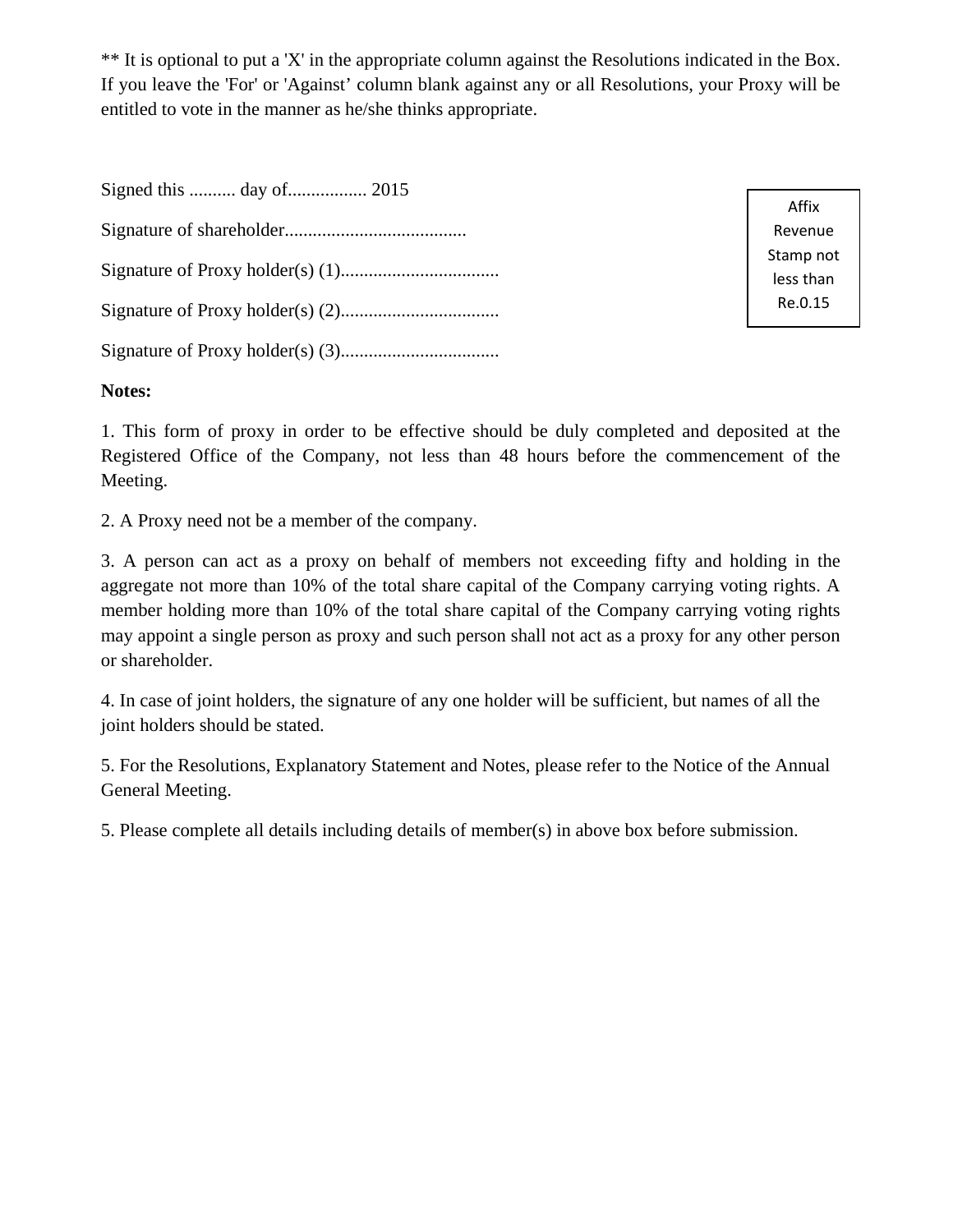** It is optional to put a 'X' in the appropriate column against the Resolutions indicated in the Box. If you leave the 'For' or 'Against' column blank against any or all Resolutions, your Proxy will be entitled to vote in the manner as he/she thinks appropriate.

Signed this .......... day of................. 2015

Signature of shareholder.......................................

Signature of Proxy holder(s) (1)..................................

Signature of Proxy holder(s) (2)..................................

Signature of Proxy holder(s) (3)..................................

Affix Revenue Stamp not less than Re.0.15

**Notes:**

1. This form of proxy in order to be effective should be duly completed and deposited at the Registered Office of the Company, not less than 48 hours before the commencement of the Meeting.

2. A Proxy need not be a member of the company.

3. A person can act as a proxy on behalf of members not exceeding fifty and holding in the aggregate not more than 10% of the total share capital of the Company carrying voting rights. A member holding more than 10% of the total share capital of the Company carrying voting rights may appoint a single person as proxy and such person shall not act as a proxy for any other person or shareholder.

4. In case of joint holders, the signature of any one holder will be sufficient, but names of all the joint holders should be stated.

5. For the Resolutions, Explanatory Statement and Notes, please refer to the Notice of the Annual General Meeting.

5. Please complete all details including details of member(s) in above box before submission.